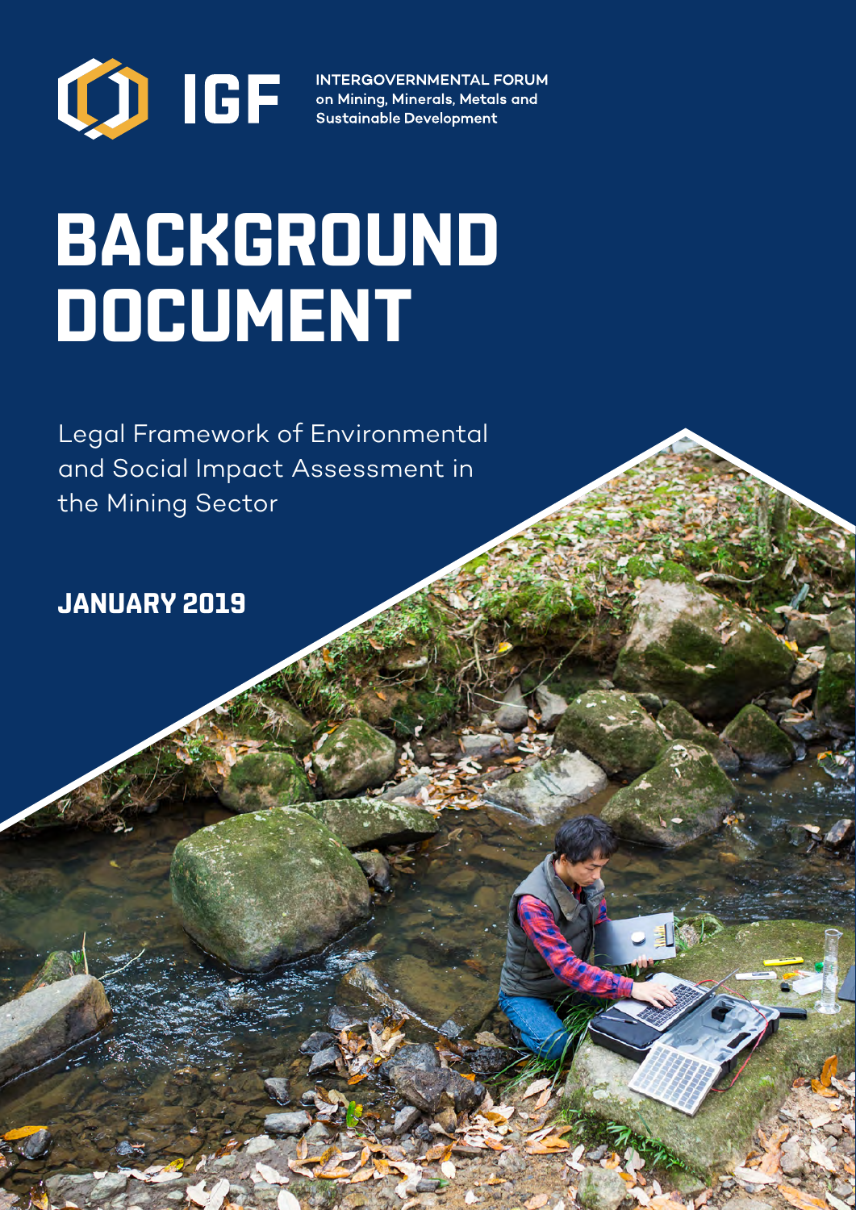IGF

INTERGOVERNMENTAL FORUM on Mining, Minerals, Metals and Sustainable Development

# BACKGROUND DOCUMENT

Legal Framework of Environmental and Social Impact Assessment in the Mining Sector

**JANUARY 2019**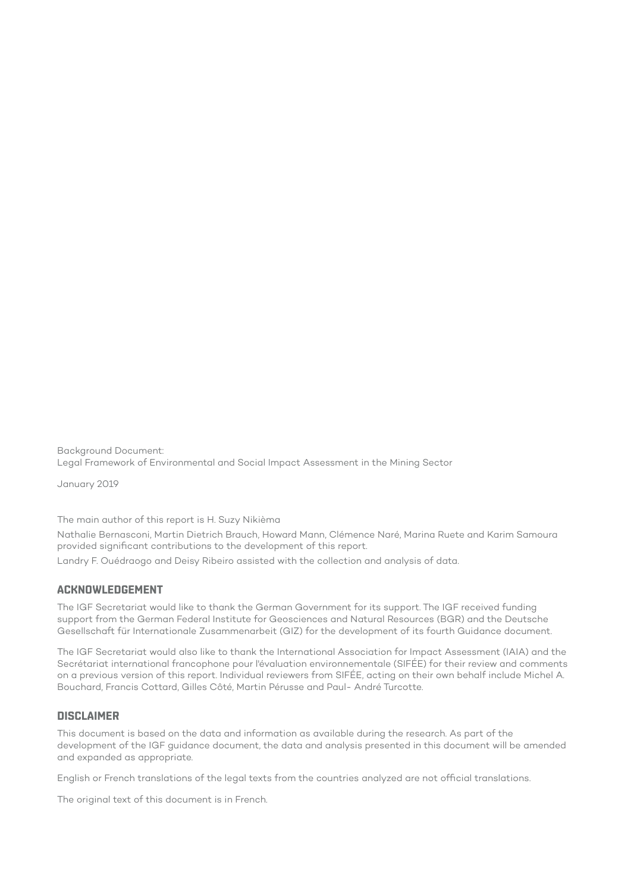Background Document:
Legal Framework of Environmental and Social Impact Assessment in the Mining Sector

January 2019

The main author of this report is H. Suzy Nikièma

Nathalie Bernasconi, Martin Dietrich Brauch, Howard Mann, Clémence Naré, Marina Ruete and Karim Samoura provided significant contributions to the development of this report.

Landry F. Ouédraogo and Deisy Ribeiro assisted with the collection and analysis of data.

## ACKNOWLEDGEMENT

The IGF Secretariat would like to thank the German Government for its support. The IGF received funding support from the German Federal Institute for Geosciences and Natural Resources (BGR) and the Deutsche Gesellschaft für Internationale Zusammenarbeit (GIZ) for the development of its fourth Guidance document.

The IGF Secretariat would also like to thank the International Association for Impact Assessment (IAIA) and the Secrétariat international francophone pour l'évaluation environnementale (SIFÉE) for their review and comments on a previous version of this report. Individual reviewers from SIFÉE, acting on their own behalf include Michel A. Bouchard, Francis Cottard, Gilles Côté, Martin Pérusse and Paul- André Turcotte.

## DISCLAIMER

This document is based on the data and information as available during the research. As part of the development of the IGF guidance document, the data and analysis presented in this document will be amended and expanded as appropriate.

English or French translations of the legal texts from the countries analyzed are not official translations.

The original text of this document is in French.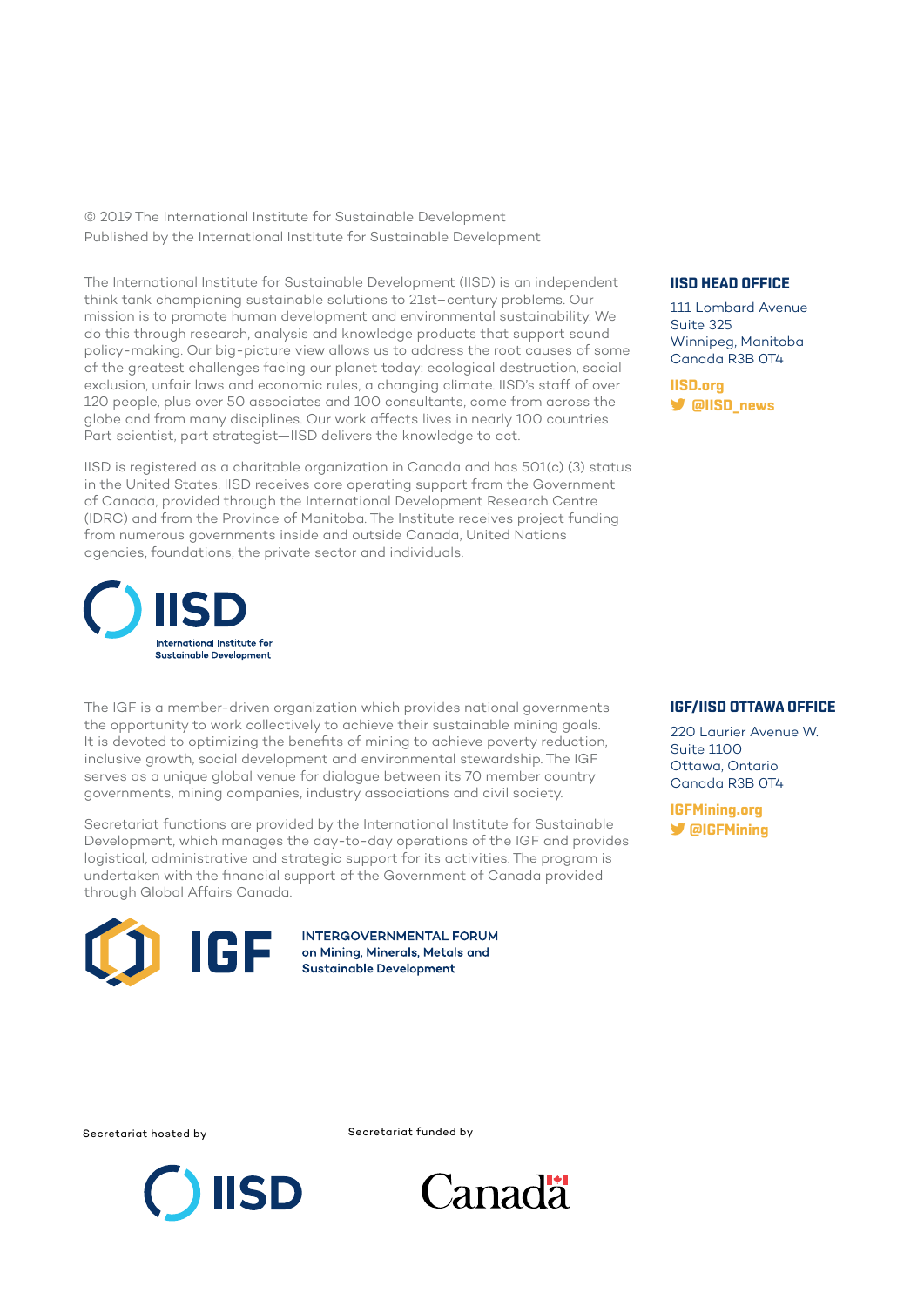© 2019 The International Institute for Sustainable Development
Published by the International Institute for Sustainable Development

The International Institute for Sustainable Development (IISD) is an independent think tank championing sustainable solutions to 21st–century problems. Our mission is to promote human development and environmental sustainability. We do this through research, analysis and knowledge products that support sound policy-making. Our big-picture view allows us to address the root causes of some of the greatest challenges facing our planet today: ecological destruction, social exclusion, unfair laws and economic rules, a changing climate. IISD's staff of over 120 people, plus over 50 associates and 100 consultants, come from across the globe and from many disciplines. Our work affects lives in nearly 100 countries. Part scientist, part strategist—IISD delivers the knowledge to act.

IISD is registered as a charitable organization in Canada and has 501(c) (3) status in the United States. IISD receives core operating support from the Government of Canada, provided through the International Development Research Centre (IDRC) and from the Province of Manitoba. The Institute receives project funding from numerous governments inside and outside Canada, United Nations agencies, foundations, the private sector and individuals.

IISD International Institute for Sustainable Development

**IISD HEAD OFFICE**

111 Lombard Avenue
Suite 325
Winnipeg, Manitoba
Canada R3B 0T4

**IISD.org**
**@IISD_news**

The IGF is a member-driven organization which provides national governments the opportunity to work collectively to achieve their sustainable mining goals. It is devoted to optimizing the benefits of mining to achieve poverty reduction, inclusive growth, social development and environmental stewardship. The IGF serves as a unique global venue for dialogue between its 70 member country governments, mining companies, industry associations and civil society.

Secretariat functions are provided by the International Institute for Sustainable Development, which manages the day-to-day operations of the IGF and provides logistical, administrative and strategic support for its activities. The program is undertaken with the financial support of the Government of Canada provided through Global Affairs Canada.

IGF INTERGOVERNMENTAL FORUM on Mining, Minerals, Metals and Sustainable Development

**IGF/IISD OTTAWA OFFICE**

220 Laurier Avenue W.
Suite 1100
Ottawa, Ontario
Canada R3B 0T4

**IGFMining.org**
**@IGFMining**

Secretariat hosted by

IISD

Secretariat funded by

Canada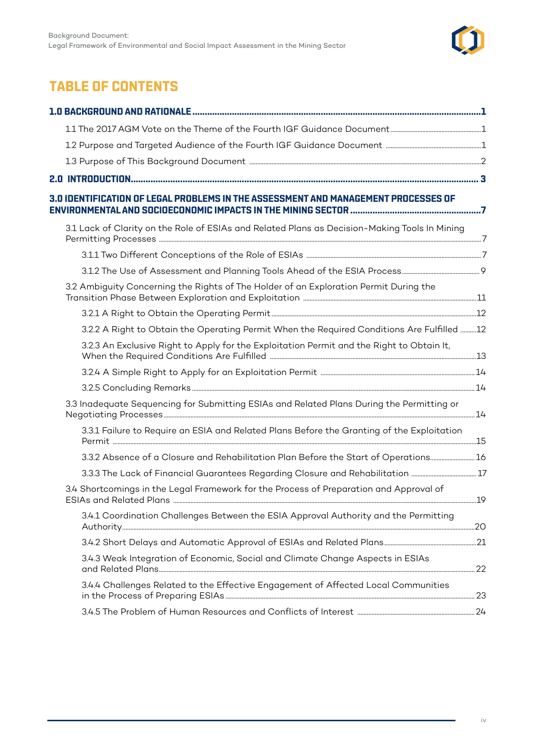# TABLE OF CONTENTS

**1.0 BACKGROUND AND RATIONALE** ..... 1

- 1.1 The 2017 AGM Vote on the Theme of the Fourth IGF Guidance Document ..... 1
- 1.2 Purpose and Targeted Audience of the Fourth IGF Guidance Document ..... 1
- 1.3 Purpose of This Background Document ..... 2

**2.0 INTRODUCTION** ..... 3

**3.0 IDENTIFICATION OF LEGAL PROBLEMS IN THE ASSESSMENT AND MANAGEMENT PROCESSES OF ENVIRONMENTAL AND SOCIOECONOMIC IMPACTS IN THE MINING SECTOR** ..... 7

- 3.1 Lack of Clarity on the Role of ESIAs and Related Plans as Decision-Making Tools In Mining Permitting Processes ..... 7
  - 3.1.1 Two Different Conceptions of the Role of ESIAs ..... 7
  - 3.1.2 The Use of Assessment and Planning Tools Ahead of the ESIA Process ..... 9
- 3.2 Ambiguity Concerning the Rights of The Holder of an Exploration Permit During the Transition Phase Between Exploration and Exploitation ..... 11
  - 3.2.1 A Right to Obtain the Operating Permit ..... 12
  - 3.2.2 A Right to Obtain the Operating Permit When the Required Conditions Are Fulfilled ..... 12
  - 3.2.3 An Exclusive Right to Apply for the Exploitation Permit and the Right to Obtain It, When the Required Conditions Are Fulfilled ..... 13
  - 3.2.4 A Simple Right to Apply for an Exploitation Permit ..... 14
  - 3.2.5 Concluding Remarks ..... 14
- 3.3 Inadequate Sequencing for Submitting ESIAs and Related Plans During the Permitting or Negotiating Processes ..... 14
  - 3.3.1 Failure to Require an ESIA and Related Plans Before the Granting of the Exploitation Permit ..... 15
  - 3.3.2 Absence of a Closure and Rehabilitation Plan Before the Start of Operations ..... 16
  - 3.3.3 The Lack of Financial Guarantees Regarding Closure and Rehabilitation ..... 17
- 3.4 Shortcomings in the Legal Framework for the Process of Preparation and Approval of ESIAs and Related Plans ..... 19
  - 3.4.1 Coordination Challenges Between the ESIA Approval Authority and the Permitting Authority ..... 20
  - 3.4.2 Short Delays and Automatic Approval of ESIAs and Related Plans ..... 21
  - 3.4.3 Weak Integration of Economic, Social and Climate Change Aspects in ESIAs and Related Plans ..... 22
  - 3.4.4 Challenges Related to the Effective Engagement of Affected Local Communities in the Process of Preparing ESIAs ..... 23
  - 3.4.5 The Problem of Human Resources and Conflicts of Interest ..... 24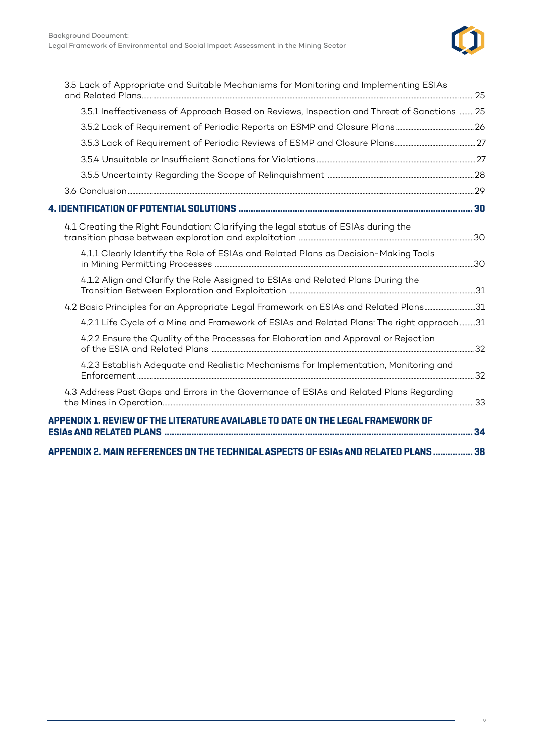3.5 Lack of Appropriate and Suitable Mechanisms for Monitoring and Implementing ESIAs and Related Plans ... 25

3.5.1 Ineffectiveness of Approach Based on Reviews, Inspection and Threat of Sanctions ... 25

3.5.2 Lack of Requirement of Periodic Reports on ESMP and Closure Plans ... 26

3.5.3 Lack of Requirement of Periodic Reviews of ESMP and Closure Plans ... 27

3.5.4 Unsuitable or Insufficient Sanctions for Violations ... 27

3.5.5 Uncertainty Regarding the Scope of Relinquishment ... 28

3.6 Conclusion ... 29

**4. IDENTIFICATION OF POTENTIAL SOLUTIONS ... 30**

4.1 Creating the Right Foundation: Clarifying the legal status of ESIAs during the transition phase between exploration and exploitation ... 30

4.1.1 Clearly Identify the Role of ESIAs and Related Plans as Decision-Making Tools in Mining Permitting Processes ... 30

4.1.2 Align and Clarify the Role Assigned to ESIAs and Related Plans During the Transition Between Exploration and Exploitation ... 31

4.2 Basic Principles for an Appropriate Legal Framework on ESIAs and Related Plans ... 31

4.2.1 Life Cycle of a Mine and Framework of ESIAs and Related Plans: The right approach ... 31

4.2.2 Ensure the Quality of the Processes for Elaboration and Approval or Rejection of the ESIA and Related Plans ... 32

4.2.3 Establish Adequate and Realistic Mechanisms for Implementation, Monitoring and Enforcement ... 32

4.3 Address Past Gaps and Errors in the Governance of ESIAs and Related Plans Regarding the Mines in Operation ... 33

**APPENDIX 1. REVIEW OF THE LITERATURE AVAILABLE TO DATE ON THE LEGAL FRAMEWORK OF ESIAs AND RELATED PLANS ... 34**

**APPENDIX 2. MAIN REFERENCES ON THE TECHNICAL ASPECTS OF ESIAs AND RELATED PLANS ... 38**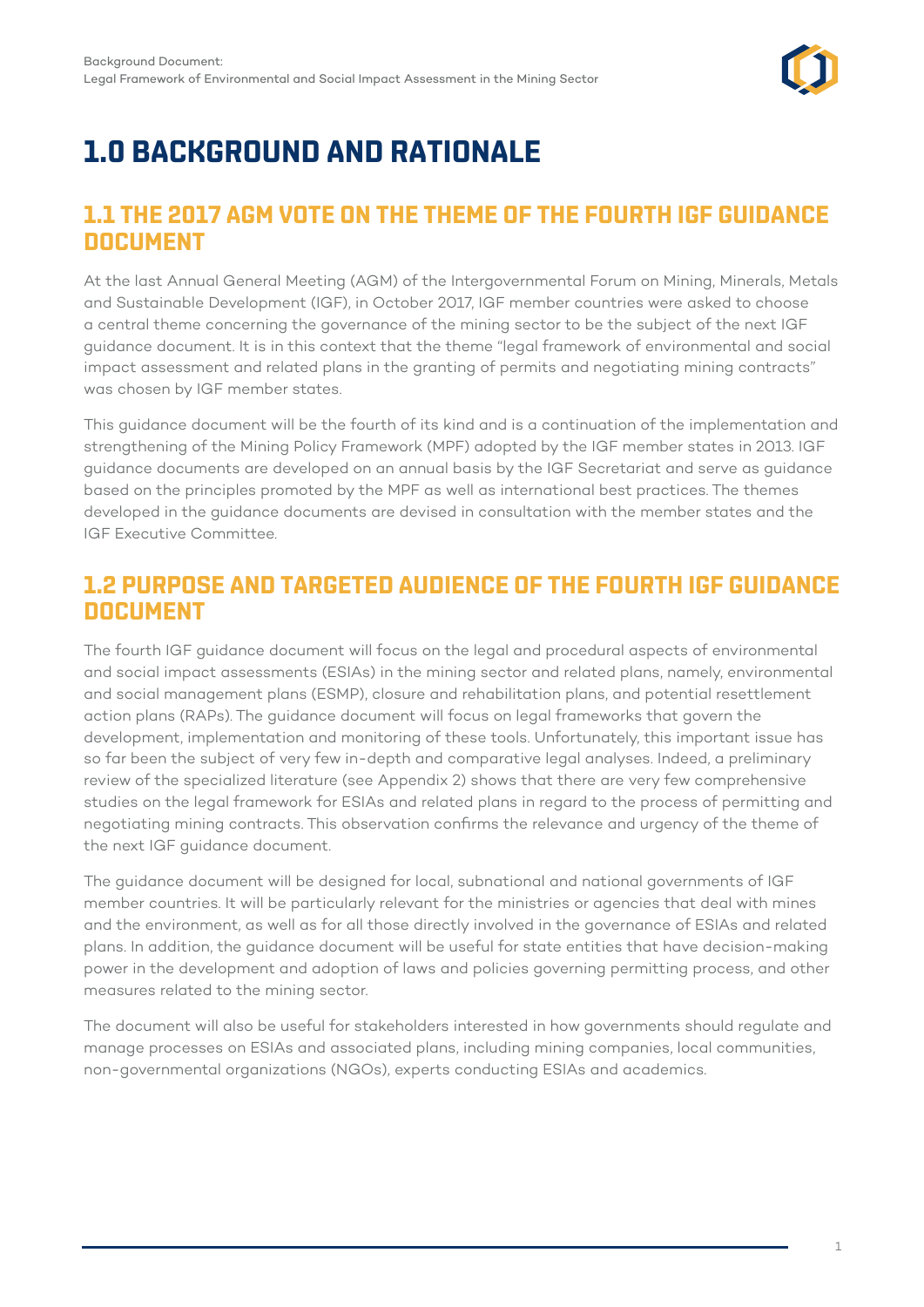# 1.0 BACKGROUND AND RATIONALE

## 1.1 THE 2017 AGM VOTE ON THE THEME OF THE FOURTH IGF GUIDANCE DOCUMENT

At the last Annual General Meeting (AGM) of the Intergovernmental Forum on Mining, Minerals, Metals and Sustainable Development (IGF), in October 2017, IGF member countries were asked to choose a central theme concerning the governance of the mining sector to be the subject of the next IGF guidance document. It is in this context that the theme "legal framework of environmental and social impact assessment and related plans in the granting of permits and negotiating mining contracts" was chosen by IGF member states.

This guidance document will be the fourth of its kind and is a continuation of the implementation and strengthening of the Mining Policy Framework (MPF) adopted by the IGF member states in 2013. IGF guidance documents are developed on an annual basis by the IGF Secretariat and serve as guidance based on the principles promoted by the MPF as well as international best practices. The themes developed in the guidance documents are devised in consultation with the member states and the IGF Executive Committee.

## 1.2 PURPOSE AND TARGETED AUDIENCE OF THE FOURTH IGF GUIDANCE DOCUMENT

The fourth IGF guidance document will focus on the legal and procedural aspects of environmental and social impact assessments (ESIAs) in the mining sector and related plans, namely, environmental and social management plans (ESMP), closure and rehabilitation plans, and potential resettlement action plans (RAPs). The guidance document will focus on legal frameworks that govern the development, implementation and monitoring of these tools. Unfortunately, this important issue has so far been the subject of very few in-depth and comparative legal analyses. Indeed, a preliminary review of the specialized literature (see Appendix 2) shows that there are very few comprehensive studies on the legal framework for ESIAs and related plans in regard to the process of permitting and negotiating mining contracts. This observation confirms the relevance and urgency of the theme of the next IGF guidance document.

The guidance document will be designed for local, subnational and national governments of IGF member countries. It will be particularly relevant for the ministries or agencies that deal with mines and the environment, as well as for all those directly involved in the governance of ESIAs and related plans. In addition, the guidance document will be useful for state entities that have decision-making power in the development and adoption of laws and policies governing permitting process, and other measures related to the mining sector.

The document will also be useful for stakeholders interested in how governments should regulate and manage processes on ESIAs and associated plans, including mining companies, local communities, non-governmental organizations (NGOs), experts conducting ESIAs and academics.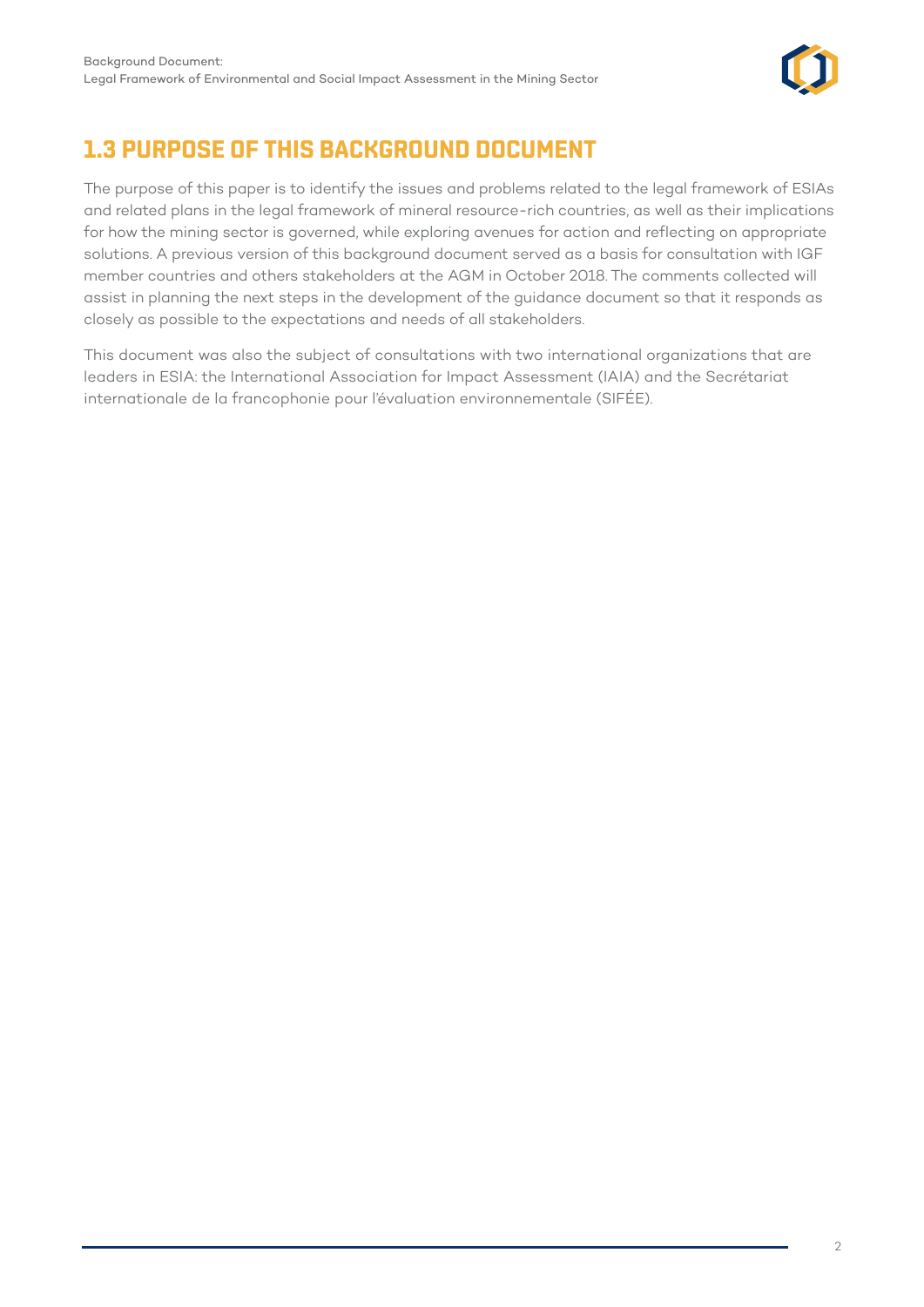## 1.3 PURPOSE OF THIS BACKGROUND DOCUMENT

The purpose of this paper is to identify the issues and problems related to the legal framework of ESIAs and related plans in the legal framework of mineral resource-rich countries, as well as their implications for how the mining sector is governed, while exploring avenues for action and reflecting on appropriate solutions. A previous version of this background document served as a basis for consultation with IGF member countries and others stakeholders at the AGM in October 2018. The comments collected will assist in planning the next steps in the development of the guidance document so that it responds as closely as possible to the expectations and needs of all stakeholders.

This document was also the subject of consultations with two international organizations that are leaders in ESIA: the International Association for Impact Assessment (IAIA) and the Secrétariat internationale de la francophonie pour l'évaluation environnementale (SIFÉE).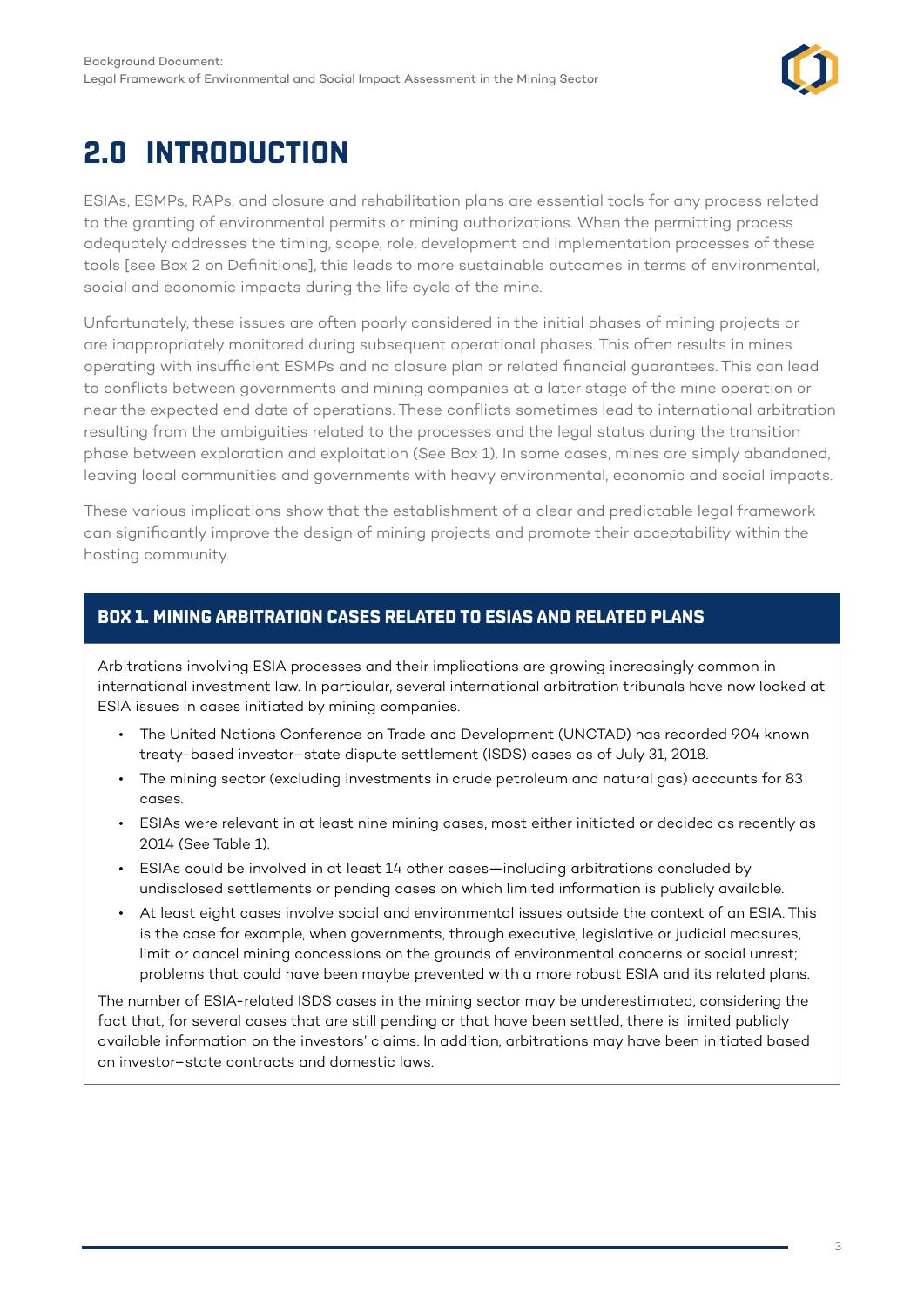# 2.0 INTRODUCTION

ESIAs, ESMPs, RAPs, and closure and rehabilitation plans are essential tools for any process related to the granting of environmental permits or mining authorizations. When the permitting process adequately addresses the timing, scope, role, development and implementation processes of these tools [see Box 2 on Definitions], this leads to more sustainable outcomes in terms of environmental, social and economic impacts during the life cycle of the mine.

Unfortunately, these issues are often poorly considered in the initial phases of mining projects or are inappropriately monitored during subsequent operational phases. This often results in mines operating with insufficient ESMPs and no closure plan or related financial guarantees. This can lead to conflicts between governments and mining companies at a later stage of the mine operation or near the expected end date of operations. These conflicts sometimes lead to international arbitration resulting from the ambiguities related to the processes and the legal status during the transition phase between exploration and exploitation (See Box 1). In some cases, mines are simply abandoned, leaving local communities and governments with heavy environmental, economic and social impacts.

These various implications show that the establishment of a clear and predictable legal framework can significantly improve the design of mining projects and promote their acceptability within the hosting community.

### BOX 1. MINING ARBITRATION CASES RELATED TO ESIAS AND RELATED PLANS

Arbitrations involving ESIA processes and their implications are growing increasingly common in international investment law. In particular, several international arbitration tribunals have now looked at ESIA issues in cases initiated by mining companies.

- The United Nations Conference on Trade and Development (UNCTAD) has recorded 904 known treaty-based investor–state dispute settlement (ISDS) cases as of July 31, 2018.
- The mining sector (excluding investments in crude petroleum and natural gas) accounts for 83 cases.
- ESIAs were relevant in at least nine mining cases, most either initiated or decided as recently as 2014 (See Table 1).
- ESIAs could be involved in at least 14 other cases—including arbitrations concluded by undisclosed settlements or pending cases on which limited information is publicly available.
- At least eight cases involve social and environmental issues outside the context of an ESIA. This is the case for example, when governments, through executive, legislative or judicial measures, limit or cancel mining concessions on the grounds of environmental concerns or social unrest; problems that could have been maybe prevented with a more robust ESIA and its related plans.

The number of ESIA-related ISDS cases in the mining sector may be underestimated, considering the fact that, for several cases that are still pending or that have been settled, there is limited publicly available information on the investors' claims. In addition, arbitrations may have been initiated based on investor–state contracts and domestic laws.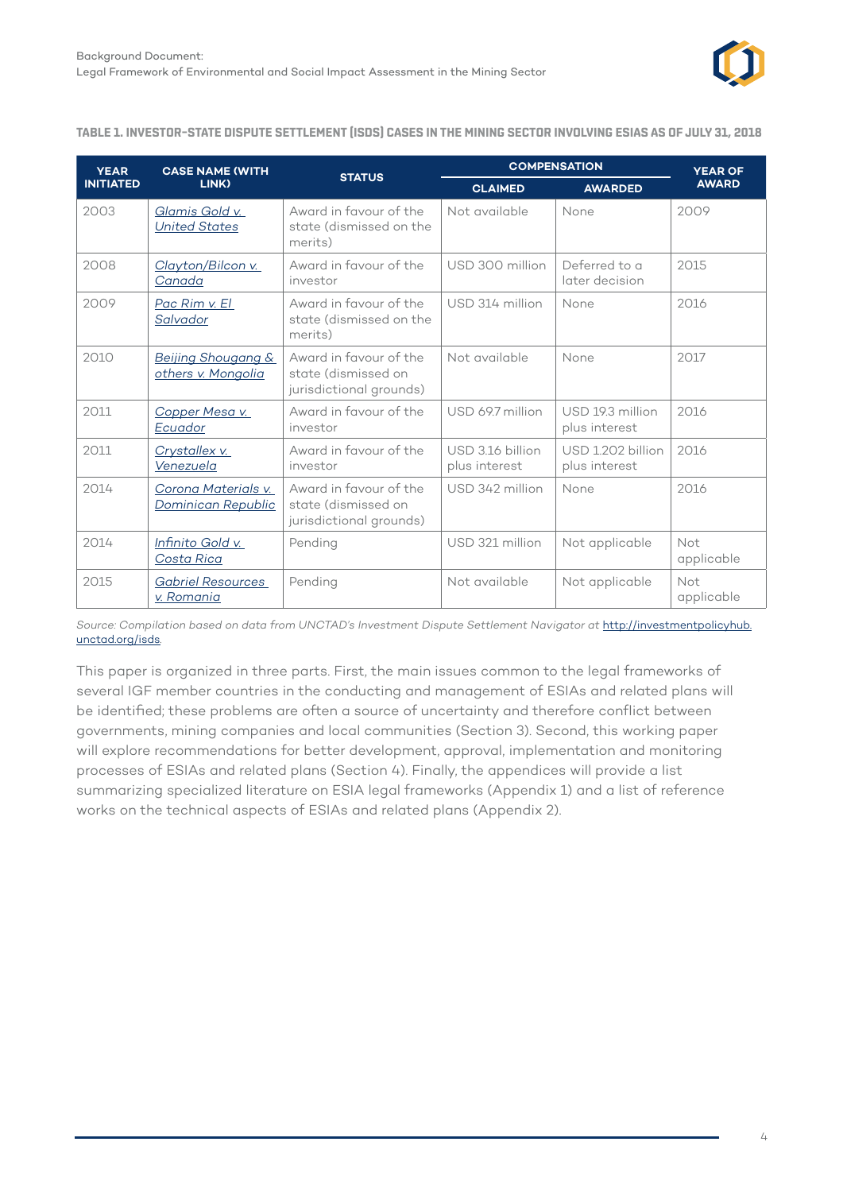**TABLE 1. INVESTOR-STATE DISPUTE SETTLEMENT (ISDS) CASES IN THE MINING SECTOR INVOLVING ESIAS AS OF JULY 31, 2018**

| YEAR INITIATED | CASE NAME (WITH LINK) | STATUS | COMPENSATION | | YEAR OF AWARD |
|---|---|---|---|---|---|
| | | | CLAIMED | AWARDED | |
| 2003 | Glamis Gold v. United States | Award in favour of the state (dismissed on the merits) | Not available | None | 2009 |
| 2008 | Clayton/Bilcon v. Canada | Award in favour of the investor | USD 300 million | Deferred to a later decision | 2015 |
| 2009 | Pac Rim v. El Salvador | Award in favour of the state (dismissed on the merits) | USD 314 million | None | 2016 |
| 2010 | Beijing Shougang & others v. Mongolia | Award in favour of the state (dismissed on jurisdictional grounds) | Not available | None | 2017 |
| 2011 | Copper Mesa v. Ecuador | Award in favour of the investor | USD 69.7 million | USD 19.3 million plus interest | 2016 |
| 2011 | Crystallex v. Venezuela | Award in favour of the investor | USD 3.16 billion plus interest | USD 1.202 billion plus interest | 2016 |
| 2014 | Corona Materials v. Dominican Republic | Award in favour of the state (dismissed on jurisdictional grounds) | USD 342 million | None | 2016 |
| 2014 | Infinito Gold v. Costa Rica | Pending | USD 321 million | Not applicable | Not applicable |
| 2015 | Gabriel Resources v. Romania | Pending | Not available | Not applicable | Not applicable |

*Source: Compilation based on data from UNCTAD's Investment Dispute Settlement Navigator at* http://investmentpolicyhub.unctad.org/isds.

This paper is organized in three parts. First, the main issues common to the legal frameworks of several IGF member countries in the conducting and management of ESIAs and related plans will be identified; these problems are often a source of uncertainty and therefore conflict between governments, mining companies and local communities (Section 3). Second, this working paper will explore recommendations for better development, approval, implementation and monitoring processes of ESIAs and related plans (Section 4). Finally, the appendices will provide a list summarizing specialized literature on ESIA legal frameworks (Appendix 1) and a list of reference works on the technical aspects of ESIAs and related plans (Appendix 2).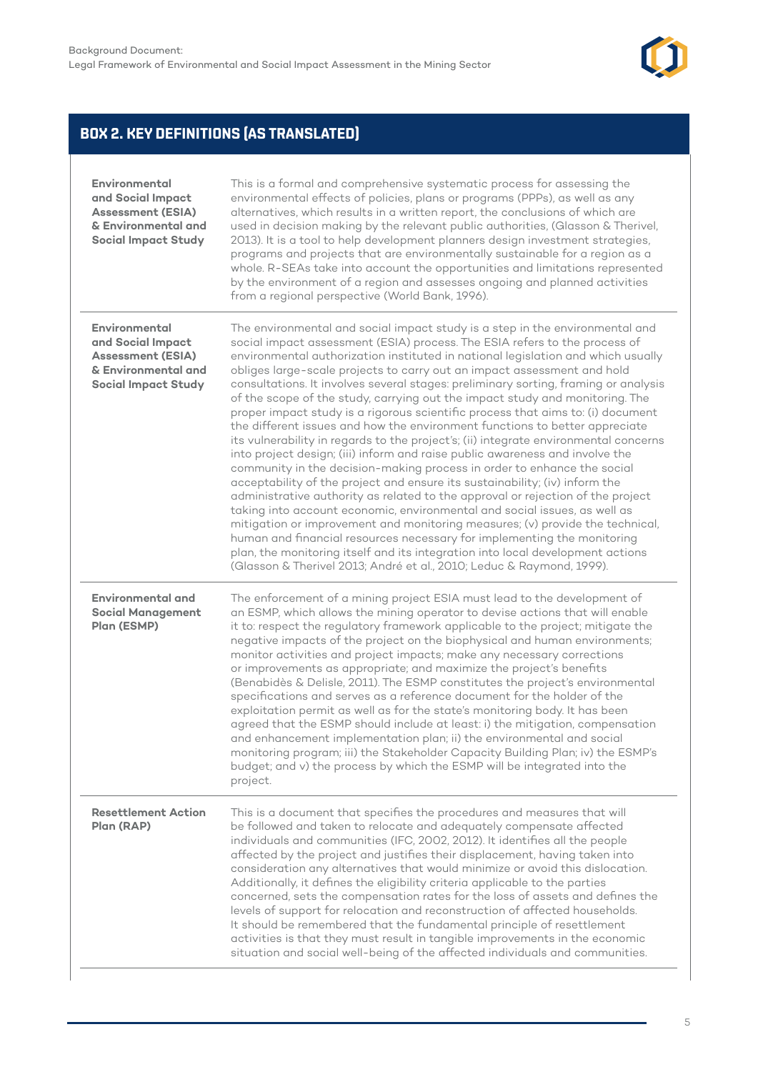## BOX 2. KEY DEFINITIONS (AS TRANSLATED)

| | |
|---|---|
| **Environmental and Social Impact Assessment (ESIA) & Environmental and Social Impact Study** | This is a formal and comprehensive systematic process for assessing the environmental effects of policies, plans or programs (PPPs), as well as any alternatives, which results in a written report, the conclusions of which are used in decision making by the relevant public authorities, (Glasson & Therivel, 2013). It is a tool to help development planners design investment strategies, programs and projects that are environmentally sustainable for a region as a whole. R-SEAs take into account the opportunities and limitations represented by the environment of a region and assesses ongoing and planned activities from a regional perspective (World Bank, 1996). |
| **Environmental and Social Impact Assessment (ESIA) & Environmental and Social Impact Study** | The environmental and social impact study is a step in the environmental and social impact assessment (ESIA) process. The ESIA refers to the process of environmental authorization instituted in national legislation and which usually obliges large-scale projects to carry out an impact assessment and hold consultations. It involves several stages: preliminary sorting, framing or analysis of the scope of the study, carrying out the impact study and monitoring. The proper impact study is a rigorous scientific process that aims to: (i) document the different issues and how the environment functions to better appreciate its vulnerability in regards to the project's; (ii) integrate environmental concerns into project design; (iii) inform and raise public awareness and involve the community in the decision-making process in order to enhance the social acceptability of the project and ensure its sustainability; (iv) inform the administrative authority as related to the approval or rejection of the project taking into account economic, environmental and social issues, as well as mitigation or improvement and monitoring measures; (v) provide the technical, human and financial resources necessary for implementing the monitoring plan, the monitoring itself and its integration into local development actions (Glasson & Therivel 2013; André et al., 2010; Leduc & Raymond, 1999). |
| **Environmental and Social Management Plan (ESMP)** | The enforcement of a mining project ESIA must lead to the development of an ESMP, which allows the mining operator to devise actions that will enable it to: respect the regulatory framework applicable to the project; mitigate the negative impacts of the project on the biophysical and human environments; monitor activities and project impacts; make any necessary corrections or improvements as appropriate; and maximize the project's benefits (Benabidès & Delisle, 2011). The ESMP constitutes the project's environmental specifications and serves as a reference document for the holder of the exploitation permit as well as for the state's monitoring body. It has been agreed that the ESMP should include at least: i) the mitigation, compensation and enhancement implementation plan; ii) the environmental and social monitoring program; iii) the Stakeholder Capacity Building Plan; iv) the ESMP's budget; and v) the process by which the ESMP will be integrated into the project. |
| **Resettlement Action Plan (RAP)** | This is a document that specifies the procedures and measures that will be followed and taken to relocate and adequately compensate affected individuals and communities (IFC, 2002, 2012). It identifies all the people affected by the project and justifies their displacement, having taken into consideration any alternatives that would minimize or avoid this dislocation. Additionally, it defines the eligibility criteria applicable to the parties concerned, sets the compensation rates for the loss of assets and defines the levels of support for relocation and reconstruction of affected households. It should be remembered that the fundamental principle of resettlement activities is that they must result in tangible improvements in the economic situation and social well-being of the affected individuals and communities. |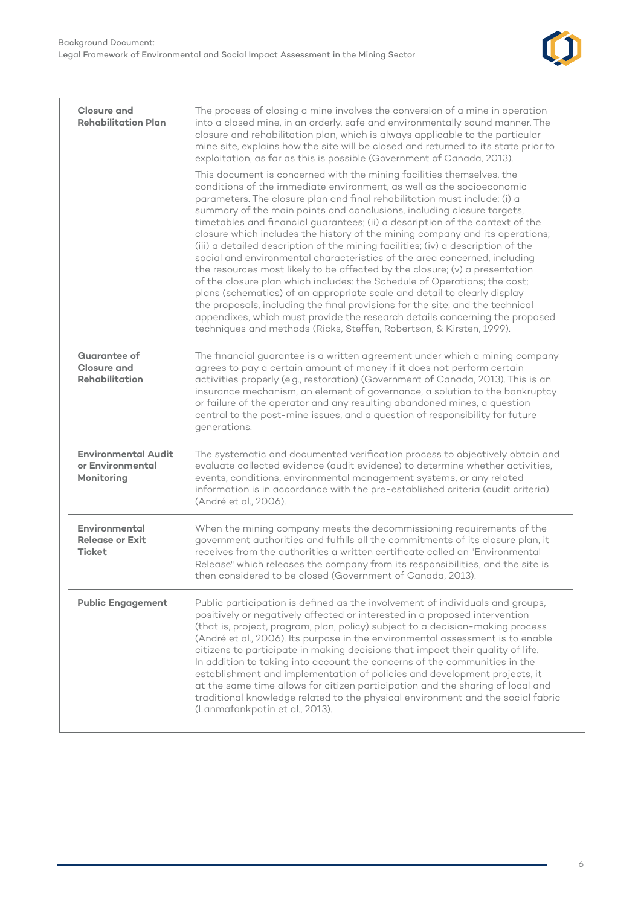| | |
|---|---|
| **Closure and Rehabilitation Plan** | The process of closing a mine involves the conversion of a mine in operation into a closed mine, in an orderly, safe and environmentally sound manner. The closure and rehabilitation plan, which is always applicable to the particular mine site, explains how the site will be closed and returned to its state prior to exploitation, as far as this is possible (Government of Canada, 2013).<br><br>This document is concerned with the mining facilities themselves, the conditions of the immediate environment, as well as the socioeconomic parameters. The closure plan and final rehabilitation must include: (i) a summary of the main points and conclusions, including closure targets, timetables and financial guarantees; (ii) a description of the context of the closure which includes the history of the mining company and its operations; (iii) a detailed description of the mining facilities; (iv) a description of the social and environmental characteristics of the area concerned, including the resources most likely to be affected by the closure; (v) a presentation of the closure plan which includes: the Schedule of Operations; the cost; plans (schematics) of an appropriate scale and detail to clearly display the proposals, including the final provisions for the site; and the technical appendixes, which must provide the research details concerning the proposed techniques and methods (Ricks, Steffen, Robertson, & Kirsten, 1999). |
| **Guarantee of Closure and Rehabilitation** | The financial guarantee is a written agreement under which a mining company agrees to pay a certain amount of money if it does not perform certain activities properly (e.g., restoration) (Government of Canada, 2013). This is an insurance mechanism, an element of governance, a solution to the bankruptcy or failure of the operator and any resulting abandoned mines, a question central to the post-mine issues, and a question of responsibility for future generations. |
| **Environmental Audit or Environmental Monitoring** | The systematic and documented verification process to objectively obtain and evaluate collected evidence (audit evidence) to determine whether activities, events, conditions, environmental management systems, or any related information is in accordance with the pre-established criteria (audit criteria) (André et al., 2006). |
| **Environmental Release or Exit Ticket** | When the mining company meets the decommissioning requirements of the government authorities and fulfills all the commitments of its closure plan, it receives from the authorities a written certificate called an "Environmental Release" which releases the company from its responsibilities, and the site is then considered to be closed (Government of Canada, 2013). |
| **Public Engagement** | Public participation is defined as the involvement of individuals and groups, positively or negatively affected or interested in a proposed intervention (that is, project, program, plan, policy) subject to a decision-making process (André et al., 2006). Its purpose in the environmental assessment is to enable citizens to participate in making decisions that impact their quality of life. In addition to taking into account the concerns of the communities in the establishment and implementation of policies and development projects, it at the same time allows for citizen participation and the sharing of local and traditional knowledge related to the physical environment and the social fabric (Lanmafankpotin et al., 2013). |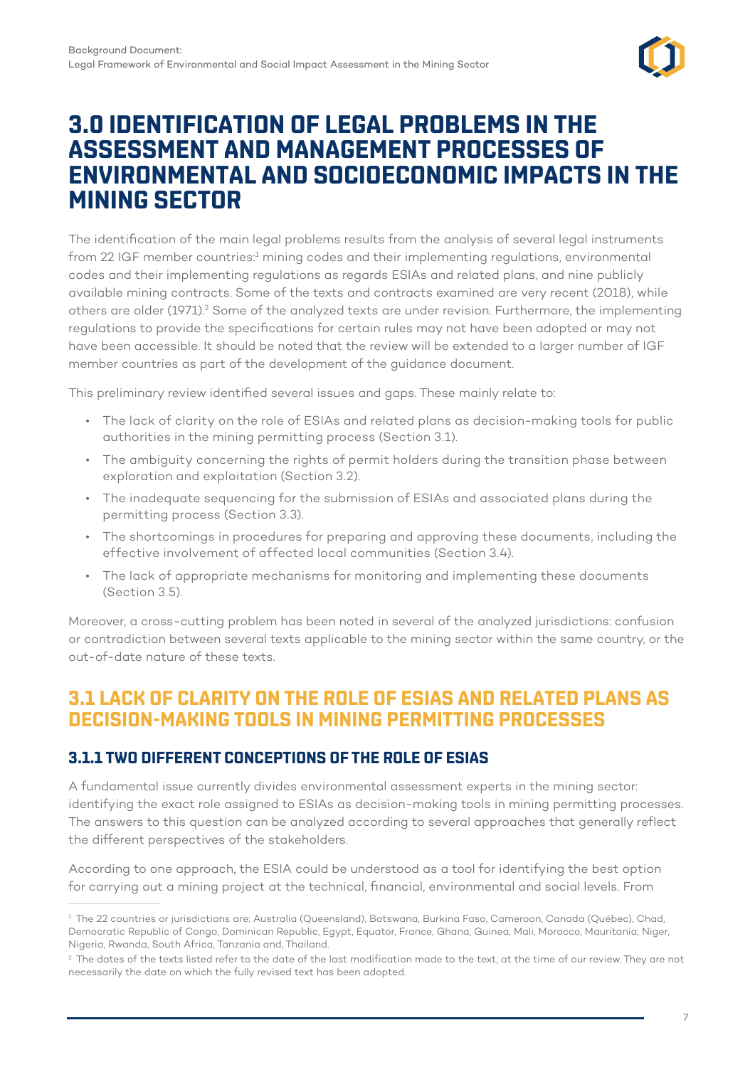# 3.0 IDENTIFICATION OF LEGAL PROBLEMS IN THE ASSESSMENT AND MANAGEMENT PROCESSES OF ENVIRONMENTAL AND SOCIOECONOMIC IMPACTS IN THE MINING SECTOR

The identification of the main legal problems results from the analysis of several legal instruments from 22 IGF member countries:[1] mining codes and their implementing regulations, environmental codes and their implementing regulations as regards ESIAs and related plans, and nine publicly available mining contracts. Some of the texts and contracts examined are very recent (2018), while others are older (1971).[2] Some of the analyzed texts are under revision. Furthermore, the implementing regulations to provide the specifications for certain rules may not have been adopted or may not have been accessible. It should be noted that the review will be extended to a larger number of IGF member countries as part of the development of the guidance document.

This preliminary review identified several issues and gaps. These mainly relate to:

- The lack of clarity on the role of ESIAs and related plans as decision-making tools for public authorities in the mining permitting process (Section 3.1).
- The ambiguity concerning the rights of permit holders during the transition phase between exploration and exploitation (Section 3.2).
- The inadequate sequencing for the submission of ESIAs and associated plans during the permitting process (Section 3.3).
- The shortcomings in procedures for preparing and approving these documents, including the effective involvement of affected local communities (Section 3.4).
- The lack of appropriate mechanisms for monitoring and implementing these documents (Section 3.5).

Moreover, a cross-cutting problem has been noted in several of the analyzed jurisdictions: confusion or contradiction between several texts applicable to the mining sector within the same country, or the out-of-date nature of these texts.

## 3.1 LACK OF CLARITY ON THE ROLE OF ESIAS AND RELATED PLANS AS DECISION-MAKING TOOLS IN MINING PERMITTING PROCESSES

### 3.1.1 TWO DIFFERENT CONCEPTIONS OF THE ROLE OF ESIAS

A fundamental issue currently divides environmental assessment experts in the mining sector: identifying the exact role assigned to ESIAs as decision-making tools in mining permitting processes. The answers to this question can be analyzed according to several approaches that generally reflect the different perspectives of the stakeholders.

According to one approach, the ESIA could be understood as a tool for identifying the best option for carrying out a mining project at the technical, financial, environmental and social levels. From

---

[1] The 22 countries or jurisdictions are: Australia (Queensland), Botswana, Burkina Faso, Cameroon, Canada (Québec), Chad, Democratic Republic of Congo, Dominican Republic, Egypt, Equator, France, Ghana, Guinea, Mali, Morocco, Mauritania, Niger, Nigeria, Rwanda, South Africa, Tanzania and, Thailand.

[2] The dates of the texts listed refer to the date of the last modification made to the text, at the time of our review. They are not necessarily the date on which the fully revised text has been adopted.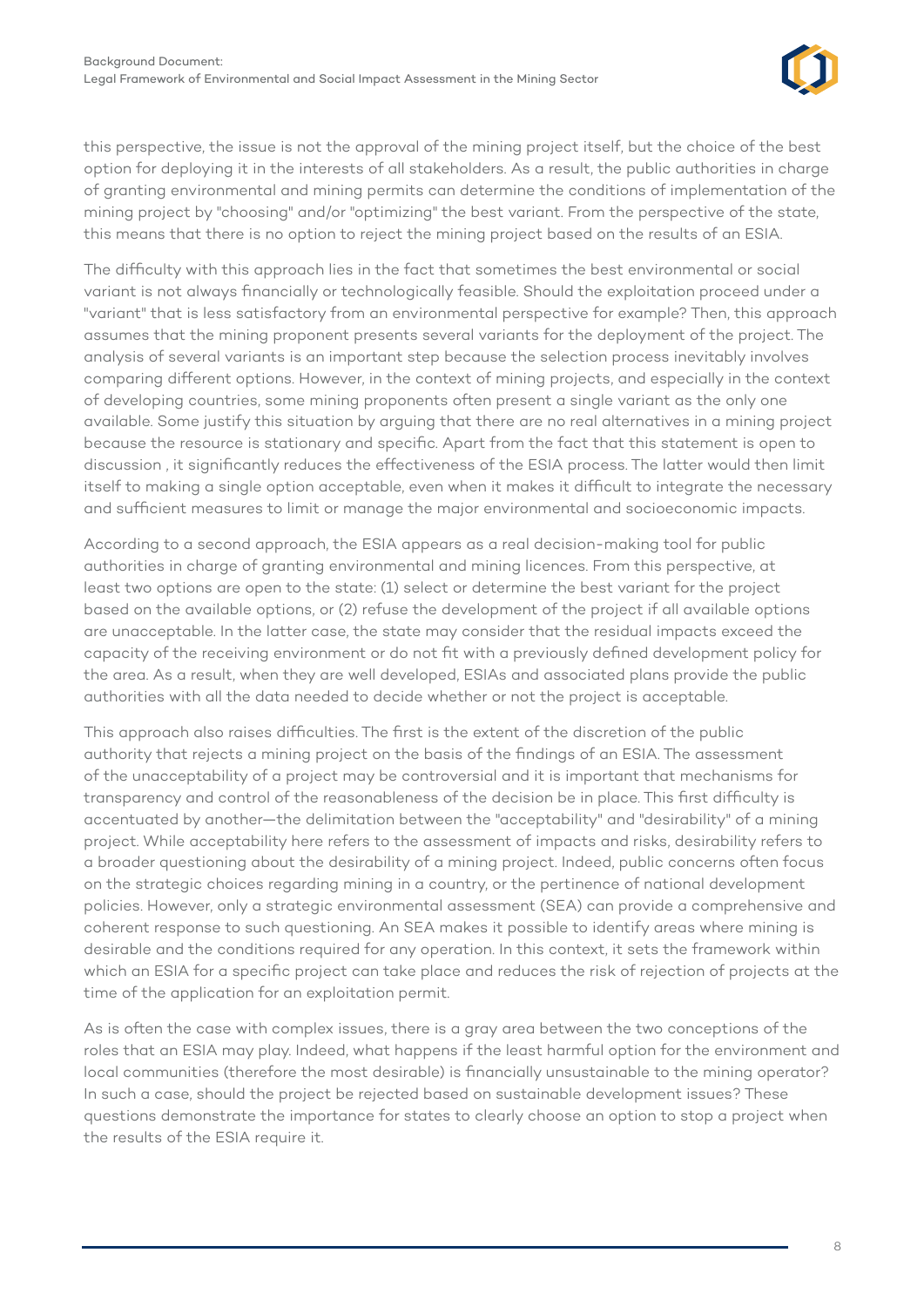this perspective, the issue is not the approval of the mining project itself, but the choice of the best option for deploying it in the interests of all stakeholders. As a result, the public authorities in charge of granting environmental and mining permits can determine the conditions of implementation of the mining project by "choosing" and/or "optimizing" the best variant. From the perspective of the state, this means that there is no option to reject the mining project based on the results of an ESIA.

The difficulty with this approach lies in the fact that sometimes the best environmental or social variant is not always financially or technologically feasible. Should the exploitation proceed under a "variant" that is less satisfactory from an environmental perspective for example? Then, this approach assumes that the mining proponent presents several variants for the deployment of the project. The analysis of several variants is an important step because the selection process inevitably involves comparing different options. However, in the context of mining projects, and especially in the context of developing countries, some mining proponents often present a single variant as the only one available. Some justify this situation by arguing that there are no real alternatives in a mining project because the resource is stationary and specific. Apart from the fact that this statement is open to discussion , it significantly reduces the effectiveness of the ESIA process. The latter would then limit itself to making a single option acceptable, even when it makes it difficult to integrate the necessary and sufficient measures to limit or manage the major environmental and socioeconomic impacts.

According to a second approach, the ESIA appears as a real decision-making tool for public authorities in charge of granting environmental and mining licences. From this perspective, at least two options are open to the state: (1) select or determine the best variant for the project based on the available options, or (2) refuse the development of the project if all available options are unacceptable. In the latter case, the state may consider that the residual impacts exceed the capacity of the receiving environment or do not fit with a previously defined development policy for the area. As a result, when they are well developed, ESIAs and associated plans provide the public authorities with all the data needed to decide whether or not the project is acceptable.

This approach also raises difficulties. The first is the extent of the discretion of the public authority that rejects a mining project on the basis of the findings of an ESIA. The assessment of the unacceptability of a project may be controversial and it is important that mechanisms for transparency and control of the reasonableness of the decision be in place. This first difficulty is accentuated by another—the delimitation between the "acceptability" and "desirability" of a mining project. While acceptability here refers to the assessment of impacts and risks, desirability refers to a broader questioning about the desirability of a mining project. Indeed, public concerns often focus on the strategic choices regarding mining in a country, or the pertinence of national development policies. However, only a strategic environmental assessment (SEA) can provide a comprehensive and coherent response to such questioning. An SEA makes it possible to identify areas where mining is desirable and the conditions required for any operation. In this context, it sets the framework within which an ESIA for a specific project can take place and reduces the risk of rejection of projects at the time of the application for an exploitation permit.

As is often the case with complex issues, there is a gray area between the two conceptions of the roles that an ESIA may play. Indeed, what happens if the least harmful option for the environment and local communities (therefore the most desirable) is financially unsustainable to the mining operator? In such a case, should the project be rejected based on sustainable development issues? These questions demonstrate the importance for states to clearly choose an option to stop a project when the results of the ESIA require it.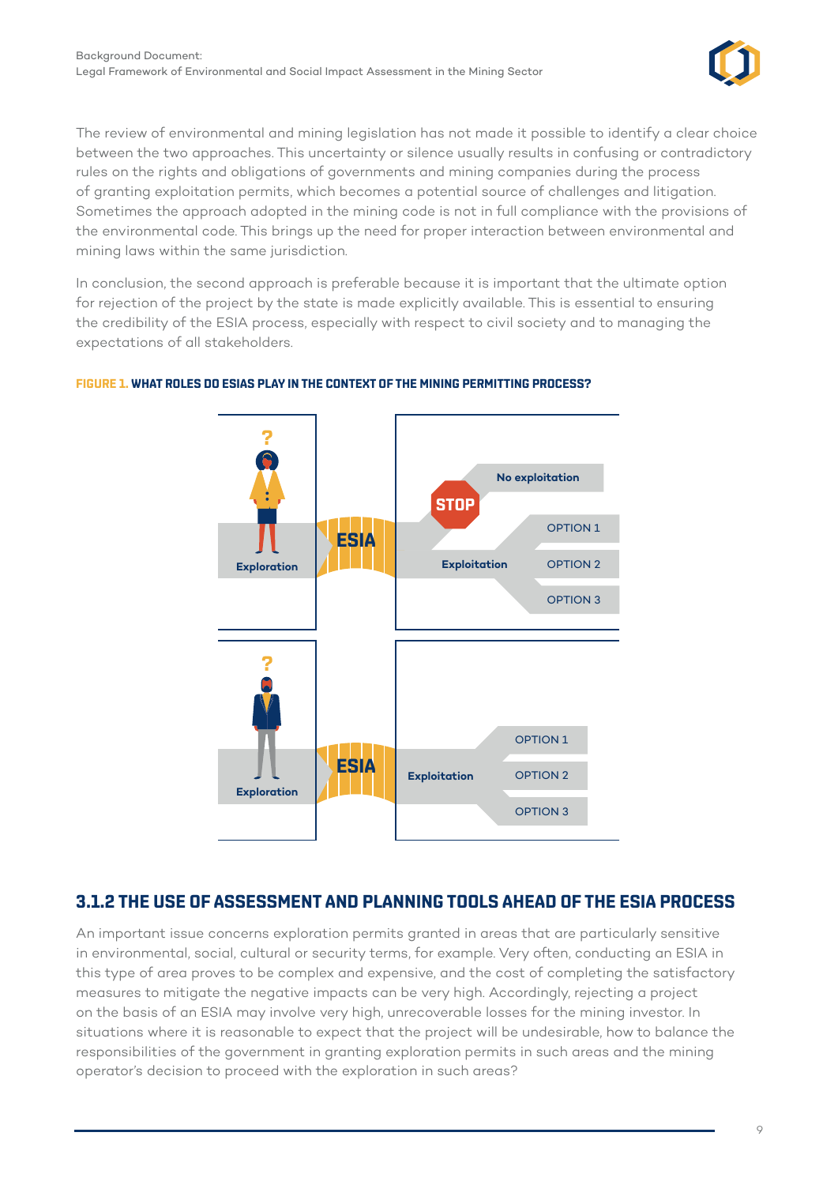The review of environmental and mining legislation has not made it possible to identify a clear choice between the two approaches. This uncertainty or silence usually results in confusing or contradictory rules on the rights and obligations of governments and mining companies during the process of granting exploitation permits, which becomes a potential source of challenges and litigation. Sometimes the approach adopted in the mining code is not in full compliance with the provisions of the environmental code. This brings up the need for proper interaction between environmental and mining laws within the same jurisdiction.

In conclusion, the second approach is preferable because it is important that the ultimate option for rejection of the project by the state is made explicitly available. This is essential to ensuring the credibility of the ESIA process, especially with respect to civil society and to managing the expectations of all stakeholders.

**FIGURE 1. WHAT ROLES DO ESIAS PLAY IN THE CONTEXT OF THE MINING PERMITTING PROCESS?**

## 3.1.2 THE USE OF ASSESSMENT AND PLANNING TOOLS AHEAD OF THE ESIA PROCESS

An important issue concerns exploration permits granted in areas that are particularly sensitive in environmental, social, cultural or security terms, for example. Very often, conducting an ESIA in this type of area proves to be complex and expensive, and the cost of completing the satisfactory measures to mitigate the negative impacts can be very high. Accordingly, rejecting a project on the basis of an ESIA may involve very high, unrecoverable losses for the mining investor. In situations where it is reasonable to expect that the project will be undesirable, how to balance the responsibilities of the government in granting exploration permits in such areas and the mining operator's decision to proceed with the exploration in such areas?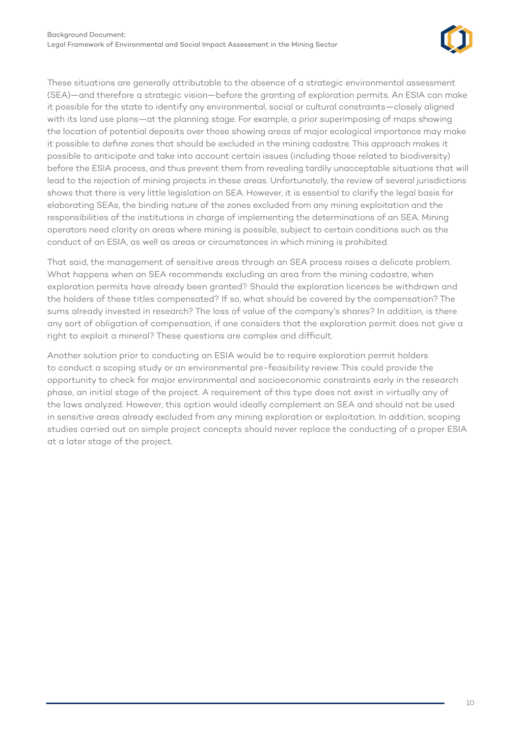These situations are generally attributable to the absence of a strategic environmental assessment (SEA)—and therefore a strategic vision—before the granting of exploration permits. An ESIA can make it possible for the state to identify any environmental, social or cultural constraints—closely aligned with its land use plans—at the planning stage. For example, a prior superimposing of maps showing the location of potential deposits over those showing areas of major ecological importance may make it possible to define zones that should be excluded in the mining cadastre. This approach makes it possible to anticipate and take into account certain issues (including those related to biodiversity) before the ESIA process, and thus prevent them from revealing tardily unacceptable situations that will lead to the rejection of mining projects in these areas. Unfortunately, the review of several jurisdictions shows that there is very little legislation on SEA. However, it is essential to clarify the legal basis for elaborating SEAs, the binding nature of the zones excluded from any mining exploitation and the responsibilities of the institutions in charge of implementing the determinations of an SEA. Mining operators need clarity on areas where mining is possible, subject to certain conditions such as the conduct of an ESIA, as well as areas or circumstances in which mining is prohibited.

That said, the management of sensitive areas through an SEA process raises a delicate problem. What happens when an SEA recommends excluding an area from the mining cadastre, when exploration permits have already been granted? Should the exploration licences be withdrawn and the holders of these titles compensated? If so, what should be covered by the compensation? The sums already invested in research? The loss of value of the company's shares? In addition, is there any sort of obligation of compensation, if one considers that the exploration permit does not give a right to exploit a mineral? These questions are complex and difficult.

Another solution prior to conducting an ESIA would be to require exploration permit holders to conduct a scoping study or an environmental pre-feasibility review. This could provide the opportunity to check for major environmental and socioeconomic constraints early in the research phase, an initial stage of the project. A requirement of this type does not exist in virtually any of the laws analyzed. However, this option would ideally complement an SEA and should not be used in sensitive areas already excluded from any mining exploration or exploitation. In addition, scoping studies carried out on simple project concepts should never replace the conducting of a proper ESIA at a later stage of the project.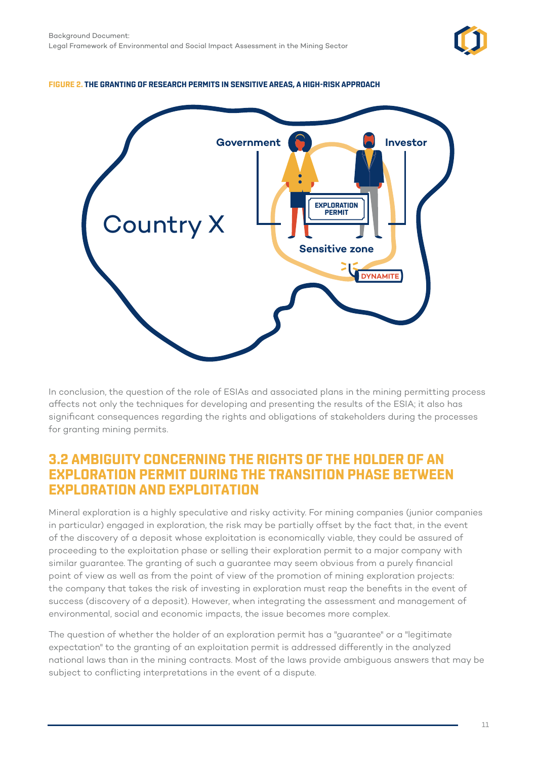**FIGURE 2. THE GRANTING OF RESEARCH PERMITS IN SENSITIVE AREAS, A HIGH-RISK APPROACH**

In conclusion, the question of the role of ESIAs and associated plans in the mining permitting process affects not only the techniques for developing and presenting the results of the ESIA; it also has significant consequences regarding the rights and obligations of stakeholders during the processes for granting mining permits.

## 3.2 AMBIGUITY CONCERNING THE RIGHTS OF THE HOLDER OF AN EXPLORATION PERMIT DURING THE TRANSITION PHASE BETWEEN EXPLORATION AND EXPLOITATION

Mineral exploration is a highly speculative and risky activity. For mining companies (junior companies in particular) engaged in exploration, the risk may be partially offset by the fact that, in the event of the discovery of a deposit whose exploitation is economically viable, they could be assured of proceeding to the exploitation phase or selling their exploration permit to a major company with similar guarantee. The granting of such a guarantee may seem obvious from a purely financial point of view as well as from the point of view of the promotion of mining exploration projects: the company that takes the risk of investing in exploration must reap the benefits in the event of success (discovery of a deposit). However, when integrating the assessment and management of environmental, social and economic impacts, the issue becomes more complex.

The question of whether the holder of an exploration permit has a "guarantee" or a "legitimate expectation" to the granting of an exploitation permit is addressed differently in the analyzed national laws than in the mining contracts. Most of the laws provide ambiguous answers that may be subject to conflicting interpretations in the event of a dispute.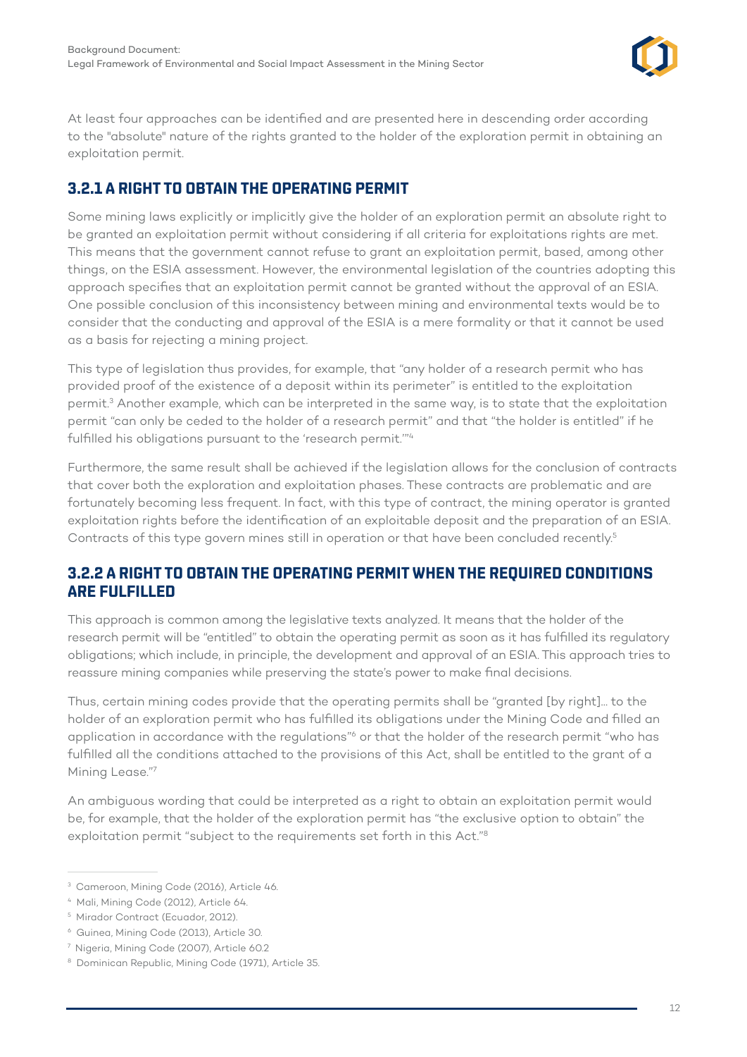At least four approaches can be identified and are presented here in descending order according to the "absolute" nature of the rights granted to the holder of the exploration permit in obtaining an exploitation permit.

### 3.2.1 A RIGHT TO OBTAIN THE OPERATING PERMIT

Some mining laws explicitly or implicitly give the holder of an exploration permit an absolute right to be granted an exploitation permit without considering if all criteria for exploitations rights are met. This means that the government cannot refuse to grant an exploitation permit, based, among other things, on the ESIA assessment. However, the environmental legislation of the countries adopting this approach specifies that an exploitation permit cannot be granted without the approval of an ESIA. One possible conclusion of this inconsistency between mining and environmental texts would be to consider that the conducting and approval of the ESIA is a mere formality or that it cannot be used as a basis for rejecting a mining project.

This type of legislation thus provides, for example, that "any holder of a research permit who has provided proof of the existence of a deposit within its perimeter" is entitled to the exploitation permit.[3] Another example, which can be interpreted in the same way, is to state that the exploitation permit "can only be ceded to the holder of a research permit" and that "the holder is entitled" if he fulfilled his obligations pursuant to the 'research permit.'"[4]

Furthermore, the same result shall be achieved if the legislation allows for the conclusion of contracts that cover both the exploration and exploitation phases. These contracts are problematic and are fortunately becoming less frequent. In fact, with this type of contract, the mining operator is granted exploitation rights before the identification of an exploitable deposit and the preparation of an ESIA. Contracts of this type govern mines still in operation or that have been concluded recently.[5]

### 3.2.2 A RIGHT TO OBTAIN THE OPERATING PERMIT WHEN THE REQUIRED CONDITIONS ARE FULFILLED

This approach is common among the legislative texts analyzed. It means that the holder of the research permit will be "entitled" to obtain the operating permit as soon as it has fulfilled its regulatory obligations; which include, in principle, the development and approval of an ESIA. This approach tries to reassure mining companies while preserving the state's power to make final decisions.

Thus, certain mining codes provide that the operating permits shall be "granted [by right]… to the holder of an exploration permit who has fulfilled its obligations under the Mining Code and filled an application in accordance with the regulations"[6] or that the holder of the research permit "who has fulfilled all the conditions attached to the provisions of this Act, shall be entitled to the grant of a Mining Lease."[7]

An ambiguous wording that could be interpreted as a right to obtain an exploitation permit would be, for example, that the holder of the exploration permit has "the exclusive option to obtain" the exploitation permit "subject to the requirements set forth in this Act."[8]

---

[3] Cameroon, Mining Code (2016), Article 46.

[4] Mali, Mining Code (2012), Article 64.

[5] Mirador Contract (Ecuador, 2012).

[6] Guinea, Mining Code (2013), Article 30.

[7] Nigeria, Mining Code (2007), Article 60.2

[8] Dominican Republic, Mining Code (1971), Article 35.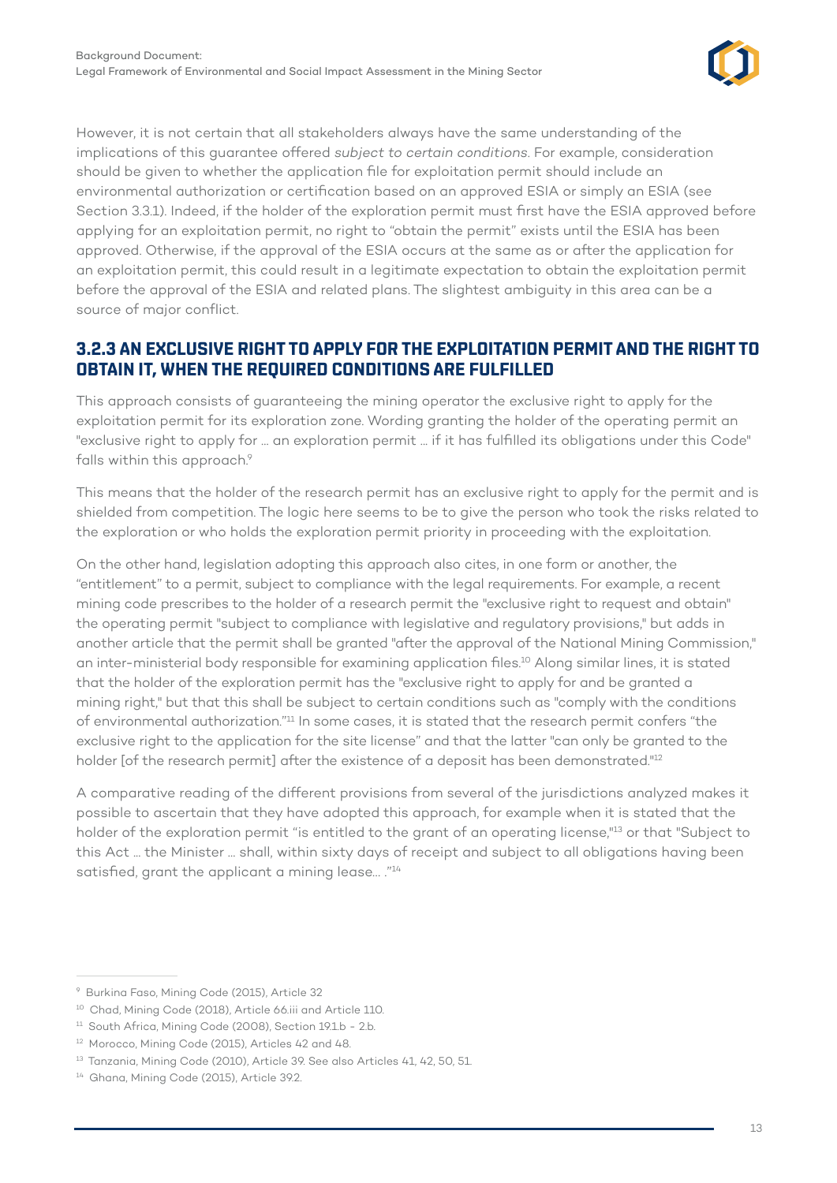However, it is not certain that all stakeholders always have the same understanding of the implications of this guarantee offered *subject to certain conditions*. For example, consideration should be given to whether the application file for exploitation permit should include an environmental authorization or certification based on an approved ESIA or simply an ESIA (see Section 3.3.1). Indeed, if the holder of the exploration permit must first have the ESIA approved before applying for an exploitation permit, no right to "obtain the permit" exists until the ESIA has been approved. Otherwise, if the approval of the ESIA occurs at the same as or after the application for an exploitation permit, this could result in a legitimate expectation to obtain the exploitation permit before the approval of the ESIA and related plans. The slightest ambiguity in this area can be a source of major conflict.

### 3.2.3 AN EXCLUSIVE RIGHT TO APPLY FOR THE EXPLOITATION PERMIT AND THE RIGHT TO OBTAIN IT, WHEN THE REQUIRED CONDITIONS ARE FULFILLED

This approach consists of guaranteeing the mining operator the exclusive right to apply for the exploitation permit for its exploration zone. Wording granting the holder of the operating permit an "exclusive right to apply for … an exploration permit … if it has fulfilled its obligations under this Code" falls within this approach.[9]

This means that the holder of the research permit has an exclusive right to apply for the permit and is shielded from competition. The logic here seems to be to give the person who took the risks related to the exploration or who holds the exploration permit priority in proceeding with the exploitation.

On the other hand, legislation adopting this approach also cites, in one form or another, the "entitlement" to a permit, subject to compliance with the legal requirements. For example, a recent mining code prescribes to the holder of a research permit the "exclusive right to request and obtain" the operating permit "subject to compliance with legislative and regulatory provisions," but adds in another article that the permit shall be granted "after the approval of the National Mining Commission," an inter-ministerial body responsible for examining application files.[10] Along similar lines, it is stated that the holder of the exploration permit has the "exclusive right to apply for and be granted a mining right," but that this shall be subject to certain conditions such as "comply with the conditions of environmental authorization."[11] In some cases, it is stated that the research permit confers "the exclusive right to the application for the site license" and that the latter "can only be granted to the holder [of the research permit] after the existence of a deposit has been demonstrated."[12]

A comparative reading of the different provisions from several of the jurisdictions analyzed makes it possible to ascertain that they have adopted this approach, for example when it is stated that the holder of the exploration permit "is entitled to the grant of an operating license,"[13] or that "Subject to this Act … the Minister … shall, within sixty days of receipt and subject to all obligations having been satisfied, grant the applicant a mining lease… ."[14]

---

[9] Burkina Faso, Mining Code (2015), Article 32

[10] Chad, Mining Code (2018), Article 66.iii and Article 110.

[11] South Africa, Mining Code (2008), Section 19.1.b - 2.b.

[12] Morocco, Mining Code (2015), Articles 42 and 48.

[13] Tanzania, Mining Code (2010), Article 39. See also Articles 41, 42, 50, 51.

[14] Ghana, Mining Code (2015), Article 39.2.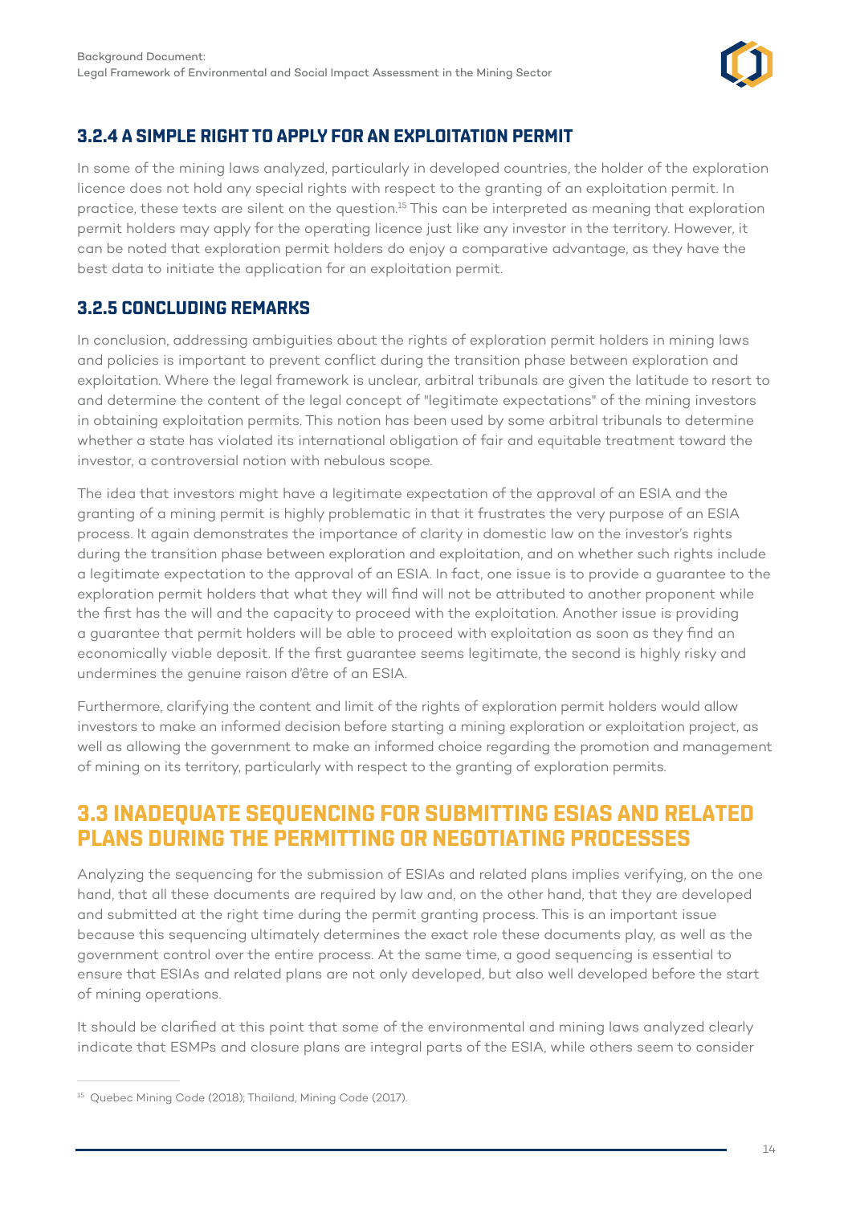### 3.2.4 A SIMPLE RIGHT TO APPLY FOR AN EXPLOITATION PERMIT

In some of the mining laws analyzed, particularly in developed countries, the holder of the exploration licence does not hold any special rights with respect to the granting of an exploitation permit. In practice, these texts are silent on the question.[15] This can be interpreted as meaning that exploration permit holders may apply for the operating licence just like any investor in the territory. However, it can be noted that exploration permit holders do enjoy a comparative advantage, as they have the best data to initiate the application for an exploitation permit.

### 3.2.5 CONCLUDING REMARKS

In conclusion, addressing ambiguities about the rights of exploration permit holders in mining laws and policies is important to prevent conflict during the transition phase between exploration and exploitation. Where the legal framework is unclear, arbitral tribunals are given the latitude to resort to and determine the content of the legal concept of "legitimate expectations" of the mining investors in obtaining exploitation permits. This notion has been used by some arbitral tribunals to determine whether a state has violated its international obligation of fair and equitable treatment toward the investor, a controversial notion with nebulous scope.

The idea that investors might have a legitimate expectation of the approval of an ESIA and the granting of a mining permit is highly problematic in that it frustrates the very purpose of an ESIA process. It again demonstrates the importance of clarity in domestic law on the investor's rights during the transition phase between exploration and exploitation, and on whether such rights include a legitimate expectation to the approval of an ESIA. In fact, one issue is to provide a guarantee to the exploration permit holders that what they will find will not be attributed to another proponent while the first has the will and the capacity to proceed with the exploitation. Another issue is providing a guarantee that permit holders will be able to proceed with exploitation as soon as they find an economically viable deposit. If the first guarantee seems legitimate, the second is highly risky and undermines the genuine raison d'être of an ESIA.

Furthermore, clarifying the content and limit of the rights of exploration permit holders would allow investors to make an informed decision before starting a mining exploration or exploitation project, as well as allowing the government to make an informed choice regarding the promotion and management of mining on its territory, particularly with respect to the granting of exploration permits.

## 3.3 INADEQUATE SEQUENCING FOR SUBMITTING ESIAS AND RELATED PLANS DURING THE PERMITTING OR NEGOTIATING PROCESSES

Analyzing the sequencing for the submission of ESIAs and related plans implies verifying, on the one hand, that all these documents are required by law and, on the other hand, that they are developed and submitted at the right time during the permit granting process. This is an important issue because this sequencing ultimately determines the exact role these documents play, as well as the government control over the entire process. At the same time, a good sequencing is essential to ensure that ESIAs and related plans are not only developed, but also well developed before the start of mining operations.

It should be clarified at this point that some of the environmental and mining laws analyzed clearly indicate that ESMPs and closure plans are integral parts of the ESIA, while others seem to consider

---

[15] Quebec Mining Code (2018); Thailand, Mining Code (2017).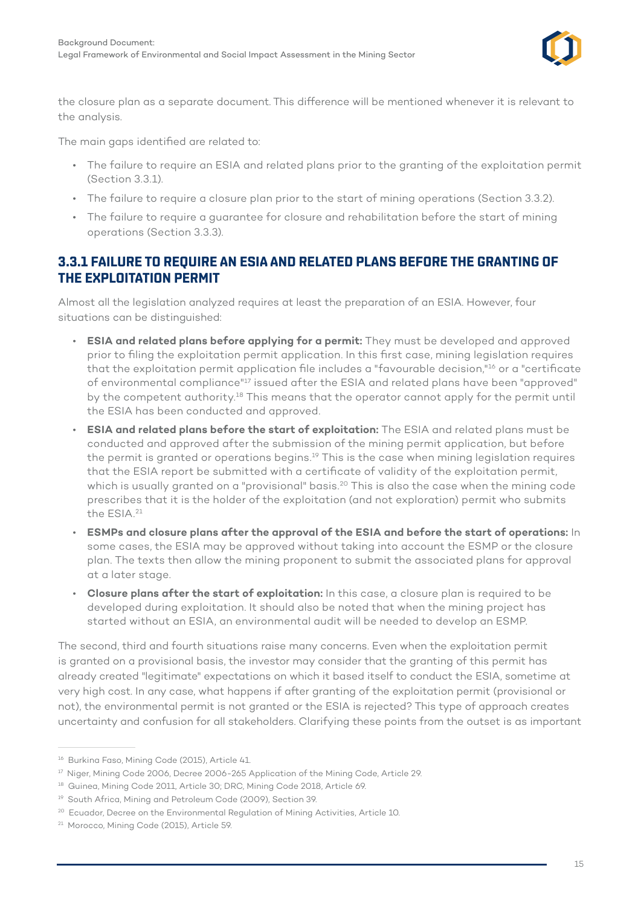the closure plan as a separate document. This difference will be mentioned whenever it is relevant to the analysis.

The main gaps identified are related to:

- The failure to require an ESIA and related plans prior to the granting of the exploitation permit (Section 3.3.1).
- The failure to require a closure plan prior to the start of mining operations (Section 3.3.2).
- The failure to require a guarantee for closure and rehabilitation before the start of mining operations (Section 3.3.3).

### 3.3.1 FAILURE TO REQUIRE AN ESIA AND RELATED PLANS BEFORE THE GRANTING OF THE EXPLOITATION PERMIT

Almost all the legislation analyzed requires at least the preparation of an ESIA. However, four situations can be distinguished:

- **ESIA and related plans before applying for a permit:** They must be developed and approved prior to filing the exploitation permit application. In this first case, mining legislation requires that the exploitation permit application file includes a "favourable decision,"[16] or a "certificate of environmental compliance"[17] issued after the ESIA and related plans have been "approved" by the competent authority.[18] This means that the operator cannot apply for the permit until the ESIA has been conducted and approved.
- **ESIA and related plans before the start of exploitation:** The ESIA and related plans must be conducted and approved after the submission of the mining permit application, but before the permit is granted or operations begins.[19] This is the case when mining legislation requires that the ESIA report be submitted with a certificate of validity of the exploitation permit, which is usually granted on a "provisional" basis.[20] This is also the case when the mining code prescribes that it is the holder of the exploitation (and not exploration) permit who submits the ESIA.[21]
- **ESMPs and closure plans after the approval of the ESIA and before the start of operations:** In some cases, the ESIA may be approved without taking into account the ESMP or the closure plan. The texts then allow the mining proponent to submit the associated plans for approval at a later stage.
- **Closure plans after the start of exploitation:** In this case, a closure plan is required to be developed during exploitation. It should also be noted that when the mining project has started without an ESIA, an environmental audit will be needed to develop an ESMP.

The second, third and fourth situations raise many concerns. Even when the exploitation permit is granted on a provisional basis, the investor may consider that the granting of this permit has already created "legitimate" expectations on which it based itself to conduct the ESIA, sometime at very high cost. In any case, what happens if after granting of the exploitation permit (provisional or not), the environmental permit is not granted or the ESIA is rejected? This type of approach creates uncertainty and confusion for all stakeholders. Clarifying these points from the outset is as important

[16] Burkina Faso, Mining Code (2015), Article 41.

[17] Niger, Mining Code 2006, Decree 2006-265 Application of the Mining Code, Article 29.

[18] Guinea, Mining Code 2011, Article 30; DRC, Mining Code 2018, Article 69.

[19] South Africa, Mining and Petroleum Code (2009), Section 39.

[20] Ecuador, Decree on the Environmental Regulation of Mining Activities, Article 10.

[21] Morocco, Mining Code (2015), Article 59.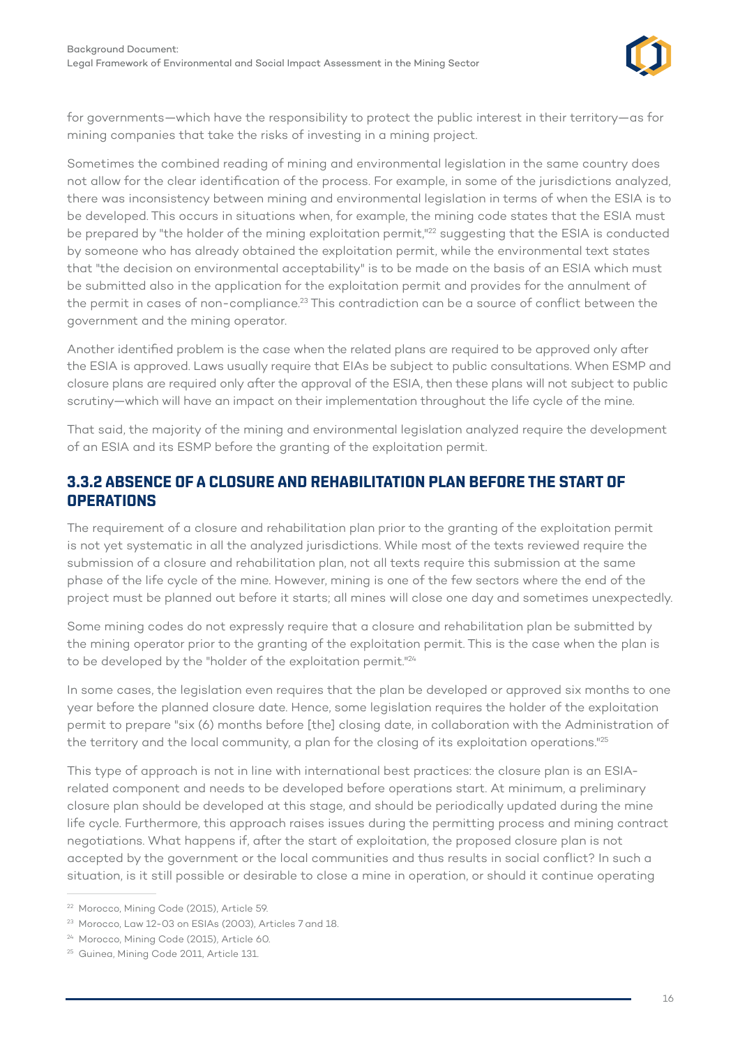for governments—which have the responsibility to protect the public interest in their territory—as for mining companies that take the risks of investing in a mining project.

Sometimes the combined reading of mining and environmental legislation in the same country does not allow for the clear identification of the process. For example, in some of the jurisdictions analyzed, there was inconsistency between mining and environmental legislation in terms of when the ESIA is to be developed. This occurs in situations when, for example, the mining code states that the ESIA must be prepared by "the holder of the mining exploitation permit,"[22] suggesting that the ESIA is conducted by someone who has already obtained the exploitation permit, while the environmental text states that "the decision on environmental acceptability" is to be made on the basis of an ESIA which must be submitted also in the application for the exploitation permit and provides for the annulment of the permit in cases of non-compliance.[23] This contradiction can be a source of conflict between the government and the mining operator.

Another identified problem is the case when the related plans are required to be approved only after the ESIA is approved. Laws usually require that EIAs be subject to public consultations. When ESMP and closure plans are required only after the approval of the ESIA, then these plans will not subject to public scrutiny—which will have an impact on their implementation throughout the life cycle of the mine.

That said, the majority of the mining and environmental legislation analyzed require the development of an ESIA and its ESMP before the granting of the exploitation permit.

### 3.3.2 ABSENCE OF A CLOSURE AND REHABILITATION PLAN BEFORE THE START OF OPERATIONS

The requirement of a closure and rehabilitation plan prior to the granting of the exploitation permit is not yet systematic in all the analyzed jurisdictions. While most of the texts reviewed require the submission of a closure and rehabilitation plan, not all texts require this submission at the same phase of the life cycle of the mine. However, mining is one of the few sectors where the end of the project must be planned out before it starts; all mines will close one day and sometimes unexpectedly.

Some mining codes do not expressly require that a closure and rehabilitation plan be submitted by the mining operator prior to the granting of the exploitation permit. This is the case when the plan is to be developed by the "holder of the exploitation permit."[24]

In some cases, the legislation even requires that the plan be developed or approved six months to one year before the planned closure date. Hence, some legislation requires the holder of the exploitation permit to prepare "six (6) months before [the] closing date, in collaboration with the Administration of the territory and the local community, a plan for the closing of its exploitation operations."[25]

This type of approach is not in line with international best practices: the closure plan is an ESIA-related component and needs to be developed before operations start. At minimum, a preliminary closure plan should be developed at this stage, and should be periodically updated during the mine life cycle. Furthermore, this approach raises issues during the permitting process and mining contract negotiations. What happens if, after the start of exploitation, the proposed closure plan is not accepted by the government or the local communities and thus results in social conflict? In such a situation, is it still possible or desirable to close a mine in operation, or should it continue operating

---

[22] Morocco, Mining Code (2015), Article 59.

[23] Morocco, Law 12-03 on ESIAs (2003), Articles 7 and 18.

[24] Morocco, Mining Code (2015), Article 60.

[25] Guinea, Mining Code 2011, Article 131.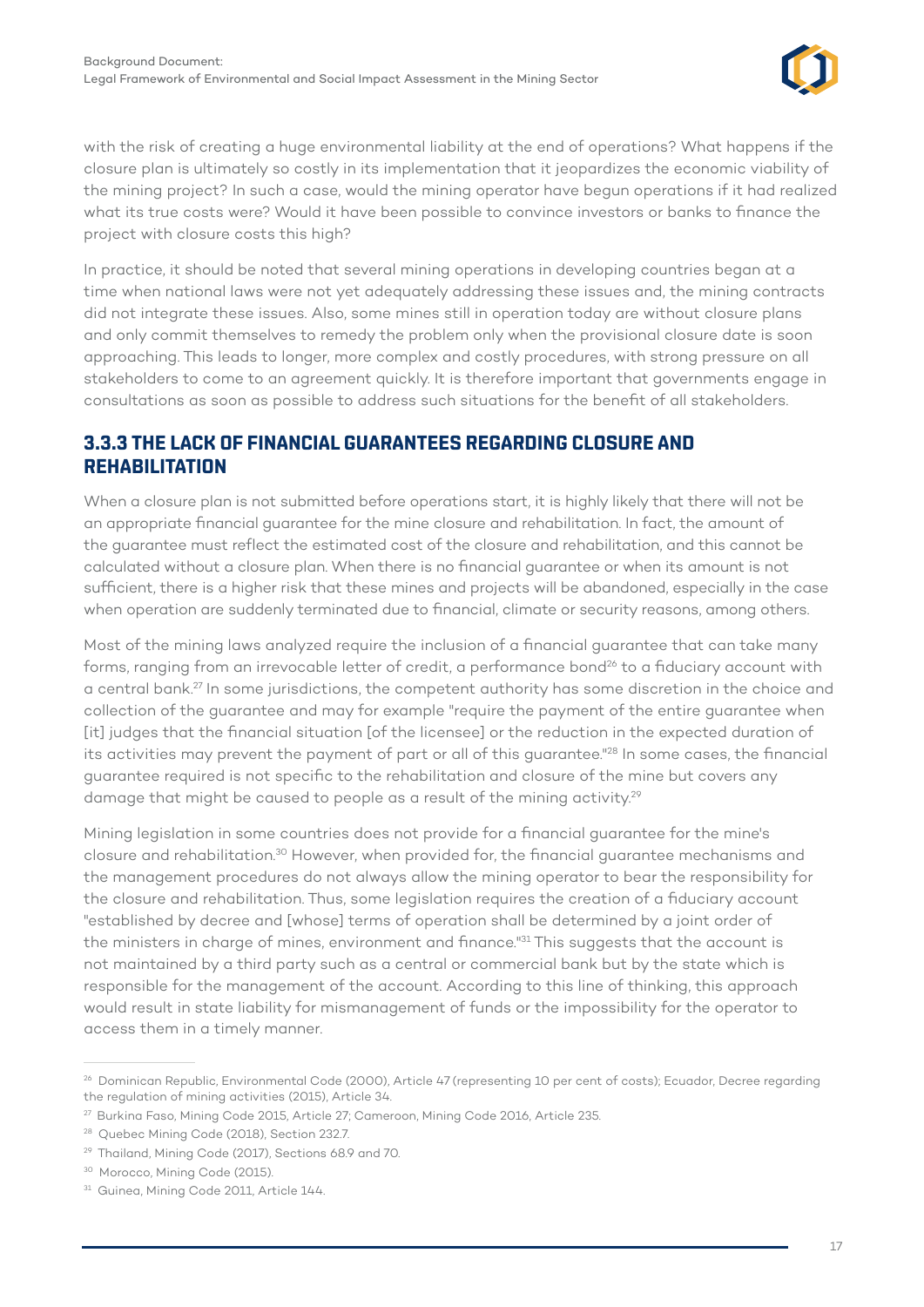with the risk of creating a huge environmental liability at the end of operations? What happens if the closure plan is ultimately so costly in its implementation that it jeopardizes the economic viability of the mining project? In such a case, would the mining operator have begun operations if it had realized what its true costs were? Would it have been possible to convince investors or banks to finance the project with closure costs this high?

In practice, it should be noted that several mining operations in developing countries began at a time when national laws were not yet adequately addressing these issues and, the mining contracts did not integrate these issues. Also, some mines still in operation today are without closure plans and only commit themselves to remedy the problem only when the provisional closure date is soon approaching. This leads to longer, more complex and costly procedures, with strong pressure on all stakeholders to come to an agreement quickly. It is therefore important that governments engage in consultations as soon as possible to address such situations for the benefit of all stakeholders.

### 3.3.3 THE LACK OF FINANCIAL GUARANTEES REGARDING CLOSURE AND REHABILITATION

When a closure plan is not submitted before operations start, it is highly likely that there will not be an appropriate financial guarantee for the mine closure and rehabilitation. In fact, the amount of the guarantee must reflect the estimated cost of the closure and rehabilitation, and this cannot be calculated without a closure plan. When there is no financial guarantee or when its amount is not sufficient, there is a higher risk that these mines and projects will be abandoned, especially in the case when operation are suddenly terminated due to financial, climate or security reasons, among others.

Most of the mining laws analyzed require the inclusion of a financial guarantee that can take many forms, ranging from an irrevocable letter of credit, a performance bond[26] to a fiduciary account with a central bank.[27] In some jurisdictions, the competent authority has some discretion in the choice and collection of the guarantee and may for example "require the payment of the entire guarantee when [it] judges that the financial situation [of the licensee] or the reduction in the expected duration of its activities may prevent the payment of part or all of this guarantee."[28] In some cases, the financial guarantee required is not specific to the rehabilitation and closure of the mine but covers any damage that might be caused to people as a result of the mining activity.[29]

Mining legislation in some countries does not provide for a financial guarantee for the mine's closure and rehabilitation.[30] However, when provided for, the financial guarantee mechanisms and the management procedures do not always allow the mining operator to bear the responsibility for the closure and rehabilitation. Thus, some legislation requires the creation of a fiduciary account "established by decree and [whose] terms of operation shall be determined by a joint order of the ministers in charge of mines, environment and finance."[31] This suggests that the account is not maintained by a third party such as a central or commercial bank but by the state which is responsible for the management of the account. According to this line of thinking, this approach would result in state liability for mismanagement of funds or the impossibility for the operator to access them in a timely manner.

---

[26] Dominican Republic, Environmental Code (2000), Article 47 (representing 10 per cent of costs); Ecuador, Decree regarding the regulation of mining activities (2015), Article 34.

[27] Burkina Faso, Mining Code 2015, Article 27; Cameroon, Mining Code 2016, Article 235.

[28] Quebec Mining Code (2018), Section 232.7.

[29] Thailand, Mining Code (2017), Sections 68.9 and 70.

[30] Morocco, Mining Code (2015).

[31] Guinea, Mining Code 2011, Article 144.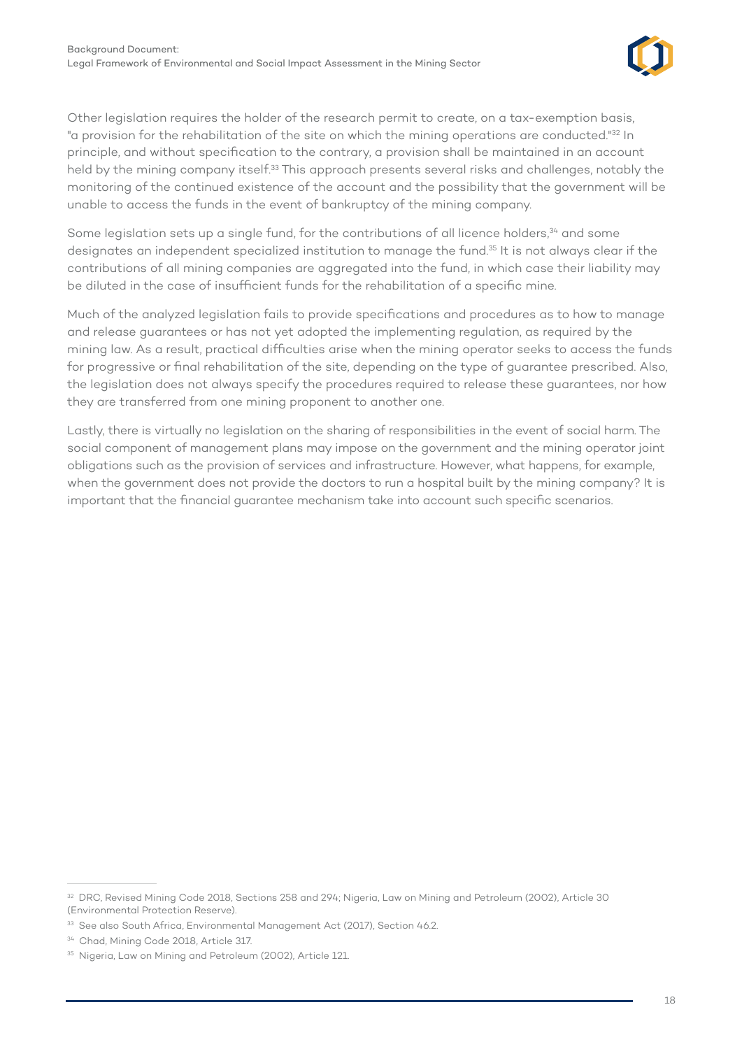Other legislation requires the holder of the research permit to create, on a tax-exemption basis, "a provision for the rehabilitation of the site on which the mining operations are conducted."[32] In principle, and without specification to the contrary, a provision shall be maintained in an account held by the mining company itself.[33] This approach presents several risks and challenges, notably the monitoring of the continued existence of the account and the possibility that the government will be unable to access the funds in the event of bankruptcy of the mining company.

Some legislation sets up a single fund, for the contributions of all licence holders,[34] and some designates an independent specialized institution to manage the fund.[35] It is not always clear if the contributions of all mining companies are aggregated into the fund, in which case their liability may be diluted in the case of insufficient funds for the rehabilitation of a specific mine.

Much of the analyzed legislation fails to provide specifications and procedures as to how to manage and release guarantees or has not yet adopted the implementing regulation, as required by the mining law. As a result, practical difficulties arise when the mining operator seeks to access the funds for progressive or final rehabilitation of the site, depending on the type of guarantee prescribed. Also, the legislation does not always specify the procedures required to release these guarantees, nor how they are transferred from one mining proponent to another one.

Lastly, there is virtually no legislation on the sharing of responsibilities in the event of social harm. The social component of management plans may impose on the government and the mining operator joint obligations such as the provision of services and infrastructure. However, what happens, for example, when the government does not provide the doctors to run a hospital built by the mining company? It is important that the financial guarantee mechanism take into account such specific scenarios.

---

[32] DRC, Revised Mining Code 2018, Sections 258 and 294; Nigeria, Law on Mining and Petroleum (2002), Article 30 (Environmental Protection Reserve).

[33] See also South Africa, Environmental Management Act (2017), Section 46.2.

[34] Chad, Mining Code 2018, Article 317.

[35] Nigeria, Law on Mining and Petroleum (2002), Article 121.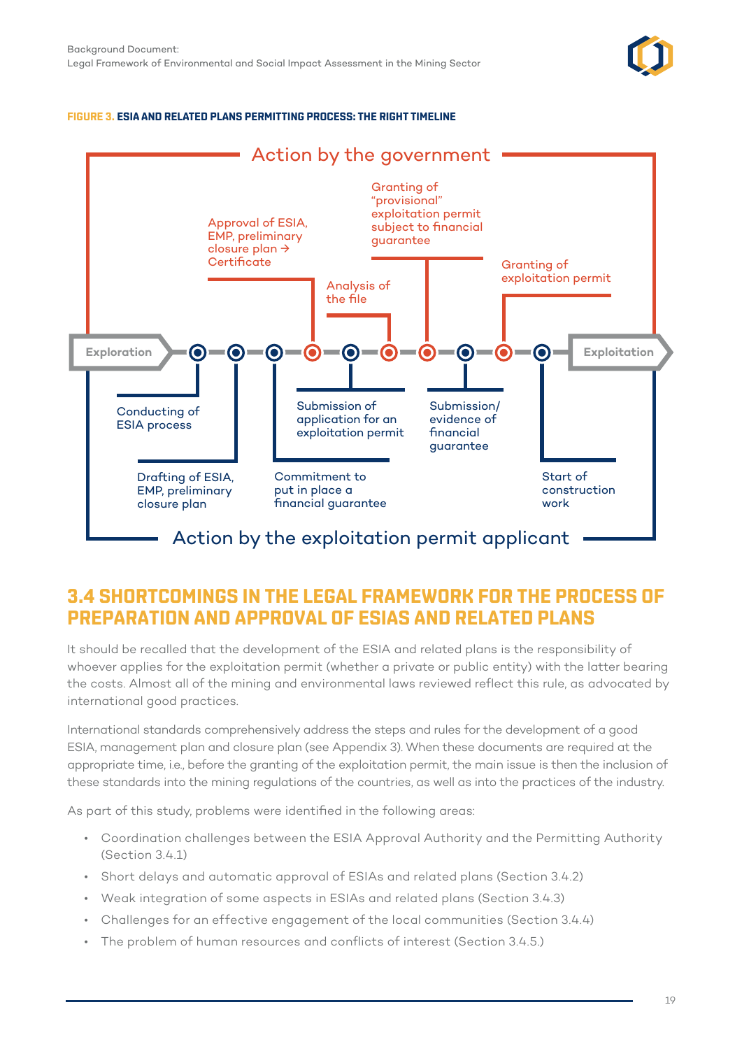**FIGURE 3. ESIA AND RELATED PLANS PERMITTING PROCESS: THE RIGHT TIMELINE**

Action by the government

- Approval of ESIA, EMP, preliminary closure plan → Certificate
- Analysis of the file
- Granting of "provisional" exploitation permit subject to financial guarantee
- Granting of exploitation permit

Exploration → Exploitation

- Conducting of ESIA process
- Drafting of ESIA, EMP, preliminary closure plan
- Commitment to put in place a financial guarantee
- Submission of application for an exploitation permit
- Submission/ evidence of financial guarantee
- Start of construction work

Action by the exploitation permit applicant

## 3.4 SHORTCOMINGS IN THE LEGAL FRAMEWORK FOR THE PROCESS OF PREPARATION AND APPROVAL OF ESIAS AND RELATED PLANS

It should be recalled that the development of the ESIA and related plans is the responsibility of whoever applies for the exploitation permit (whether a private or public entity) with the latter bearing the costs. Almost all of the mining and environmental laws reviewed reflect this rule, as advocated by international good practices.

International standards comprehensively address the steps and rules for the development of a good ESIA, management plan and closure plan (see Appendix 3). When these documents are required at the appropriate time, i.e., before the granting of the exploitation permit, the main issue is then the inclusion of these standards into the mining regulations of the countries, as well as into the practices of the industry.

As part of this study, problems were identified in the following areas:

- Coordination challenges between the ESIA Approval Authority and the Permitting Authority (Section 3.4.1)
- Short delays and automatic approval of ESIAs and related plans (Section 3.4.2)
- Weak integration of some aspects in ESIAs and related plans (Section 3.4.3)
- Challenges for an effective engagement of the local communities (Section 3.4.4)
- The problem of human resources and conflicts of interest (Section 3.4.5.)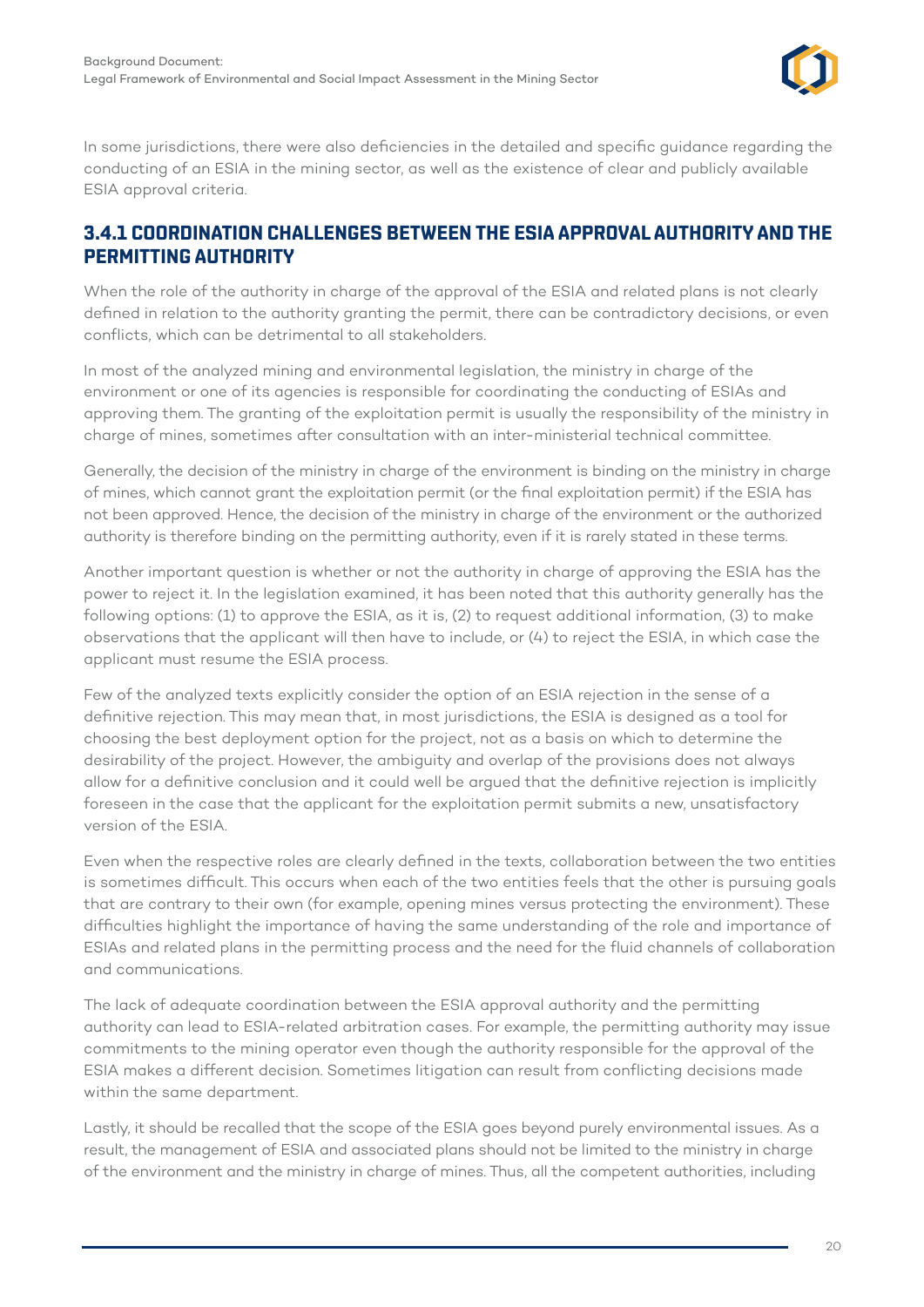In some jurisdictions, there were also deficiencies in the detailed and specific guidance regarding the conducting of an ESIA in the mining sector, as well as the existence of clear and publicly available ESIA approval criteria.

### 3.4.1 COORDINATION CHALLENGES BETWEEN THE ESIA APPROVAL AUTHORITY AND THE PERMITTING AUTHORITY

When the role of the authority in charge of the approval of the ESIA and related plans is not clearly defined in relation to the authority granting the permit, there can be contradictory decisions, or even conflicts, which can be detrimental to all stakeholders.

In most of the analyzed mining and environmental legislation, the ministry in charge of the environment or one of its agencies is responsible for coordinating the conducting of ESIAs and approving them. The granting of the exploitation permit is usually the responsibility of the ministry in charge of mines, sometimes after consultation with an inter-ministerial technical committee.

Generally, the decision of the ministry in charge of the environment is binding on the ministry in charge of mines, which cannot grant the exploitation permit (or the final exploitation permit) if the ESIA has not been approved. Hence, the decision of the ministry in charge of the environment or the authorized authority is therefore binding on the permitting authority, even if it is rarely stated in these terms.

Another important question is whether or not the authority in charge of approving the ESIA has the power to reject it. In the legislation examined, it has been noted that this authority generally has the following options: (1) to approve the ESIA, as it is, (2) to request additional information, (3) to make observations that the applicant will then have to include, or (4) to reject the ESIA, in which case the applicant must resume the ESIA process.

Few of the analyzed texts explicitly consider the option of an ESIA rejection in the sense of a definitive rejection. This may mean that, in most jurisdictions, the ESIA is designed as a tool for choosing the best deployment option for the project, not as a basis on which to determine the desirability of the project. However, the ambiguity and overlap of the provisions does not always allow for a definitive conclusion and it could well be argued that the definitive rejection is implicitly foreseen in the case that the applicant for the exploitation permit submits a new, unsatisfactory version of the ESIA.

Even when the respective roles are clearly defined in the texts, collaboration between the two entities is sometimes difficult. This occurs when each of the two entities feels that the other is pursuing goals that are contrary to their own (for example, opening mines versus protecting the environment). These difficulties highlight the importance of having the same understanding of the role and importance of ESIAs and related plans in the permitting process and the need for the fluid channels of collaboration and communications.

The lack of adequate coordination between the ESIA approval authority and the permitting authority can lead to ESIA-related arbitration cases. For example, the permitting authority may issue commitments to the mining operator even though the authority responsible for the approval of the ESIA makes a different decision. Sometimes litigation can result from conflicting decisions made within the same department.

Lastly, it should be recalled that the scope of the ESIA goes beyond purely environmental issues. As a result, the management of ESIA and associated plans should not be limited to the ministry in charge of the environment and the ministry in charge of mines. Thus, all the competent authorities, including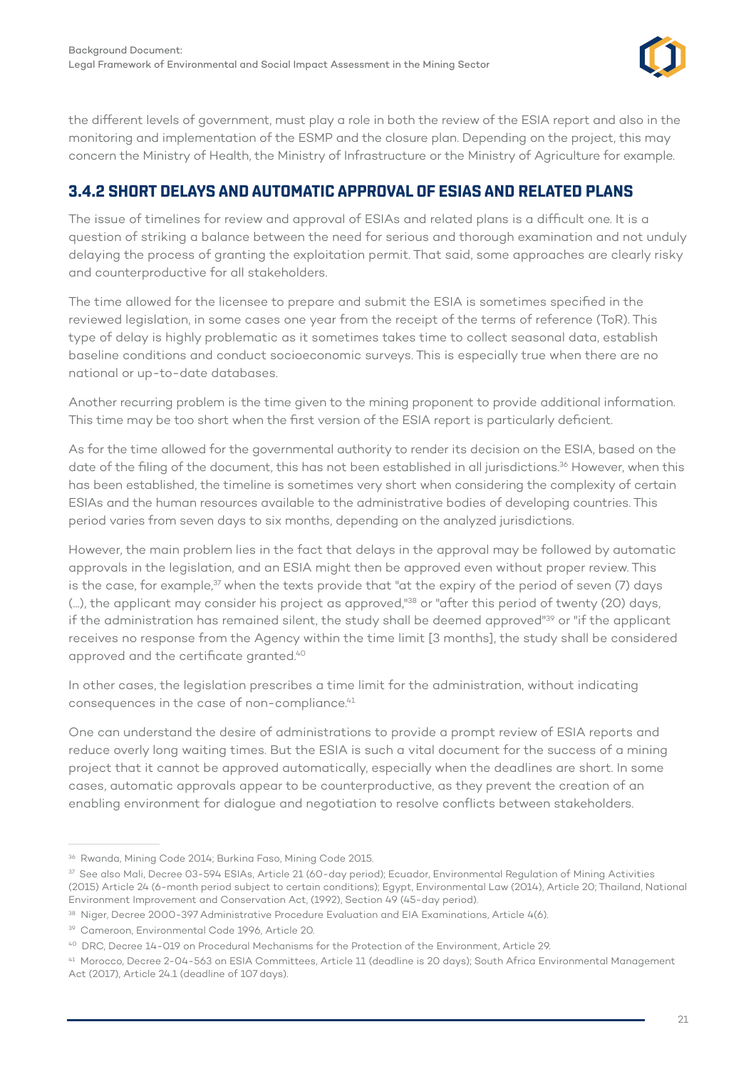the different levels of government, must play a role in both the review of the ESIA report and also in the monitoring and implementation of the ESMP and the closure plan. Depending on the project, this may concern the Ministry of Health, the Ministry of Infrastructure or the Ministry of Agriculture for example.

### 3.4.2 SHORT DELAYS AND AUTOMATIC APPROVAL OF ESIAS AND RELATED PLANS

The issue of timelines for review and approval of ESIAs and related plans is a difficult one. It is a question of striking a balance between the need for serious and thorough examination and not unduly delaying the process of granting the exploitation permit. That said, some approaches are clearly risky and counterproductive for all stakeholders.

The time allowed for the licensee to prepare and submit the ESIA is sometimes specified in the reviewed legislation, in some cases one year from the receipt of the terms of reference (ToR). This type of delay is highly problematic as it sometimes takes time to collect seasonal data, establish baseline conditions and conduct socioeconomic surveys. This is especially true when there are no national or up-to-date databases.

Another recurring problem is the time given to the mining proponent to provide additional information. This time may be too short when the first version of the ESIA report is particularly deficient.

As for the time allowed for the governmental authority to render its decision on the ESIA, based on the date of the filing of the document, this has not been established in all jurisdictions.[36] However, when this has been established, the timeline is sometimes very short when considering the complexity of certain ESIAs and the human resources available to the administrative bodies of developing countries. This period varies from seven days to six months, depending on the analyzed jurisdictions.

However, the main problem lies in the fact that delays in the approval may be followed by automatic approvals in the legislation, and an ESIA might then be approved even without proper review. This is the case, for example,[37] when the texts provide that "at the expiry of the period of seven (7) days (...), the applicant may consider his project as approved,"[38] or "after this period of twenty (20) days, if the administration has remained silent, the study shall be deemed approved"[39] or "if the applicant receives no response from the Agency within the time limit [3 months], the study shall be considered approved and the certificate granted.[40]

In other cases, the legislation prescribes a time limit for the administration, without indicating consequences in the case of non-compliance.[41]

One can understand the desire of administrations to provide a prompt review of ESIA reports and reduce overly long waiting times. But the ESIA is such a vital document for the success of a mining project that it cannot be approved automatically, especially when the deadlines are short. In some cases, automatic approvals appear to be counterproductive, as they prevent the creation of an enabling environment for dialogue and negotiation to resolve conflicts between stakeholders.

---

[36] Rwanda, Mining Code 2014; Burkina Faso, Mining Code 2015.

[37] See also Mali, Decree 03-594 ESIAs, Article 21 (60-day period); Ecuador, Environmental Regulation of Mining Activities (2015) Article 24 (6-month period subject to certain conditions); Egypt, Environmental Law (2014), Article 20; Thailand, National Environment Improvement and Conservation Act, (1992), Section 49 (45-day period).

[38] Niger, Decree 2000-397 Administrative Procedure Evaluation and EIA Examinations, Article 4(6).

[39] Cameroon, Environmental Code 1996, Article 20.

[40] DRC, Decree 14-019 on Procedural Mechanisms for the Protection of the Environment, Article 29.

[41] Morocco, Decree 2-04-563 on ESIA Committees, Article 11 (deadline is 20 days); South Africa Environmental Management Act (2017), Article 24.1 (deadline of 107 days).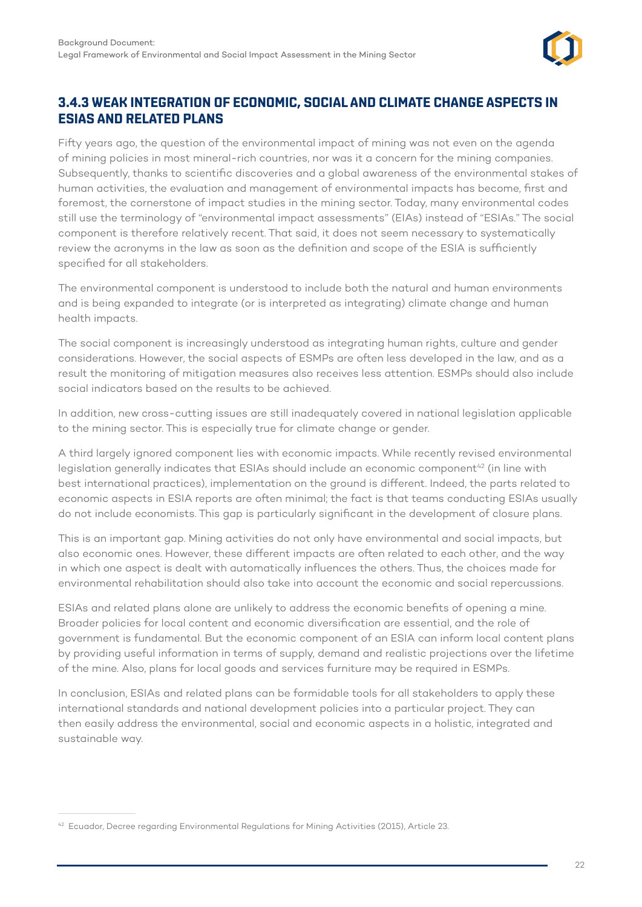### 3.4.3 WEAK INTEGRATION OF ECONOMIC, SOCIAL AND CLIMATE CHANGE ASPECTS IN ESIAS AND RELATED PLANS

Fifty years ago, the question of the environmental impact of mining was not even on the agenda of mining policies in most mineral-rich countries, nor was it a concern for the mining companies. Subsequently, thanks to scientific discoveries and a global awareness of the environmental stakes of human activities, the evaluation and management of environmental impacts has become, first and foremost, the cornerstone of impact studies in the mining sector. Today, many environmental codes still use the terminology of "environmental impact assessments" (EIAs) instead of "ESIAs." The social component is therefore relatively recent. That said, it does not seem necessary to systematically review the acronyms in the law as soon as the definition and scope of the ESIA is sufficiently specified for all stakeholders.

The environmental component is understood to include both the natural and human environments and is being expanded to integrate (or is interpreted as integrating) climate change and human health impacts.

The social component is increasingly understood as integrating human rights, culture and gender considerations. However, the social aspects of ESMPs are often less developed in the law, and as a result the monitoring of mitigation measures also receives less attention. ESMPs should also include social indicators based on the results to be achieved.

In addition, new cross-cutting issues are still inadequately covered in national legislation applicable to the mining sector. This is especially true for climate change or gender.

A third largely ignored component lies with economic impacts. While recently revised environmental legislation generally indicates that ESIAs should include an economic component[42] (in line with best international practices), implementation on the ground is different. Indeed, the parts related to economic aspects in ESIA reports are often minimal; the fact is that teams conducting ESIAs usually do not include economists. This gap is particularly significant in the development of closure plans.

This is an important gap. Mining activities do not only have environmental and social impacts, but also economic ones. However, these different impacts are often related to each other, and the way in which one aspect is dealt with automatically influences the others. Thus, the choices made for environmental rehabilitation should also take into account the economic and social repercussions.

ESIAs and related plans alone are unlikely to address the economic benefits of opening a mine. Broader policies for local content and economic diversification are essential, and the role of government is fundamental. But the economic component of an ESIA can inform local content plans by providing useful information in terms of supply, demand and realistic projections over the lifetime of the mine. Also, plans for local goods and services furniture may be required in ESMPs.

In conclusion, ESIAs and related plans can be formidable tools for all stakeholders to apply these international standards and national development policies into a particular project. They can then easily address the environmental, social and economic aspects in a holistic, integrated and sustainable way.

---

[42] Ecuador, Decree regarding Environmental Regulations for Mining Activities (2015), Article 23.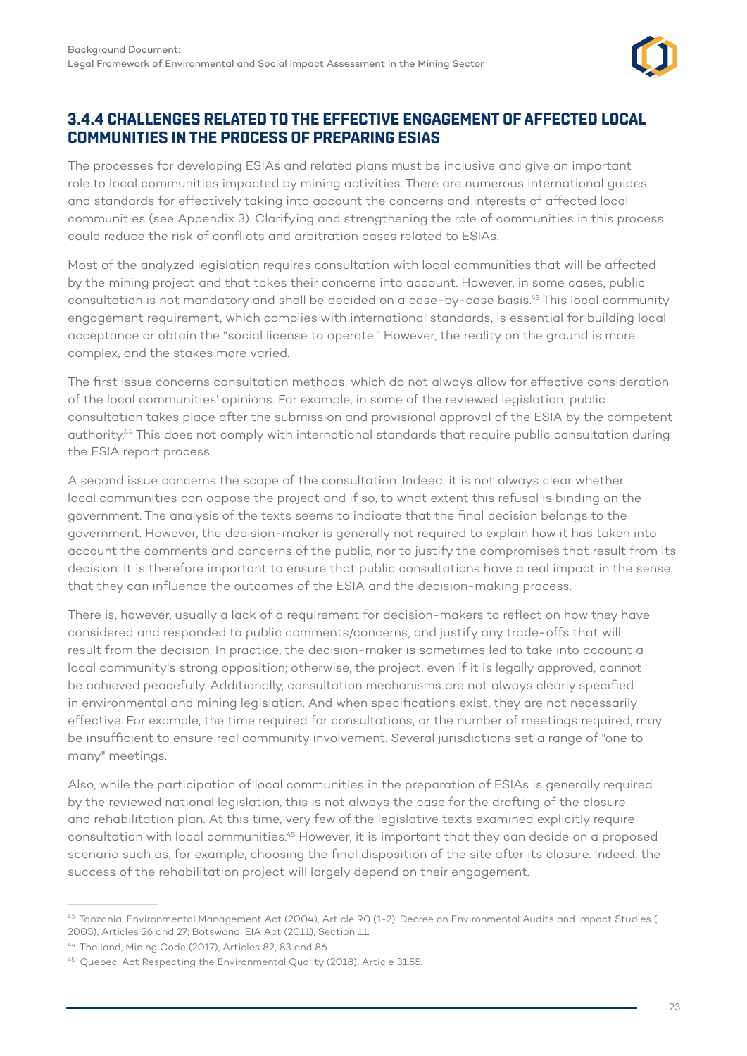### 3.4.4 CHALLENGES RELATED TO THE EFFECTIVE ENGAGEMENT OF AFFECTED LOCAL COMMUNITIES IN THE PROCESS OF PREPARING ESIAS

The processes for developing ESIAs and related plans must be inclusive and give an important role to local communities impacted by mining activities. There are numerous international guides and standards for effectively taking into account the concerns and interests of affected local communities (see Appendix 3). Clarifying and strengthening the role of communities in this process could reduce the risk of conflicts and arbitration cases related to ESIAs.

Most of the analyzed legislation requires consultation with local communities that will be affected by the mining project and that takes their concerns into account. However, in some cases, public consultation is not mandatory and shall be decided on a case-by-case basis.[43] This local community engagement requirement, which complies with international standards, is essential for building local acceptance or obtain the "social license to operate." However, the reality on the ground is more complex, and the stakes more varied.

The first issue concerns consultation methods, which do not always allow for effective consideration of the local communities' opinions. For example, in some of the reviewed legislation, public consultation takes place after the submission and provisional approval of the ESIA by the competent authority.[44] This does not comply with international standards that require public consultation during the ESIA report process.

A second issue concerns the scope of the consultation. Indeed, it is not always clear whether local communities can oppose the project and if so, to what extent this refusal is binding on the government. The analysis of the texts seems to indicate that the final decision belongs to the government. However, the decision-maker is generally not required to explain how it has taken into account the comments and concerns of the public, nor to justify the compromises that result from its decision. It is therefore important to ensure that public consultations have a real impact in the sense that they can influence the outcomes of the ESIA and the decision-making process.

There is, however, usually a lack of a requirement for decision-makers to reflect on how they have considered and responded to public comments/concerns, and justify any trade-offs that will result from the decision. In practice, the decision-maker is sometimes led to take into account a local community's strong opposition; otherwise, the project, even if it is legally approved, cannot be achieved peacefully. Additionally, consultation mechanisms are not always clearly specified in environmental and mining legislation. And when specifications exist, they are not necessarily effective. For example, the time required for consultations, or the number of meetings required, may be insufficient to ensure real community involvement. Several jurisdictions set a range of "one to many" meetings.

Also, while the participation of local communities in the preparation of ESIAs is generally required by the reviewed national legislation, this is not always the case for the drafting of the closure and rehabilitation plan. At this time, very few of the legislative texts examined explicitly require consultation with local communities.[45] However, it is important that they can decide on a proposed scenario such as, for example, choosing the final disposition of the site after its closure. Indeed, the success of the rehabilitation project will largely depend on their engagement.

---

[43] Tanzania, Environmental Management Act (2004), Article 90 (1-2); Decree on Environmental Audits and Impact Studies ( 2005), Articles 26 and 27; Botswana, EIA Act (2011), Section 11.

[44] Thailand, Mining Code (2017), Articles 82, 83 and 86.

[45] Quebec, Act Respecting the Environmental Quality (2018), Article 31.55.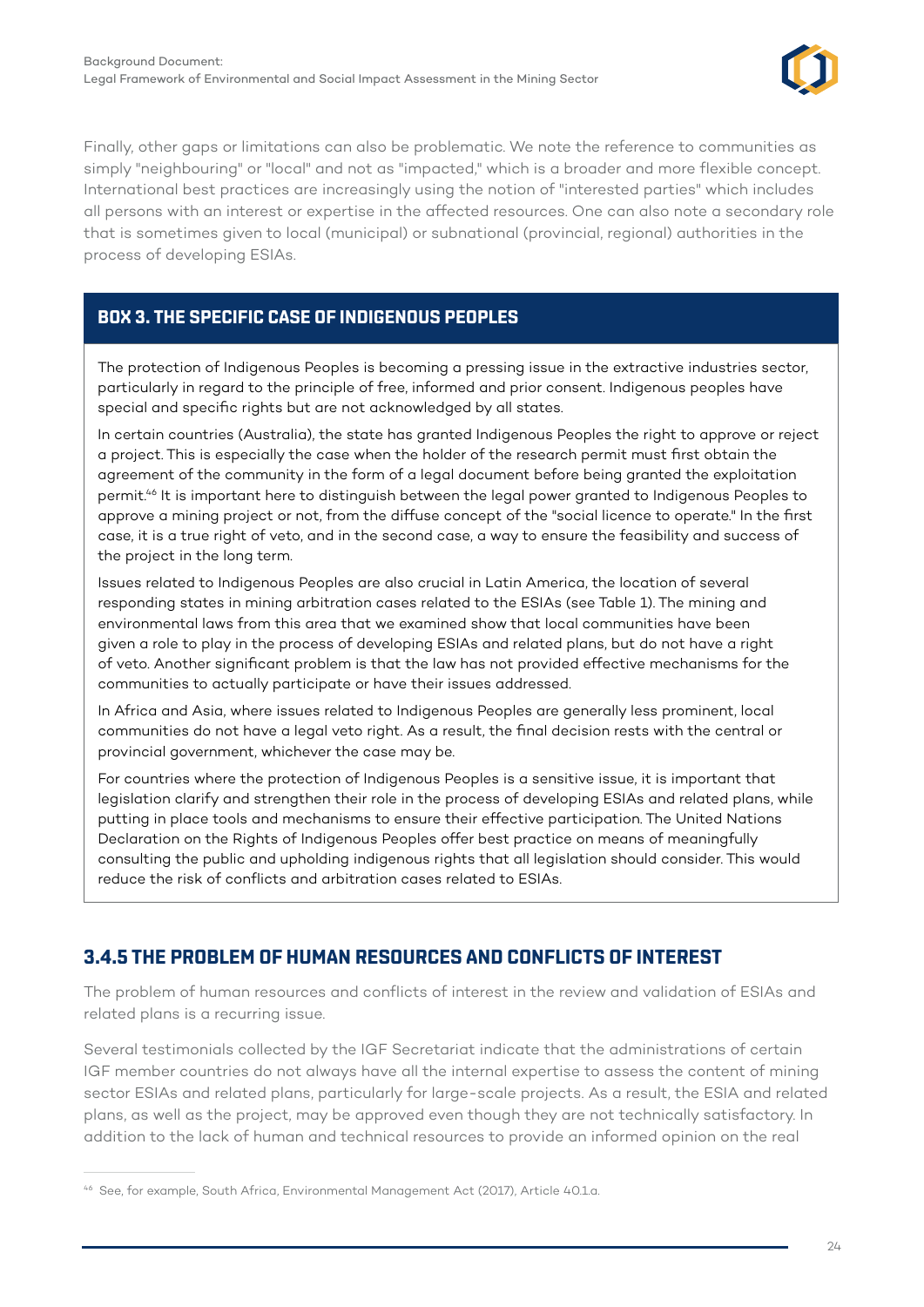Finally, other gaps or limitations can also be problematic. We note the reference to communities as simply "neighbouring" or "local" and not as "impacted," which is a broader and more flexible concept. International best practices are increasingly using the notion of "interested parties" which includes all persons with an interest or expertise in the affected resources. One can also note a secondary role that is sometimes given to local (municipal) or subnational (provincial, regional) authorities in the process of developing ESIAs.

### BOX 3. THE SPECIFIC CASE OF INDIGENOUS PEOPLES

The protection of Indigenous Peoples is becoming a pressing issue in the extractive industries sector, particularly in regard to the principle of free, informed and prior consent. Indigenous peoples have special and specific rights but are not acknowledged by all states.

In certain countries (Australia), the state has granted Indigenous Peoples the right to approve or reject a project. This is especially the case when the holder of the research permit must first obtain the agreement of the community in the form of a legal document before being granted the exploitation permit.[46] It is important here to distinguish between the legal power granted to Indigenous Peoples to approve a mining project or not, from the diffuse concept of the "social licence to operate." In the first case, it is a true right of veto, and in the second case, a way to ensure the feasibility and success of the project in the long term.

Issues related to Indigenous Peoples are also crucial in Latin America, the location of several responding states in mining arbitration cases related to the ESIAs (see Table 1). The mining and environmental laws from this area that we examined show that local communities have been given a role to play in the process of developing ESIAs and related plans, but do not have a right of veto. Another significant problem is that the law has not provided effective mechanisms for the communities to actually participate or have their issues addressed.

In Africa and Asia, where issues related to Indigenous Peoples are generally less prominent, local communities do not have a legal veto right. As a result, the final decision rests with the central or provincial government, whichever the case may be.

For countries where the protection of Indigenous Peoples is a sensitive issue, it is important that legislation clarify and strengthen their role in the process of developing ESIAs and related plans, while putting in place tools and mechanisms to ensure their effective participation. The United Nations Declaration on the Rights of Indigenous Peoples offer best practice on means of meaningfully consulting the public and upholding indigenous rights that all legislation should consider. This would reduce the risk of conflicts and arbitration cases related to ESIAs.

### 3.4.5 THE PROBLEM OF HUMAN RESOURCES AND CONFLICTS OF INTEREST

The problem of human resources and conflicts of interest in the review and validation of ESIAs and related plans is a recurring issue.

Several testimonials collected by the IGF Secretariat indicate that the administrations of certain IGF member countries do not always have all the internal expertise to assess the content of mining sector ESIAs and related plans, particularly for large-scale projects. As a result, the ESIA and related plans, as well as the project, may be approved even though they are not technically satisfactory. In addition to the lack of human and technical resources to provide an informed opinion on the real

---

[46] See, for example, South Africa, Environmental Management Act (2017), Article 40.1.a.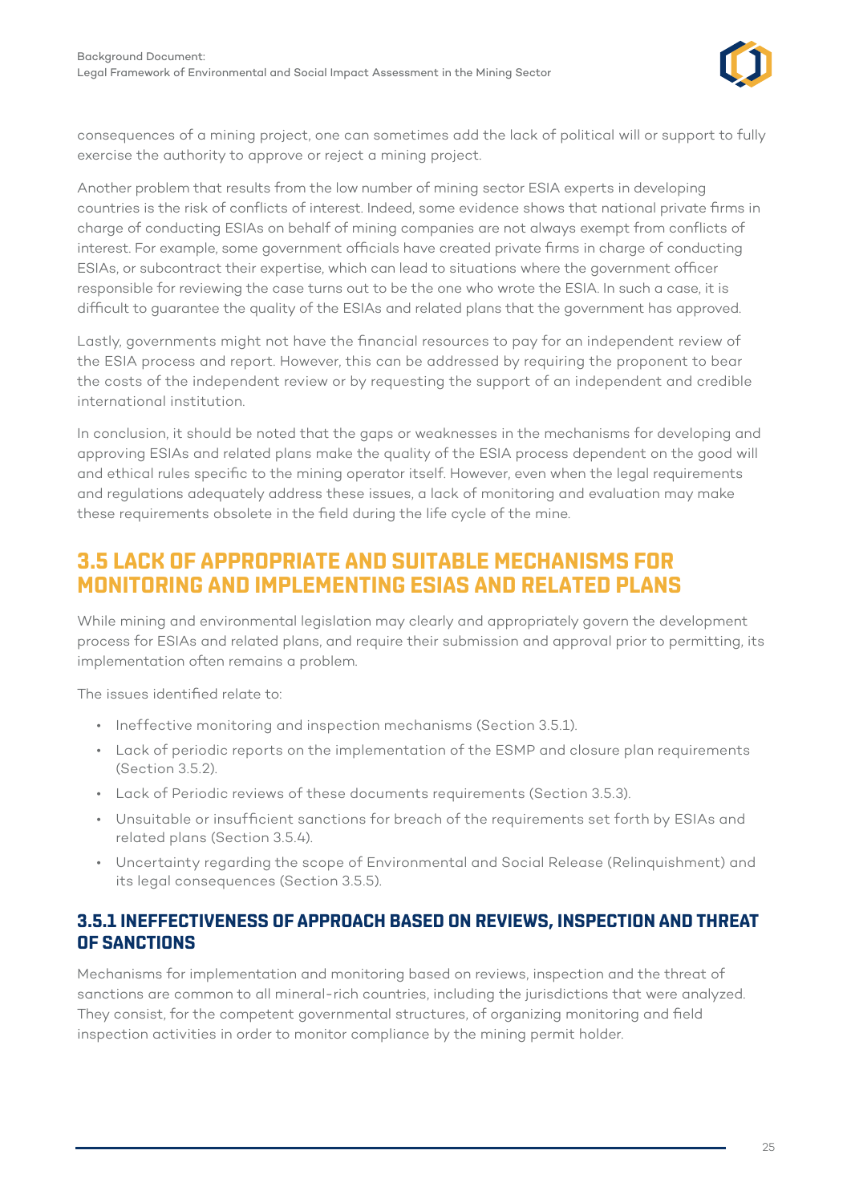consequences of a mining project, one can sometimes add the lack of political will or support to fully exercise the authority to approve or reject a mining project.

Another problem that results from the low number of mining sector ESIA experts in developing countries is the risk of conflicts of interest. Indeed, some evidence shows that national private firms in charge of conducting ESIAs on behalf of mining companies are not always exempt from conflicts of interest. For example, some government officials have created private firms in charge of conducting ESIAs, or subcontract their expertise, which can lead to situations where the government officer responsible for reviewing the case turns out to be the one who wrote the ESIA. In such a case, it is difficult to guarantee the quality of the ESIAs and related plans that the government has approved.

Lastly, governments might not have the financial resources to pay for an independent review of the ESIA process and report. However, this can be addressed by requiring the proponent to bear the costs of the independent review or by requesting the support of an independent and credible international institution.

In conclusion, it should be noted that the gaps or weaknesses in the mechanisms for developing and approving ESIAs and related plans make the quality of the ESIA process dependent on the good will and ethical rules specific to the mining operator itself. However, even when the legal requirements and regulations adequately address these issues, a lack of monitoring and evaluation may make these requirements obsolete in the field during the life cycle of the mine.

## 3.5 LACK OF APPROPRIATE AND SUITABLE MECHANISMS FOR MONITORING AND IMPLEMENTING ESIAS AND RELATED PLANS

While mining and environmental legislation may clearly and appropriately govern the development process for ESIAs and related plans, and require their submission and approval prior to permitting, its implementation often remains a problem.

The issues identified relate to:

- Ineffective monitoring and inspection mechanisms (Section 3.5.1).
- Lack of periodic reports on the implementation of the ESMP and closure plan requirements (Section 3.5.2).
- Lack of Periodic reviews of these documents requirements (Section 3.5.3).
- Unsuitable or insufficient sanctions for breach of the requirements set forth by ESIAs and related plans (Section 3.5.4).
- Uncertainty regarding the scope of Environmental and Social Release (Relinquishment) and its legal consequences (Section 3.5.5).

### 3.5.1 INEFFECTIVENESS OF APPROACH BASED ON REVIEWS, INSPECTION AND THREAT OF SANCTIONS

Mechanisms for implementation and monitoring based on reviews, inspection and the threat of sanctions are common to all mineral-rich countries, including the jurisdictions that were analyzed. They consist, for the competent governmental structures, of organizing monitoring and field inspection activities in order to monitor compliance by the mining permit holder.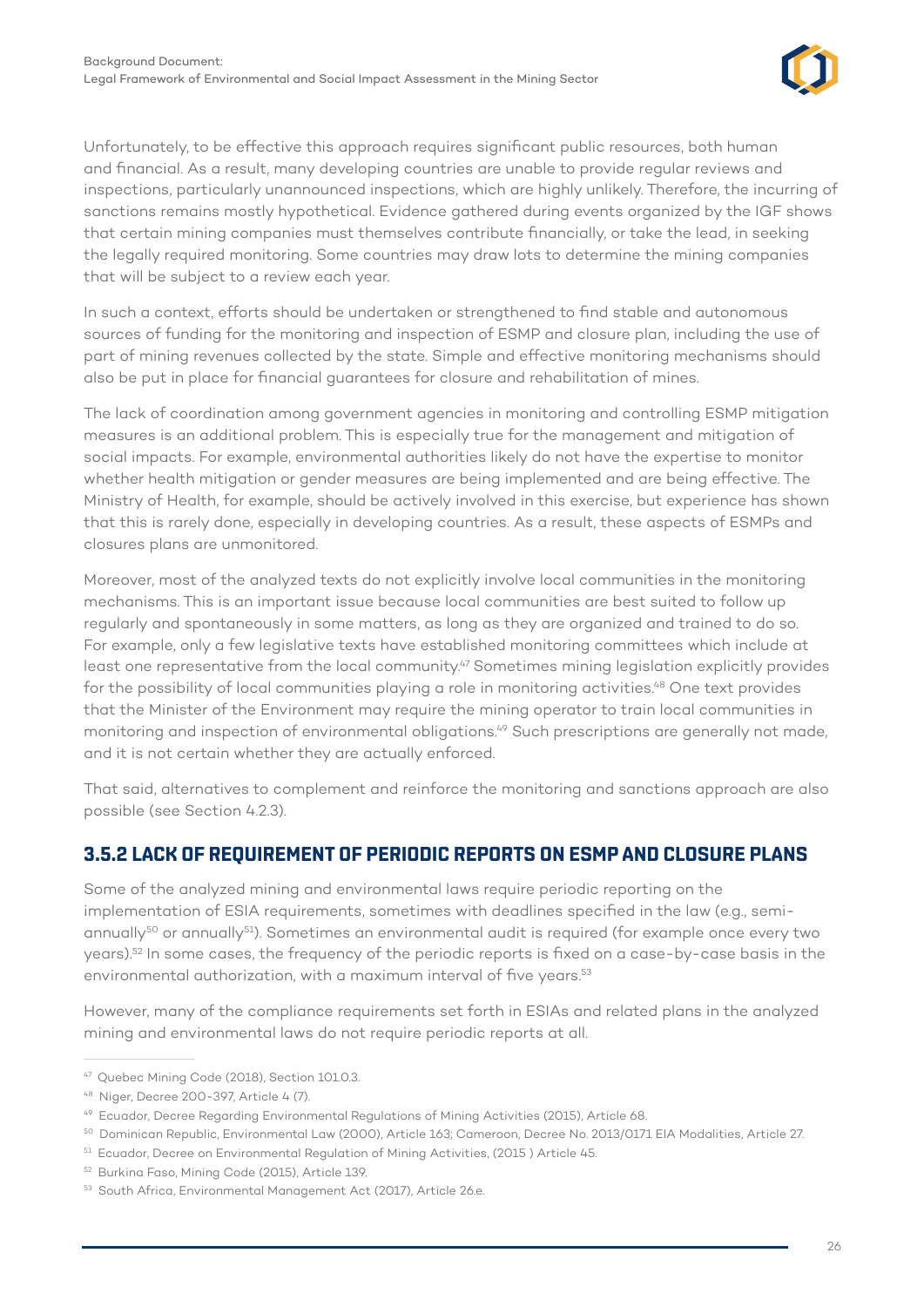Unfortunately, to be effective this approach requires significant public resources, both human and financial. As a result, many developing countries are unable to provide regular reviews and inspections, particularly unannounced inspections, which are highly unlikely. Therefore, the incurring of sanctions remains mostly hypothetical. Evidence gathered during events organized by the IGF shows that certain mining companies must themselves contribute financially, or take the lead, in seeking the legally required monitoring. Some countries may draw lots to determine the mining companies that will be subject to a review each year.

In such a context, efforts should be undertaken or strengthened to find stable and autonomous sources of funding for the monitoring and inspection of ESMP and closure plan, including the use of part of mining revenues collected by the state. Simple and effective monitoring mechanisms should also be put in place for financial guarantees for closure and rehabilitation of mines.

The lack of coordination among government agencies in monitoring and controlling ESMP mitigation measures is an additional problem. This is especially true for the management and mitigation of social impacts. For example, environmental authorities likely do not have the expertise to monitor whether health mitigation or gender measures are being implemented and are being effective. The Ministry of Health, for example, should be actively involved in this exercise, but experience has shown that this is rarely done, especially in developing countries. As a result, these aspects of ESMPs and closures plans are unmonitored.

Moreover, most of the analyzed texts do not explicitly involve local communities in the monitoring mechanisms. This is an important issue because local communities are best suited to follow up regularly and spontaneously in some matters, as long as they are organized and trained to do so. For example, only a few legislative texts have established monitoring committees which include at least one representative from the local community.[47] Sometimes mining legislation explicitly provides for the possibility of local communities playing a role in monitoring activities.[48] One text provides that the Minister of the Environment may require the mining operator to train local communities in monitoring and inspection of environmental obligations.[49] Such prescriptions are generally not made, and it is not certain whether they are actually enforced.

That said, alternatives to complement and reinforce the monitoring and sanctions approach are also possible (see Section 4.2.3).

## 3.5.2 LACK OF REQUIREMENT OF PERIODIC REPORTS ON ESMP AND CLOSURE PLANS

Some of the analyzed mining and environmental laws require periodic reporting on the implementation of ESIA requirements, sometimes with deadlines specified in the law (e.g., semi-annually[50] or annually[51]). Sometimes an environmental audit is required (for example once every two years).[52] In some cases, the frequency of the periodic reports is fixed on a case-by-case basis in the environmental authorization, with a maximum interval of five years.[53]

However, many of the compliance requirements set forth in ESIAs and related plans in the analyzed mining and environmental laws do not require periodic reports at all.

---

[47] Quebec Mining Code (2018), Section 101.0.3.

[48] Niger, Decree 200-397, Article 4 (7).

[49] Ecuador, Decree Regarding Environmental Regulations of Mining Activities (2015), Article 68.

[50] Dominican Republic, Environmental Law (2000), Article 163; Cameroon, Decree No. 2013/0171 EIA Modalities, Article 27.

[51] Ecuador, Decree on Environmental Regulation of Mining Activities, (2015 ) Article 45.

[52] Burkina Faso, Mining Code (2015), Article 139.

[53] South Africa, Environmental Management Act (2017), Article 26.e.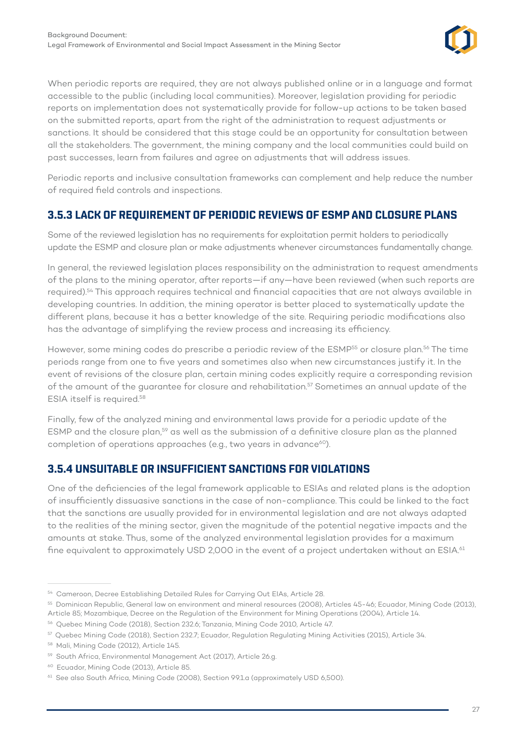When periodic reports are required, they are not always published online or in a language and format accessible to the public (including local communities). Moreover, legislation providing for periodic reports on implementation does not systematically provide for follow-up actions to be taken based on the submitted reports, apart from the right of the administration to request adjustments or sanctions. It should be considered that this stage could be an opportunity for consultation between all the stakeholders. The government, the mining company and the local communities could build on past successes, learn from failures and agree on adjustments that will address issues.

Periodic reports and inclusive consultation frameworks can complement and help reduce the number of required field controls and inspections.

### 3.5.3 LACK OF REQUIREMENT OF PERIODIC REVIEWS OF ESMP AND CLOSURE PLANS

Some of the reviewed legislation has no requirements for exploitation permit holders to periodically update the ESMP and closure plan or make adjustments whenever circumstances fundamentally change.

In general, the reviewed legislation places responsibility on the administration to request amendments of the plans to the mining operator, after reports—if any—have been reviewed (when such reports are required).[54] This approach requires technical and financial capacities that are not always available in developing countries. In addition, the mining operator is better placed to systematically update the different plans, because it has a better knowledge of the site. Requiring periodic modifications also has the advantage of simplifying the review process and increasing its efficiency.

However, some mining codes do prescribe a periodic review of the ESMP[55] or closure plan.[56] The time periods range from one to five years and sometimes also when new circumstances justify it. In the event of revisions of the closure plan, certain mining codes explicitly require a corresponding revision of the amount of the guarantee for closure and rehabilitation.[57] Sometimes an annual update of the ESIA itself is required.[58]

Finally, few of the analyzed mining and environmental laws provide for a periodic update of the ESMP and the closure plan,[59] as well as the submission of a definitive closure plan as the planned completion of operations approaches (e.g., two years in advance[60]).

### 3.5.4 UNSUITABLE OR INSUFFICIENT SANCTIONS FOR VIOLATIONS

One of the deficiencies of the legal framework applicable to ESIAs and related plans is the adoption of insufficiently dissuasive sanctions in the case of non-compliance. This could be linked to the fact that the sanctions are usually provided for in environmental legislation and are not always adapted to the realities of the mining sector, given the magnitude of the potential negative impacts and the amounts at stake. Thus, some of the analyzed environmental legislation provides for a maximum fine equivalent to approximately USD 2,000 in the event of a project undertaken without an ESIA.[61]

---

[54] Cameroon, Decree Establishing Detailed Rules for Carrying Out EIAs, Article 28.

[55] Dominican Republic, General law on environment and mineral resources (2008), Articles 45-46; Ecuador, Mining Code (2013), Article 85; Mozambique, Decree on the Regulation of the Environment for Mining Operations (2004), Article 14.

[56] Quebec Mining Code (2018), Section 232.6; Tanzania, Mining Code 2010, Article 47.

[57] Quebec Mining Code (2018), Section 232.7; Ecuador, Regulation Regulating Mining Activities (2015), Article 34.

[58] Mali, Mining Code (2012), Article 145.

[59] South Africa, Environmental Management Act (2017), Article 26.g.

[60] Ecuador, Mining Code (2013), Article 85.

[61] See also South Africa, Mining Code (2008), Section 99.1.a (approximately USD 6,500).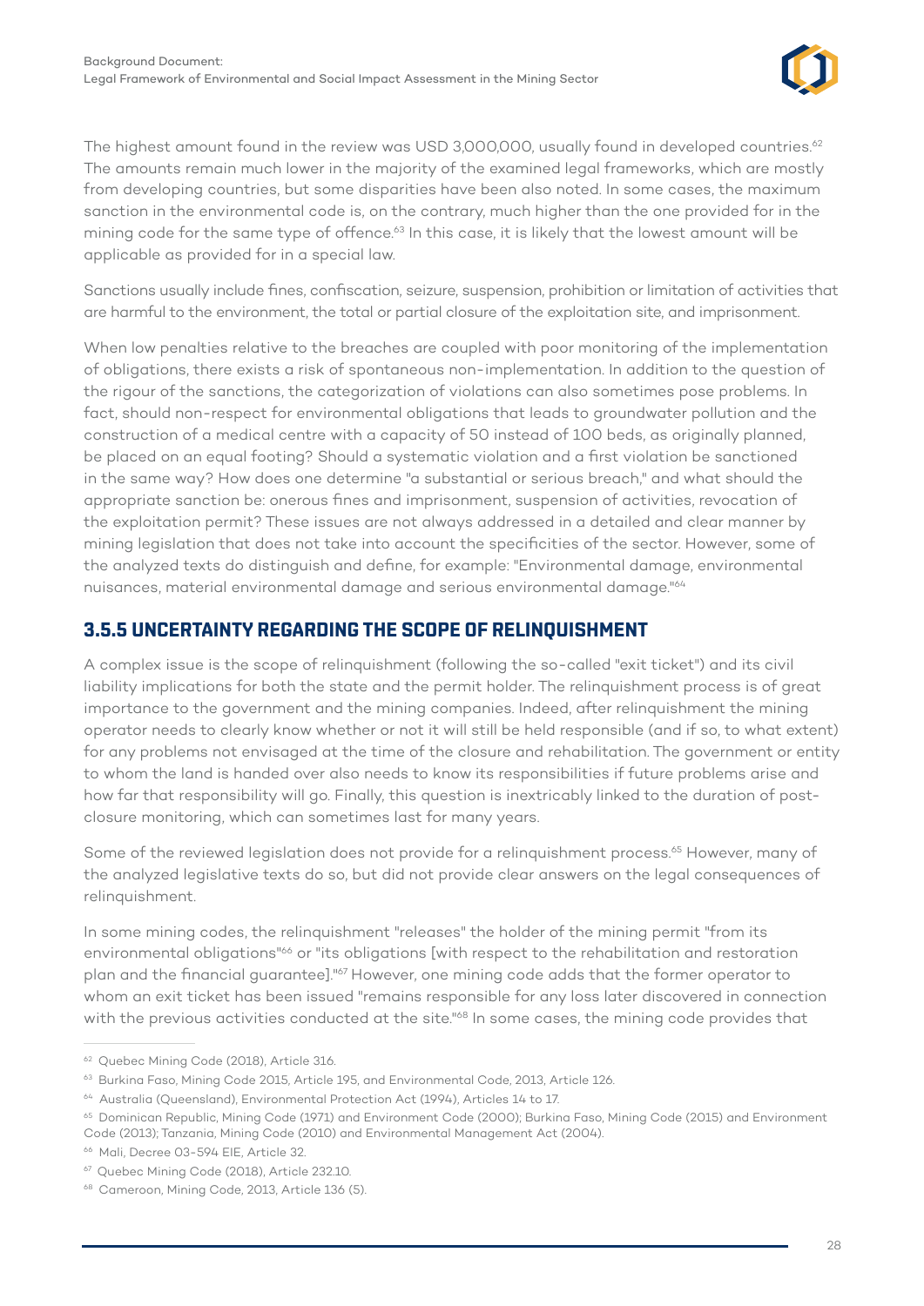The highest amount found in the review was USD 3,000,000, usually found in developed countries.[62] The amounts remain much lower in the majority of the examined legal frameworks, which are mostly from developing countries, but some disparities have been also noted. In some cases, the maximum sanction in the environmental code is, on the contrary, much higher than the one provided for in the mining code for the same type of offence.[63] In this case, it is likely that the lowest amount will be applicable as provided for in a special law.

Sanctions usually include fines, confiscation, seizure, suspension, prohibition or limitation of activities that are harmful to the environment, the total or partial closure of the exploitation site, and imprisonment.

When low penalties relative to the breaches are coupled with poor monitoring of the implementation of obligations, there exists a risk of spontaneous non-implementation. In addition to the question of the rigour of the sanctions, the categorization of violations can also sometimes pose problems. In fact, should non-respect for environmental obligations that leads to groundwater pollution and the construction of a medical centre with a capacity of 50 instead of 100 beds, as originally planned, be placed on an equal footing? Should a systematic violation and a first violation be sanctioned in the same way? How does one determine "a substantial or serious breach," and what should the appropriate sanction be: onerous fines and imprisonment, suspension of activities, revocation of the exploitation permit? These issues are not always addressed in a detailed and clear manner by mining legislation that does not take into account the specificities of the sector. However, some of the analyzed texts do distinguish and define, for example: "Environmental damage, environmental nuisances, material environmental damage and serious environmental damage."[64]

## 3.5.5 UNCERTAINTY REGARDING THE SCOPE OF RELINQUISHMENT

A complex issue is the scope of relinquishment (following the so-called "exit ticket") and its civil liability implications for both the state and the permit holder. The relinquishment process is of great importance to the government and the mining companies. Indeed, after relinquishment the mining operator needs to clearly know whether or not it will still be held responsible (and if so, to what extent) for any problems not envisaged at the time of the closure and rehabilitation. The government or entity to whom the land is handed over also needs to know its responsibilities if future problems arise and how far that responsibility will go. Finally, this question is inextricably linked to the duration of post-closure monitoring, which can sometimes last for many years.

Some of the reviewed legislation does not provide for a relinquishment process.[65] However, many of the analyzed legislative texts do so, but did not provide clear answers on the legal consequences of relinquishment.

In some mining codes, the relinquishment "releases" the holder of the mining permit "from its environmental obligations"[66] or "its obligations [with respect to the rehabilitation and restoration plan and the financial guarantee]."[67] However, one mining code adds that the former operator to whom an exit ticket has been issued "remains responsible for any loss later discovered in connection with the previous activities conducted at the site."[68] In some cases, the mining code provides that

---

[62] Quebec Mining Code (2018), Article 316.

[63] Burkina Faso, Mining Code 2015, Article 195, and Environmental Code, 2013, Article 126.

[64] Australia (Queensland), Environmental Protection Act (1994), Articles 14 to 17.

[65] Dominican Republic, Mining Code (1971) and Environment Code (2000); Burkina Faso, Mining Code (2015) and Environment Code (2013); Tanzania, Mining Code (2010) and Environmental Management Act (2004).

[66] Mali, Decree 03-594 EIE, Article 32.

[67] Quebec Mining Code (2018), Article 232.10.

[68] Cameroon, Mining Code, 2013, Article 136 (5).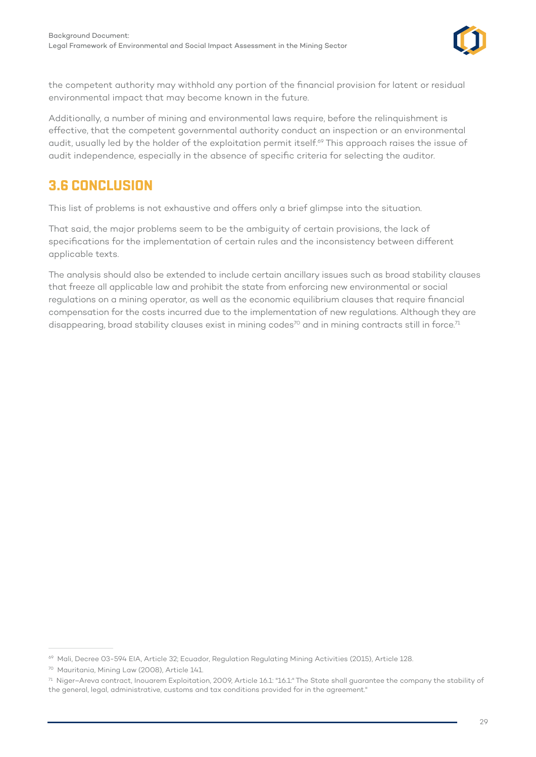the competent authority may withhold any portion of the financial provision for latent or residual environmental impact that may become known in the future.

Additionally, a number of mining and environmental laws require, before the relinquishment is effective, that the competent governmental authority conduct an inspection or an environmental audit, usually led by the holder of the exploitation permit itself.[69] This approach raises the issue of audit independence, especially in the absence of specific criteria for selecting the auditor.

## 3.6 CONCLUSION

This list of problems is not exhaustive and offers only a brief glimpse into the situation.

That said, the major problems seem to be the ambiguity of certain provisions, the lack of specifications for the implementation of certain rules and the inconsistency between different applicable texts.

The analysis should also be extended to include certain ancillary issues such as broad stability clauses that freeze all applicable law and prohibit the state from enforcing new environmental or social regulations on a mining operator, as well as the economic equilibrium clauses that require financial compensation for the costs incurred due to the implementation of new regulations. Although they are disappearing, broad stability clauses exist in mining codes[70] and in mining contracts still in force.[71]

---

[69] Mali, Decree 03-594 EIA, Article 32; Ecuador, Regulation Regulating Mining Activities (2015), Article 128.

[70] Mauritania, Mining Law (2008), Article 141.

[71] Niger–Areva contract, Inouarem Exploitation, 2009, Article 16.1: "16.1:" The State shall guarantee the company the stability of the general, legal, administrative, customs and tax conditions provided for in the agreement."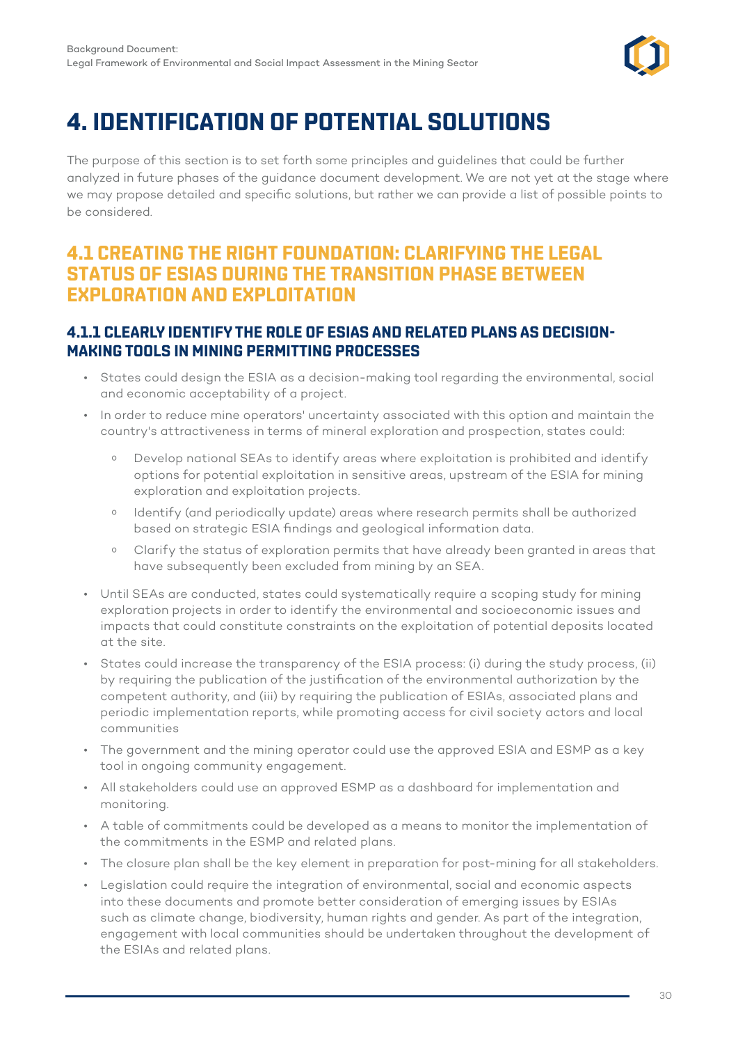# 4. IDENTIFICATION OF POTENTIAL SOLUTIONS

The purpose of this section is to set forth some principles and guidelines that could be further analyzed in future phases of the guidance document development. We are not yet at the stage where we may propose detailed and specific solutions, but rather we can provide a list of possible points to be considered.

## 4.1 CREATING THE RIGHT FOUNDATION: CLARIFYING THE LEGAL STATUS OF ESIAS DURING THE TRANSITION PHASE BETWEEN EXPLORATION AND EXPLOITATION

### 4.1.1 CLEARLY IDENTIFY THE ROLE OF ESIAS AND RELATED PLANS AS DECISION-MAKING TOOLS IN MINING PERMITTING PROCESSES

- States could design the ESIA as a decision-making tool regarding the environmental, social and economic acceptability of a project.
- In order to reduce mine operators' uncertainty associated with this option and maintain the country's attractiveness in terms of mineral exploration and prospection, states could:
  - Develop national SEAs to identify areas where exploitation is prohibited and identify options for potential exploitation in sensitive areas, upstream of the ESIA for mining exploration and exploitation projects.
  - Identify (and periodically update) areas where research permits shall be authorized based on strategic ESIA findings and geological information data.
  - Clarify the status of exploration permits that have already been granted in areas that have subsequently been excluded from mining by an SEA.
- Until SEAs are conducted, states could systematically require a scoping study for mining exploration projects in order to identify the environmental and socioeconomic issues and impacts that could constitute constraints on the exploitation of potential deposits located at the site.
- States could increase the transparency of the ESIA process: (i) during the study process, (ii) by requiring the publication of the justification of the environmental authorization by the competent authority, and (iii) by requiring the publication of ESIAs, associated plans and periodic implementation reports, while promoting access for civil society actors and local communities
- The government and the mining operator could use the approved ESIA and ESMP as a key tool in ongoing community engagement.
- All stakeholders could use an approved ESMP as a dashboard for implementation and monitoring.
- A table of commitments could be developed as a means to monitor the implementation of the commitments in the ESMP and related plans.
- The closure plan shall be the key element in preparation for post-mining for all stakeholders.
- Legislation could require the integration of environmental, social and economic aspects into these documents and promote better consideration of emerging issues by ESIAs such as climate change, biodiversity, human rights and gender. As part of the integration, engagement with local communities should be undertaken throughout the development of the ESIAs and related plans.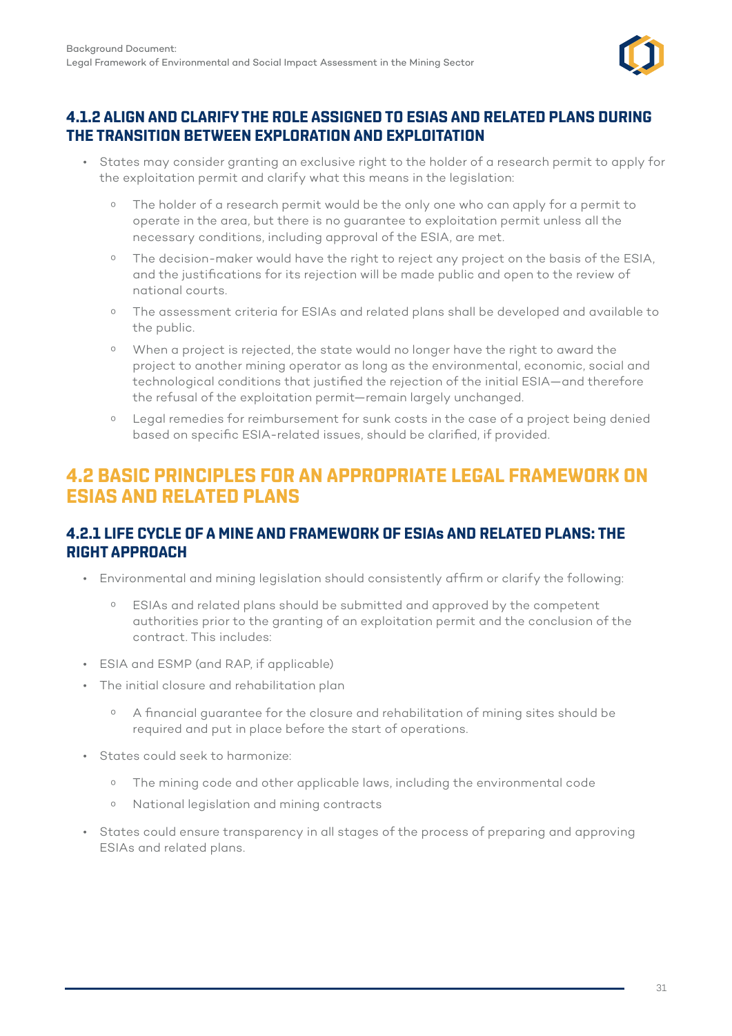### 4.1.2 ALIGN AND CLARIFY THE ROLE ASSIGNED TO ESIAS AND RELATED PLANS DURING THE TRANSITION BETWEEN EXPLORATION AND EXPLOITATION

- States may consider granting an exclusive right to the holder of a research permit to apply for the exploitation permit and clarify what this means in the legislation:
  - The holder of a research permit would be the only one who can apply for a permit to operate in the area, but there is no guarantee to exploitation permit unless all the necessary conditions, including approval of the ESIA, are met.
  - The decision-maker would have the right to reject any project on the basis of the ESIA, and the justifications for its rejection will be made public and open to the review of national courts.
  - The assessment criteria for ESIAs and related plans shall be developed and available to the public.
  - When a project is rejected, the state would no longer have the right to award the project to another mining operator as long as the environmental, economic, social and technological conditions that justified the rejection of the initial ESIA—and therefore the refusal of the exploitation permit—remain largely unchanged.
  - Legal remedies for reimbursement for sunk costs in the case of a project being denied based on specific ESIA-related issues, should be clarified, if provided.

## 4.2 BASIC PRINCIPLES FOR AN APPROPRIATE LEGAL FRAMEWORK ON ESIAS AND RELATED PLANS

### 4.2.1 LIFE CYCLE OF A MINE AND FRAMEWORK OF ESIAs AND RELATED PLANS: THE RIGHT APPROACH

- Environmental and mining legislation should consistently affirm or clarify the following:
  - ESIAs and related plans should be submitted and approved by the competent authorities prior to the granting of an exploitation permit and the conclusion of the contract. This includes:
- ESIA and ESMP (and RAP, if applicable)
- The initial closure and rehabilitation plan
  - A financial guarantee for the closure and rehabilitation of mining sites should be required and put in place before the start of operations.
- States could seek to harmonize:
  - The mining code and other applicable laws, including the environmental code
  - National legislation and mining contracts
- States could ensure transparency in all stages of the process of preparing and approving ESIAs and related plans.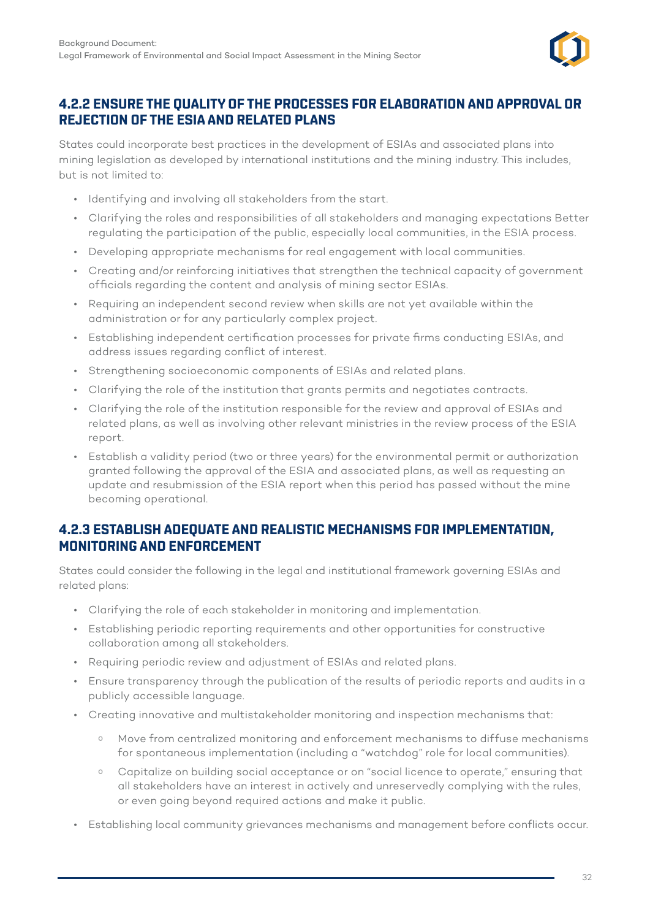### 4.2.2 ENSURE THE QUALITY OF THE PROCESSES FOR ELABORATION AND APPROVAL OR REJECTION OF THE ESIA AND RELATED PLANS

States could incorporate best practices in the development of ESIAs and associated plans into mining legislation as developed by international institutions and the mining industry. This includes, but is not limited to:

- Identifying and involving all stakeholders from the start.
- Clarifying the roles and responsibilities of all stakeholders and managing expectations Better regulating the participation of the public, especially local communities, in the ESIA process.
- Developing appropriate mechanisms for real engagement with local communities.
- Creating and/or reinforcing initiatives that strengthen the technical capacity of government officials regarding the content and analysis of mining sector ESIAs.
- Requiring an independent second review when skills are not yet available within the administration or for any particularly complex project.
- Establishing independent certification processes for private firms conducting ESIAs, and address issues regarding conflict of interest.
- Strengthening socioeconomic components of ESIAs and related plans.
- Clarifying the role of the institution that grants permits and negotiates contracts.
- Clarifying the role of the institution responsible for the review and approval of ESIAs and related plans, as well as involving other relevant ministries in the review process of the ESIA report.
- Establish a validity period (two or three years) for the environmental permit or authorization granted following the approval of the ESIA and associated plans, as well as requesting an update and resubmission of the ESIA report when this period has passed without the mine becoming operational.

### 4.2.3 ESTABLISH ADEQUATE AND REALISTIC MECHANISMS FOR IMPLEMENTATION, MONITORING AND ENFORCEMENT

States could consider the following in the legal and institutional framework governing ESIAs and related plans:

- Clarifying the role of each stakeholder in monitoring and implementation.
- Establishing periodic reporting requirements and other opportunities for constructive collaboration among all stakeholders.
- Requiring periodic review and adjustment of ESIAs and related plans.
- Ensure transparency through the publication of the results of periodic reports and audits in a publicly accessible language.
- Creating innovative and multistakeholder monitoring and inspection mechanisms that:
  - Move from centralized monitoring and enforcement mechanisms to diffuse mechanisms for spontaneous implementation (including a "watchdog" role for local communities).
  - Capitalize on building social acceptance or on "social licence to operate," ensuring that all stakeholders have an interest in actively and unreservedly complying with the rules, or even going beyond required actions and make it public.
- Establishing local community grievances mechanisms and management before conflicts occur.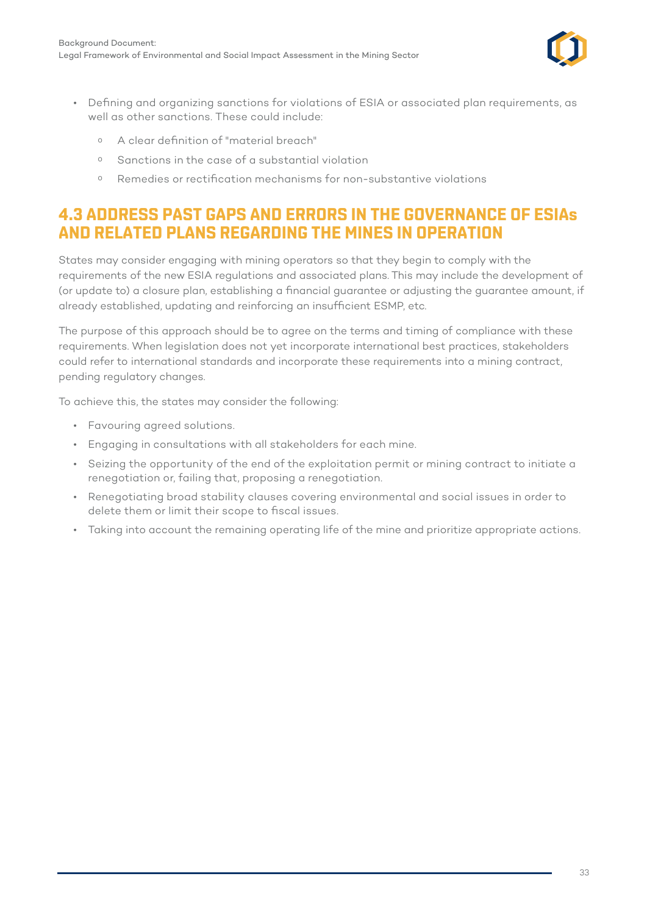- Defining and organizing sanctions for violations of ESIA or associated plan requirements, as well as other sanctions. These could include:
    - A clear definition of "material breach"
    - Sanctions in the case of a substantial violation
    - Remedies or rectification mechanisms for non-substantive violations

## 4.3 ADDRESS PAST GAPS AND ERRORS IN THE GOVERNANCE OF ESIAs AND RELATED PLANS REGARDING THE MINES IN OPERATION

States may consider engaging with mining operators so that they begin to comply with the requirements of the new ESIA regulations and associated plans. This may include the development of (or update to) a closure plan, establishing a financial guarantee or adjusting the guarantee amount, if already established, updating and reinforcing an insufficient ESMP, etc.

The purpose of this approach should be to agree on the terms and timing of compliance with these requirements. When legislation does not yet incorporate international best practices, stakeholders could refer to international standards and incorporate these requirements into a mining contract, pending regulatory changes.

To achieve this, the states may consider the following:

- Favouring agreed solutions.
- Engaging in consultations with all stakeholders for each mine.
- Seizing the opportunity of the end of the exploitation permit or mining contract to initiate a renegotiation or, failing that, proposing a renegotiation.
- Renegotiating broad stability clauses covering environmental and social issues in order to delete them or limit their scope to fiscal issues.
- Taking into account the remaining operating life of the mine and prioritize appropriate actions.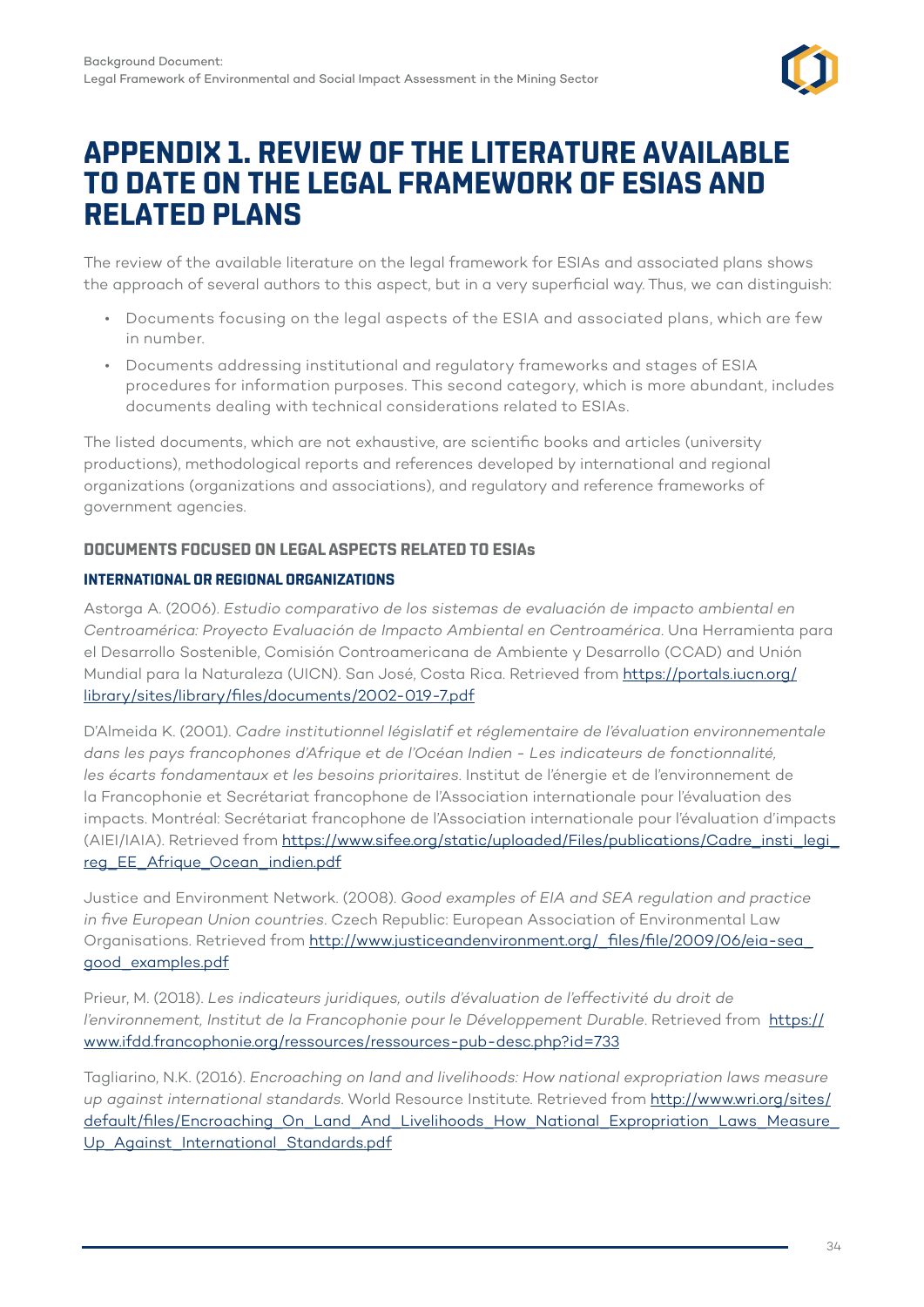# APPENDIX 1. REVIEW OF THE LITERATURE AVAILABLE TO DATE ON THE LEGAL FRAMEWORK OF ESIAS AND RELATED PLANS

The review of the available literature on the legal framework for ESIAs and associated plans shows the approach of several authors to this aspect, but in a very superficial way. Thus, we can distinguish:

- Documents focusing on the legal aspects of the ESIA and associated plans, which are few in number.
- Documents addressing institutional and regulatory frameworks and stages of ESIA procedures for information purposes. This second category, which is more abundant, includes documents dealing with technical considerations related to ESIAs.

The listed documents, which are not exhaustive, are scientific books and articles (university productions), methodological reports and references developed by international and regional organizations (organizations and associations), and regulatory and reference frameworks of government agencies.

## DOCUMENTS FOCUSED ON LEGAL ASPECTS RELATED TO ESIAs

### INTERNATIONAL OR REGIONAL ORGANIZATIONS

Astorga A. (2006). *Estudio comparativo de los sistemas de evaluación de impacto ambiental en Centroamérica: Proyecto Evaluación de Impacto Ambiental en Centroamérica*. Una Herramienta para el Desarrollo Sostenible, Comisión Controamericana de Ambiente y Desarrollo (CCAD) and Unión Mundial para la Naturaleza (UICN). San José, Costa Rica. Retrieved from https://portals.iucn.org/library/sites/library/files/documents/2002-019-7.pdf

D'Almeida K. (2001). *Cadre institutionnel législatif et réglementaire de l'évaluation environnementale dans les pays francophones d'Afrique et de l'Océan Indien - Les indicateurs de fonctionnalité, les écarts fondamentaux et les besoins prioritaires*. Institut de l'énergie et de l'environnement de la Francophonie et Secrétariat francophone de l'Association internationale pour l'évaluation des impacts. Montréal: Secrétariat francophone de l'Association internationale pour l'évaluation d'impacts (AIEI/IAIA). Retrieved from https://www.sifee.org/static/uploaded/Files/publications/Cadre_insti_legi_reg_EE_Afrique_Ocean_indien.pdf

Justice and Environment Network. (2008). *Good examples of EIA and SEA regulation and practice in five European Union countries*. Czech Republic: European Association of Environmental Law Organisations. Retrieved from http://www.justiceandenvironment.org/_files/file/2009/06/eia-sea_good_examples.pdf

Prieur, M. (2018). *Les indicateurs juridiques, outils d'évaluation de l'effectivité du droit de l'environnement, Institut de la Francophonie pour le Développement Durable*. Retrieved from https://www.ifdd.francophonie.org/ressources/ressources-pub-desc.php?id=733

Tagliarino, N.K. (2016). *Encroaching on land and livelihoods: How national expropriation laws measure up against international standards*. World Resource Institute. Retrieved from http://www.wri.org/sites/default/files/Encroaching_On_Land_And_Livelihoods_How_National_Expropriation_Laws_Measure_Up_Against_International_Standards.pdf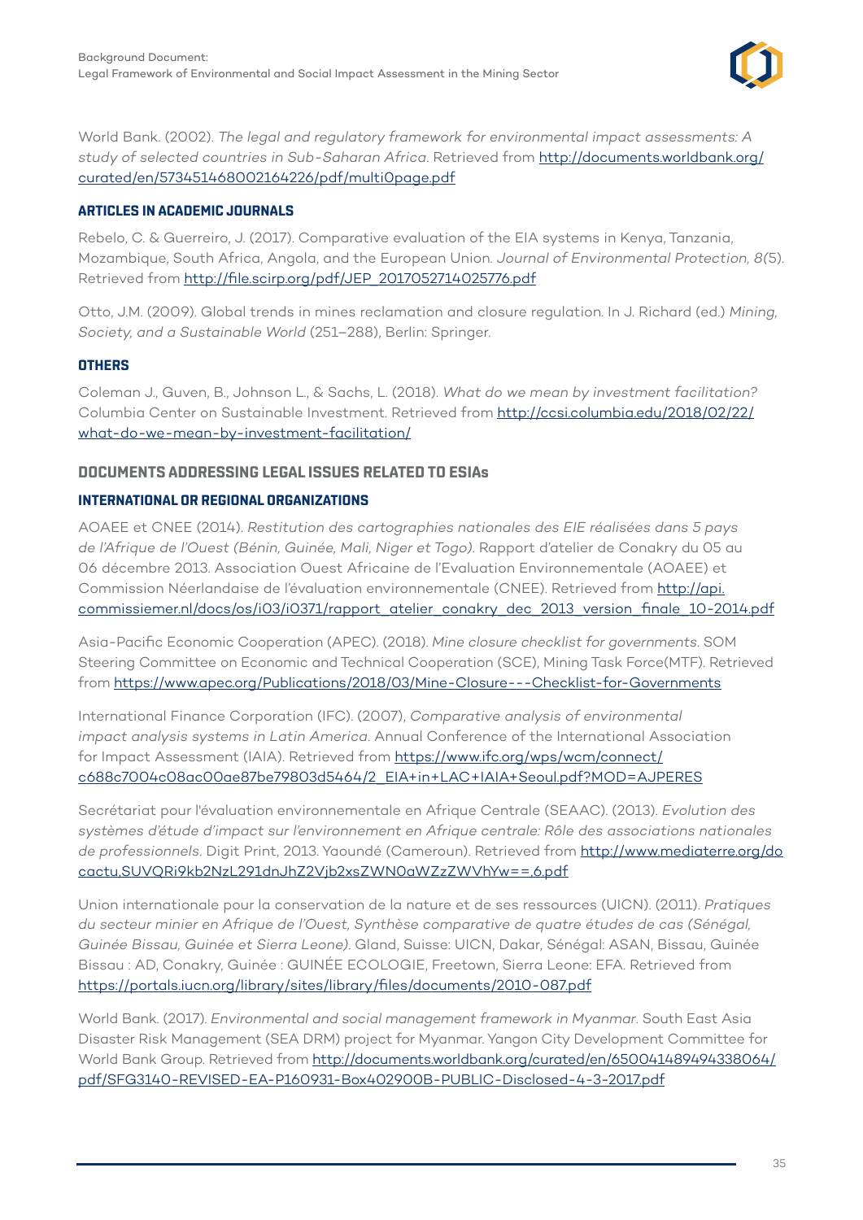World Bank. (2002). *The legal and regulatory framework for environmental impact assessments: A study of selected countries in Sub-Saharan Africa*. Retrieved from http://documents.worldbank.org/curated/en/573451468002164226/pdf/multi0page.pdf

#### ARTICLES IN ACADEMIC JOURNALS

Rebelo, C. & Guerreiro, J. (2017). Comparative evaluation of the EIA systems in Kenya, Tanzania, Mozambique, South Africa, Angola, and the European Union. *Journal of Environmental Protection, 8(*5). Retrieved from http://file.scirp.org/pdf/JEP_2017052714025776.pdf

Otto, J.M. (2009). Global trends in mines reclamation and closure regulation. In J. Richard (ed.) *Mining, Society, and a Sustainable World* (251–288), Berlin: Springer.

#### OTHERS

Coleman J., Guven, B., Johnson L., & Sachs, L. (2018). *What do we mean by investment facilitation?* Columbia Center on Sustainable Investment. Retrieved from http://ccsi.columbia.edu/2018/02/22/what-do-we-mean-by-investment-facilitation/

### DOCUMENTS ADDRESSING LEGAL ISSUES RELATED TO ESIAs

#### INTERNATIONAL OR REGIONAL ORGANIZATIONS

AOAEE et CNEE (2014). *Restitution des cartographies nationales des EIE réalisées dans 5 pays de l'Afrique de l'Ouest (Bénin, Guinée, Mali, Niger et Togo)*. Rapport d'atelier de Conakry du 05 au 06 décembre 2013. Association Ouest Africaine de l'Evaluation Environnementale (AOAEE) et Commission Néerlandaise de l'évaluation environnementale (CNEE). Retrieved from http://api.commissiemer.nl/docs/os/i03/i0371/rapport_atelier_conakry_dec_2013_version_finale_10-2014.pdf

Asia-Pacific Economic Cooperation (APEC). (2018). *Mine closure checklist for governments*. SOM Steering Committee on Economic and Technical Cooperation (SCE), Mining Task Force(MTF). Retrieved from https://www.apec.org/Publications/2018/03/Mine-Closure---Checklist-for-Governments

International Finance Corporation (IFC). (2007), *Comparative analysis of environmental impact analysis systems in Latin America*. Annual Conference of the International Association for Impact Assessment (IAIA). Retrieved from https://www.ifc.org/wps/wcm/connect/c688c7004c08ac00ae87be79803d5464/2_EIA+in+LAC+IAIA+Seoul.pdf?MOD=AJPERES

Secrétariat pour l'évaluation environnementale en Afrique Centrale (SEAAC). (2013). *Evolution des systèmes d'étude d'impact sur l'environnement en Afrique centrale: Rôle des associations nationales de professionnels*. Digit Print, 2013. Yaoundé (Cameroun). Retrieved from http://www.mediaterre.org/docactu,SUVQRi9kb2NzL291dnJhZ2Vjb2xsZWN0aWZzZWVhYw==,6.pdf

Union internationale pour la conservation de la nature et de ses ressources (UICN). (2011). *Pratiques du secteur minier en Afrique de l'Ouest, Synthèse comparative de quatre études de cas (Sénégal, Guinée Bissau, Guinée et Sierra Leone)*. Gland, Suisse: UICN, Dakar, Sénégal: ASAN, Bissau, Guinée Bissau : AD, Conakry, Guinée : GUINÉE ECOLOGIE, Freetown, Sierra Leone: EFA. Retrieved from https://portals.iucn.org/library/sites/library/files/documents/2010-087.pdf

World Bank. (2017). *Environmental and social management framework in Myanmar*. South East Asia Disaster Risk Management (SEA DRM) project for Myanmar. Yangon City Development Committee for World Bank Group. Retrieved from http://documents.worldbank.org/curated/en/650041489494338064/pdf/SFG3140-REVISED-EA-P160931-Box402900B-PUBLIC-Disclosed-4-3-2017.pdf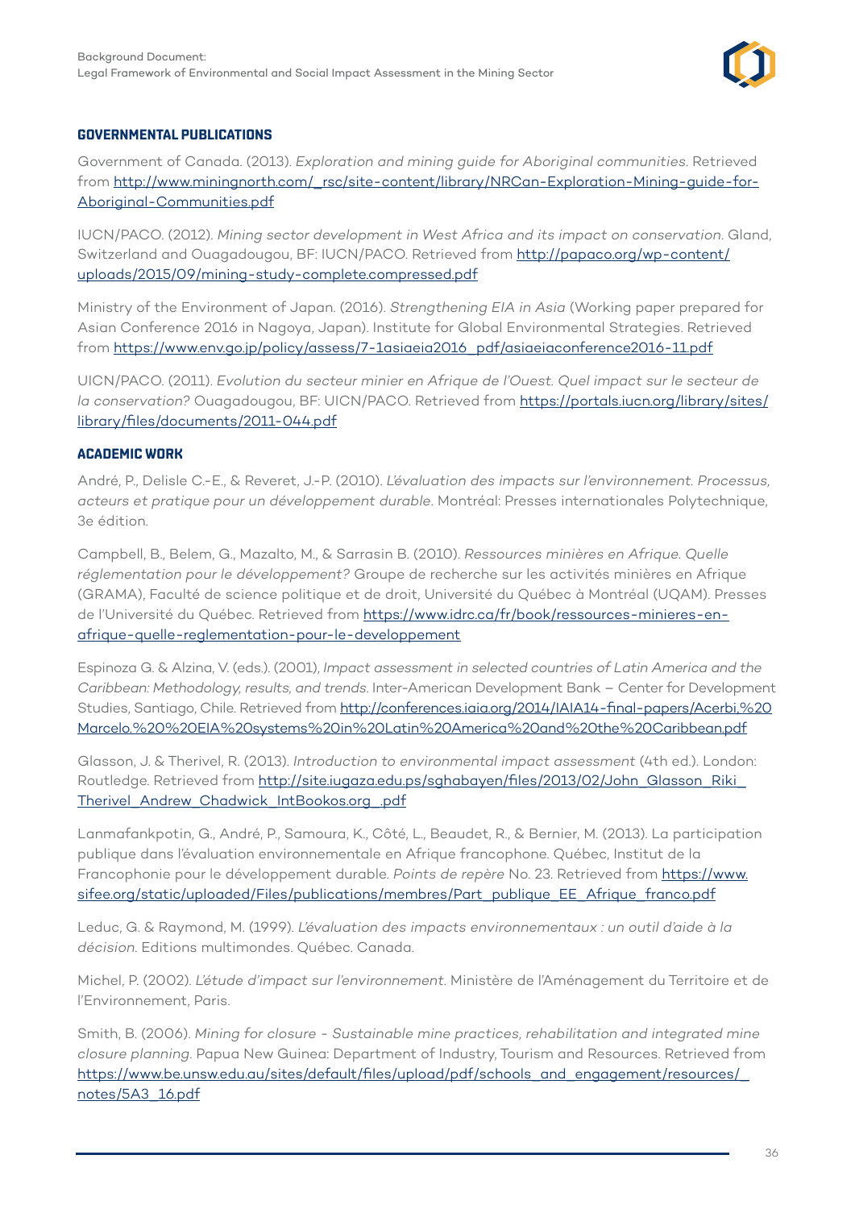## GOVERNMENTAL PUBLICATIONS

Government of Canada. (2013). *Exploration and mining guide for Aboriginal communities*. Retrieved from http://www.miningnorth.com/_rsc/site-content/library/NRCan-Exploration-Mining-guide-for-Aboriginal-Communities.pdf

IUCN/PACO. (2012). *Mining sector development in West Africa and its impact on conservation*. Gland, Switzerland and Ouagadougou, BF: IUCN/PACO. Retrieved from http://papaco.org/wp-content/uploads/2015/09/mining-study-complete.compressed.pdf

Ministry of the Environment of Japan. (2016). *Strengthening EIA in Asia* (Working paper prepared for Asian Conference 2016 in Nagoya, Japan). Institute for Global Environmental Strategies. Retrieved from https://www.env.go.jp/policy/assess/7-1asiaeia2016_pdf/asiaeiaconference2016-11.pdf

UICN/PACO. (2011). *Evolution du secteur minier en Afrique de l'Ouest. Quel impact sur le secteur de la conservation?* Ouagadougou, BF: UICN/PACO. Retrieved from https://portals.iucn.org/library/sites/library/files/documents/2011-044.pdf

## ACADEMIC WORK

André, P., Delisle C.-E., & Reveret, J.-P. (2010). *L'évaluation des impacts sur l'environnement. Processus, acteurs et pratique pour un développement durable*. Montréal: Presses internationales Polytechnique, 3e édition.

Campbell, B., Belem, G., Mazalto, M., & Sarrasin B. (2010). *Ressources minières en Afrique. Quelle réglementation pour le développement?* Groupe de recherche sur les activités minières en Afrique (GRAMA), Faculté de science politique et de droit, Université du Québec à Montréal (UQAM). Presses de l'Université du Québec. Retrieved from https://www.idrc.ca/fr/book/ressources-minieres-en-afrique-quelle-reglementation-pour-le-developpement

Espinoza G. & Alzina, V. (eds.). (2001), *Impact assessment in selected countries of Latin America and the Caribbean: Methodology, results, and trends*. Inter-American Development Bank – Center for Development Studies, Santiago, Chile. Retrieved from http://conferences.iaia.org/2014/IAIA14-final-papers/Acerbi,%20Marcelo.%20%20EIA%20systems%20in%20Latin%20America%20and%20the%20Caribbean.pdf

Glasson, J. & Therivel, R. (2013). *Introduction to environmental impact assessment* (4th ed.). London: Routledge. Retrieved from http://site.iugaza.edu.ps/sghabayen/files/2013/02/John_Glasson_Riki_Therivel_Andrew_Chadwick_IntBookos.org_.pdf

Lanmafankpotin, G., André, P., Samoura, K., Côté, L., Beaudet, R., & Bernier, M. (2013). La participation publique dans l'évaluation environnementale en Afrique francophone. Québec, Institut de la Francophonie pour le développement durable. *Points de repère* No. 23. Retrieved from https://www.sifee.org/static/uploaded/Files/publications/membres/Part_publique_EE_Afrique_franco.pdf

Leduc, G. & Raymond, M. (1999). *L'évaluation des impacts environnementaux : un outil d'aide à la décision*. Editions multimondes. Québec. Canada.

Michel, P. (2002). *L'étude d'impact sur l'environnement*. Ministère de l'Aménagement du Territoire et de l'Environnement, Paris.

Smith, B. (2006). *Mining for closure - Sustainable mine practices, rehabilitation and integrated mine closure planning*. Papua New Guinea: Department of Industry, Tourism and Resources. Retrieved from https://www.be.unsw.edu.au/sites/default/files/upload/pdf/schools_and_engagement/resources/_notes/5A3_16.pdf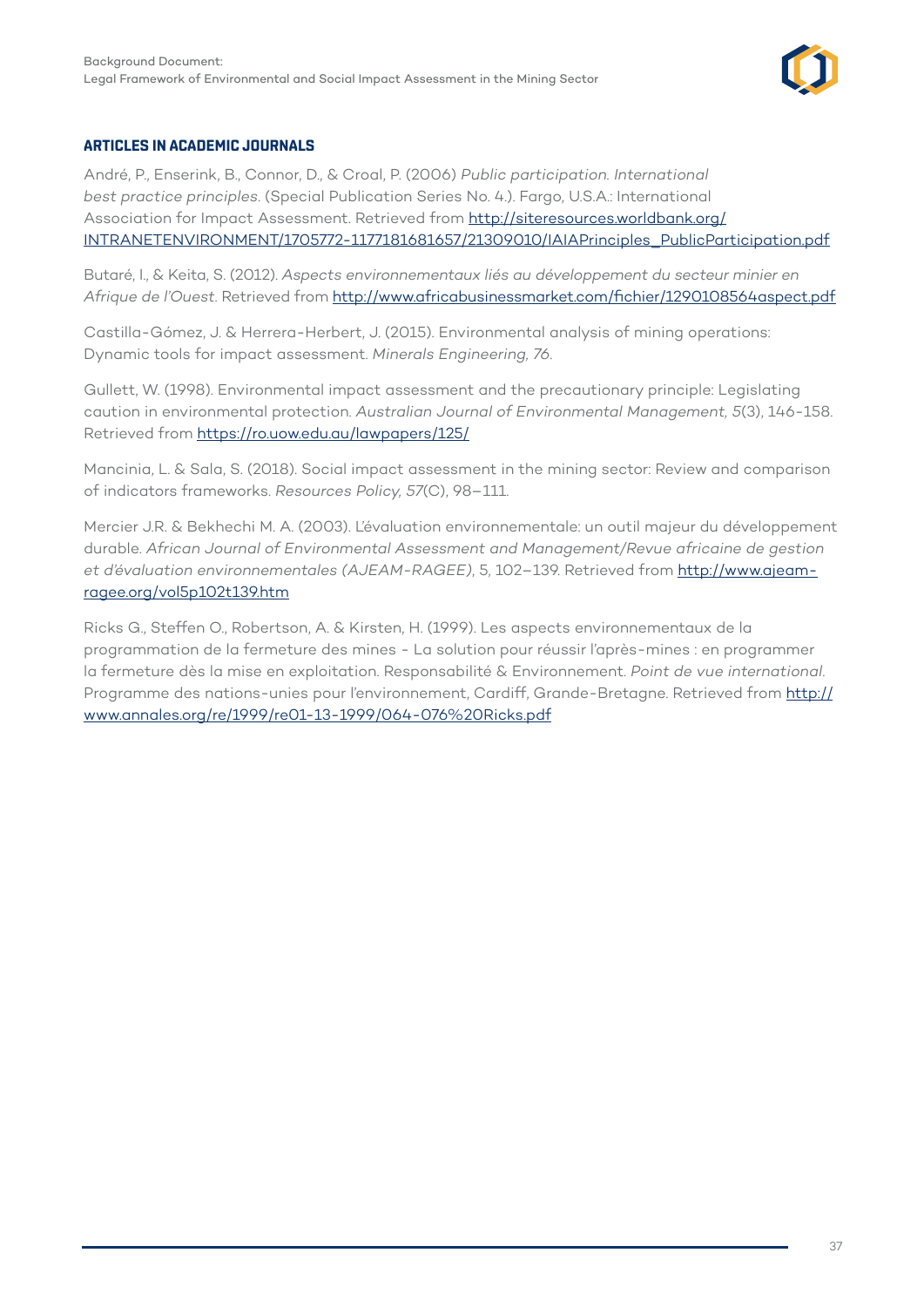### ARTICLES IN ACADEMIC JOURNALS

André, P., Enserink, B., Connor, D., & Croal, P. (2006) *Public participation. International best practice principles*. (Special Publication Series No. 4.). Fargo, U.S.A.: International Association for Impact Assessment. Retrieved from http://siteresources.worldbank.org/INTRANETENVIRONMENT/1705772-1177181681657/21309010/IAIAPrinciples_PublicParticipation.pdf

Butaré, I., & Keita, S. (2012). *Aspects environnementaux liés au développement du secteur minier en Afrique de l'Ouest*. Retrieved from http://www.africabusinessmarket.com/fichier/1290108564aspect.pdf

Castilla-Gómez, J. & Herrera-Herbert, J. (2015). Environmental analysis of mining operations: Dynamic tools for impact assessment. *Minerals Engineering, 76*.

Gullett, W. (1998). Environmental impact assessment and the precautionary principle: Legislating caution in environmental protection. *Australian Journal of Environmental Management, 5*(3), 146-158. Retrieved from https://ro.uow.edu.au/lawpapers/125/

Mancinia, L. & Sala, S. (2018). Social impact assessment in the mining sector: Review and comparison of indicators frameworks. *Resources Policy, 57*(C), 98–111.

Mercier J.R. & Bekhechi M. A. (2003). L'évaluation environnementale: un outil majeur du développement durable. *African Journal of Environmental Assessment and Management/Revue africaine de gestion et d'évaluation environnementales (AJEAM-RAGEE)*, 5, 102–139. Retrieved from http://www.ajeam-ragee.org/vol5p102t139.htm

Ricks G., Steffen O., Robertson, A. & Kirsten, H. (1999). Les aspects environnementaux de la programmation de la fermeture des mines - La solution pour réussir l'après-mines : en programmer la fermeture dès la mise en exploitation. Responsabilité & Environnement. *Point de vue international*. Programme des nations-unies pour l'environnement, Cardiff, Grande-Bretagne. Retrieved from http://www.annales.org/re/1999/re01-13-1999/064-076%20Ricks.pdf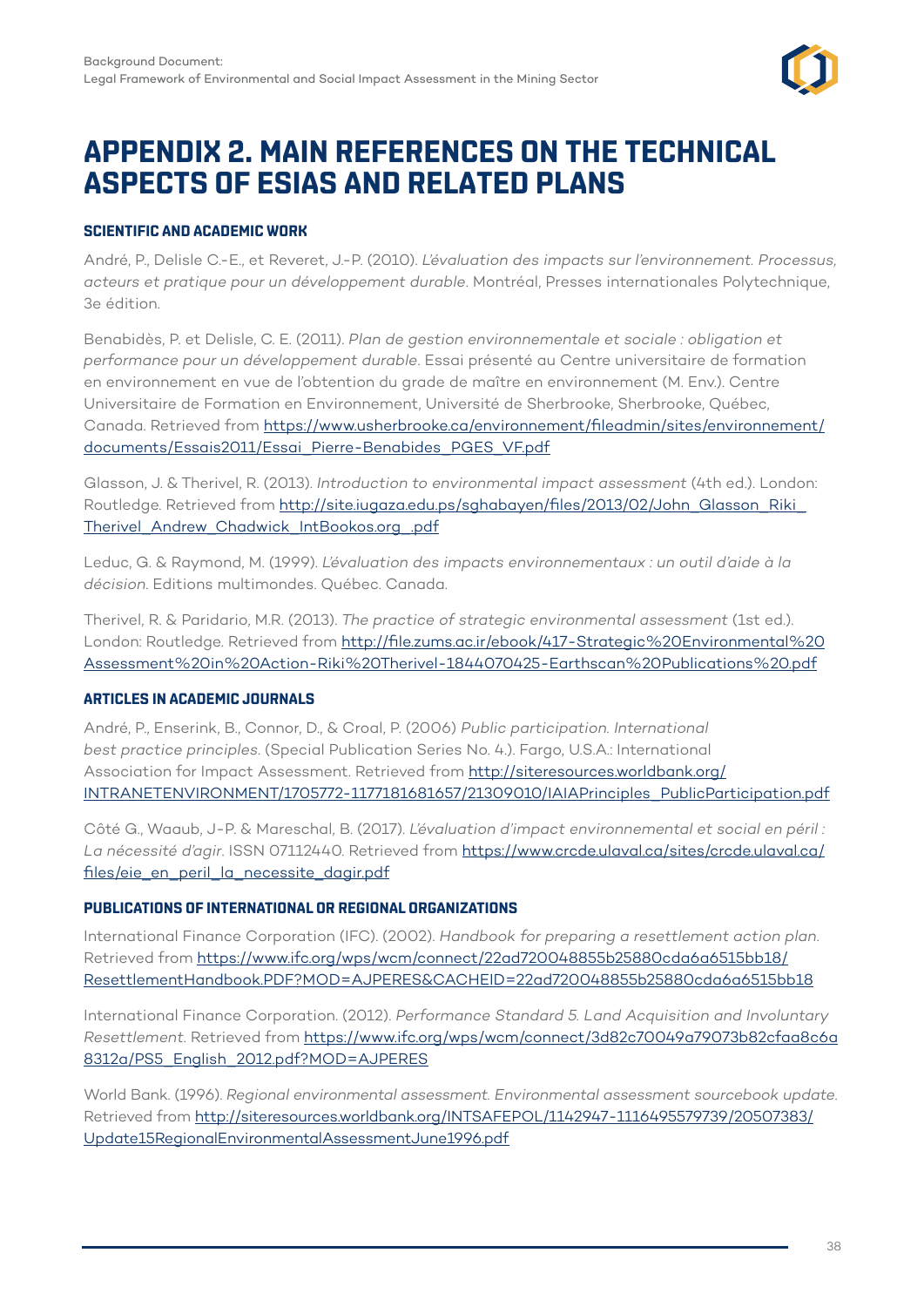# APPENDIX 2. MAIN REFERENCES ON THE TECHNICAL ASPECTS OF ESIAS AND RELATED PLANS

## SCIENTIFIC AND ACADEMIC WORK

André, P., Delisle C.-E., et Reveret, J.-P. (2010). *L'évaluation des impacts sur l'environnement. Processus, acteurs et pratique pour un développement durable*. Montréal, Presses internationales Polytechnique, 3e édition.

Benabidès, P. et Delisle, C. E. (2011). *Plan de gestion environnementale et sociale : obligation et performance pour un développement durable*. Essai présenté au Centre universitaire de formation en environnement en vue de l'obtention du grade de maître en environnement (M. Env.). Centre Universitaire de Formation en Environnement, Université de Sherbrooke, Sherbrooke, Québec, Canada. Retrieved from https://www.usherbrooke.ca/environnement/fileadmin/sites/environnement/documents/Essais2011/Essai_Pierre-Benabides_PGES_VF.pdf

Glasson, J. & Therivel, R. (2013). *Introduction to environmental impact assessment* (4th ed.). London: Routledge. Retrieved from http://site.iugaza.edu.ps/sghabayen/files/2013/02/John_Glasson_Riki_Therivel_Andrew_Chadwick_IntBookos.org_.pdf

Leduc, G. & Raymond, M. (1999). *L'évaluation des impacts environnementaux : un outil d'aide à la décision*. Editions multimondes. Québec. Canada.

Therivel, R. & Paridario, M.R. (2013). *The practice of strategic environmental assessment* (1st ed.). London: Routledge. Retrieved from http://file.zums.ac.ir/ebook/417-Strategic%20Environmental%20Assessment%20in%20Action-Riki%20Therivel-1844070425-Earthscan%20Publications%20.pdf

## ARTICLES IN ACADEMIC JOURNALS

André, P., Enserink, B., Connor, D., & Croal, P. (2006) *Public participation. International best practice principles*. (Special Publication Series No. 4.). Fargo, U.S.A.: International Association for Impact Assessment. Retrieved from http://siteresources.worldbank.org/INTRANETENVIRONMENT/1705772-1177181681657/21309010/IAIAPrinciples_PublicParticipation.pdf

Côté G., Waaub, J-P. & Mareschal, B. (2017). *L'évaluation d'impact environnemental et social en péril : La nécessité d'agir*. ISSN 07112440. Retrieved from https://www.crcde.ulaval.ca/sites/crcde.ulaval.ca/files/eie_en_peril_la_necessite_dagir.pdf

## PUBLICATIONS OF INTERNATIONAL OR REGIONAL ORGANIZATIONS

International Finance Corporation (IFC). (2002). *Handbook for preparing a resettlement action plan*. Retrieved from https://www.ifc.org/wps/wcm/connect/22ad720048855b25880cda6a6515bb18/ResettlementHandbook.PDF?MOD=AJPERES&CACHEID=22ad720048855b25880cda6a6515bb18

International Finance Corporation. (2012). *Performance Standard 5. Land Acquisition and Involuntary Resettlement*. Retrieved from https://www.ifc.org/wps/wcm/connect/3d82c70049a79073b82cfaa8c6a8312a/PS5_English_2012.pdf?MOD=AJPERES

World Bank. (1996). *Regional environmental assessment. Environmental assessment sourcebook update*. Retrieved from http://siteresources.worldbank.org/INTSAFEPOL/1142947-1116495579739/20507383/Update15RegionalEnvironmentalAssessmentJune1996.pdf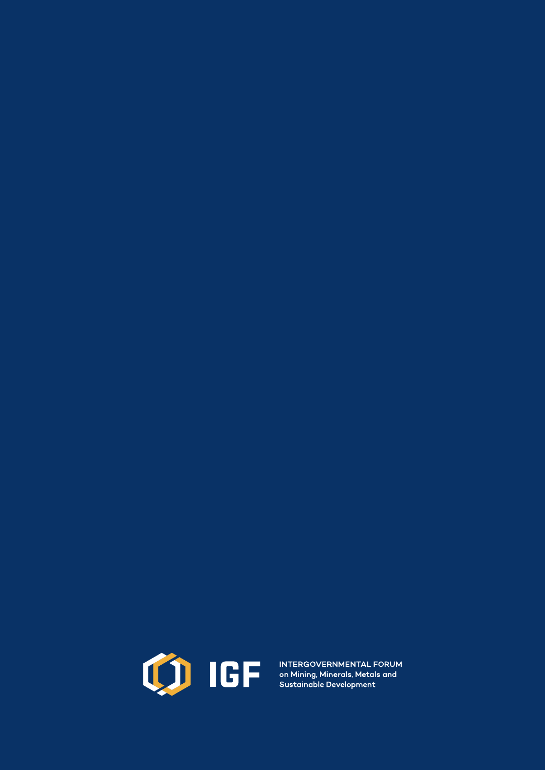IGF

INTERGOVERNMENTAL FORUM
on Mining, Minerals, Metals and
Sustainable Development